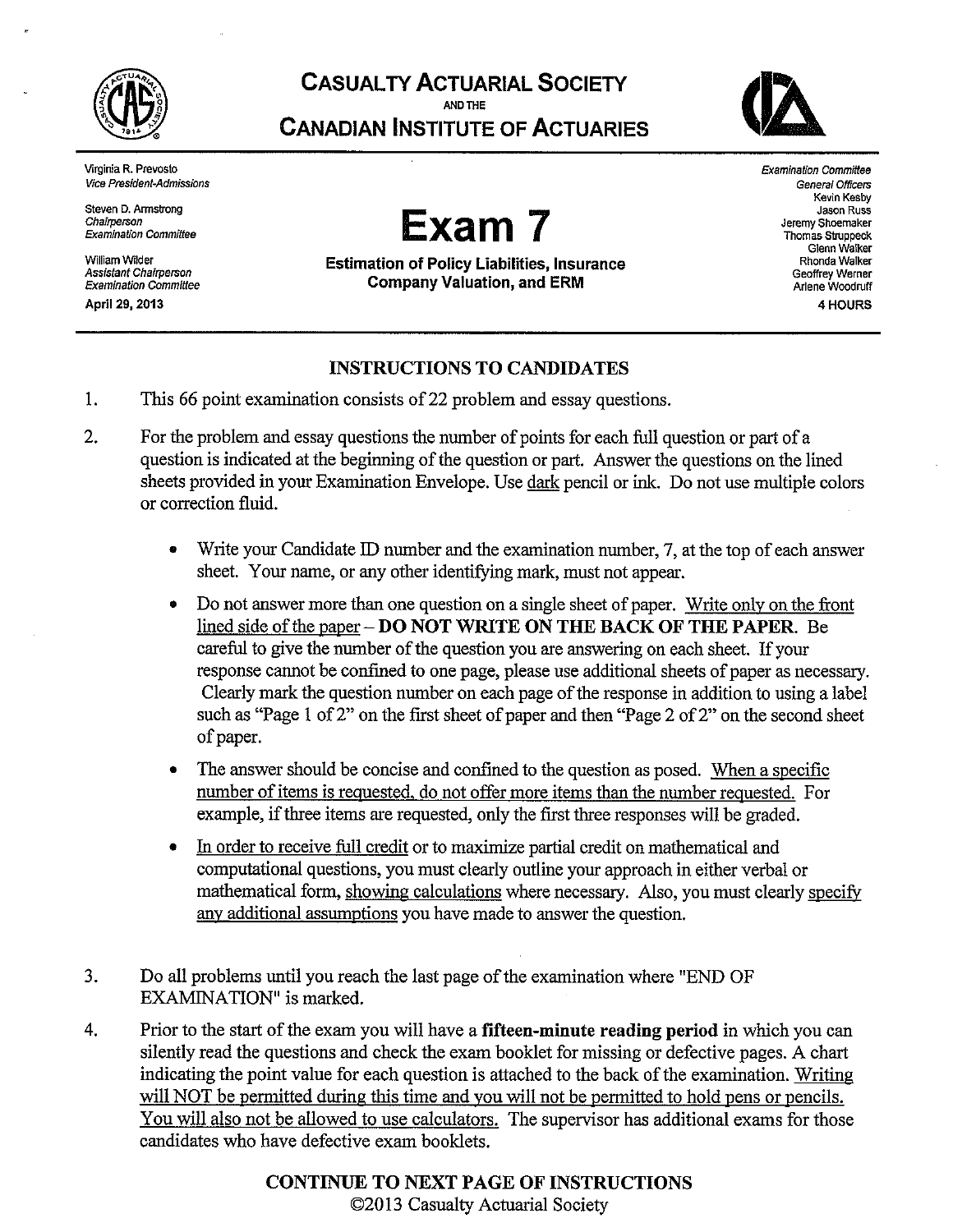# CASUALTY ACTUARIAL SOCIETY
AND THE
# CANADIAN INSTITUTE OF ACTUARIES

Virginia R. Prevosto
*Vice President-Admissions*

Steven D. Armstrong
*Chairperson*
*Examination Committee*

William Wilder
*Assistant Chairperson*
*Examination Committee*

April 29, 2013

*Examination Committee*
*General Officers*
Kevin Kesby
Jason Russ
Jeremy Shoemaker
Thomas Struppeck
Glenn Walker
Rhonda Walker
Geoffrey Werner
Arlene Woodruff

4 HOURS

# Exam 7

**Estimation of Policy Liabilities, Insurance Company Valuation, and ERM**

## INSTRUCTIONS TO CANDIDATES

1. This 66 point examination consists of 22 problem and essay questions.

2. For the problem and essay questions the number of points for each full question or part of a question is indicated at the beginning of the question or part. Answer the questions on the lined sheets provided in your Examination Envelope. Use dark pencil or ink. Do not use multiple colors or correction fluid.

   - Write your Candidate ID number and the examination number, 7, at the top of each answer sheet. Your name, or any other identifying mark, must not appear.

   - Do not answer more than one question on a single sheet of paper. Write only on the front lined side of the paper – **DO NOT WRITE ON THE BACK OF THE PAPER**. Be careful to give the number of the question you are answering on each sheet. If your response cannot be confined to one page, please use additional sheets of paper as necessary. Clearly mark the question number on each page of the response in addition to using a label such as "Page 1 of 2" on the first sheet of paper and then "Page 2 of 2" on the second sheet of paper.

   - The answer should be concise and confined to the question as posed. When a specific number of items is requested, do not offer more items than the number requested. For example, if three items are requested, only the first three responses will be graded.

   - In order to receive full credit or to maximize partial credit on mathematical and computational questions, you must clearly outline your approach in either verbal or mathematical form, showing calculations where necessary. Also, you must clearly specify any additional assumptions you have made to answer the question.

3. Do all problems until you reach the last page of the examination where "END OF EXAMINATION" is marked.

4. Prior to the start of the exam you will have a **fifteen-minute reading period** in which you can silently read the questions and check the exam booklet for missing or defective pages. A chart indicating the point value for each question is attached to the back of the examination. Writing will NOT be permitted during this time and you will not be permitted to hold pens or pencils. You will also not be allowed to use calculators. The supervisor has additional exams for those candidates who have defective exam booklets.

**CONTINUE TO NEXT PAGE OF INSTRUCTIONS**

©2013 Casualty Actuarial Society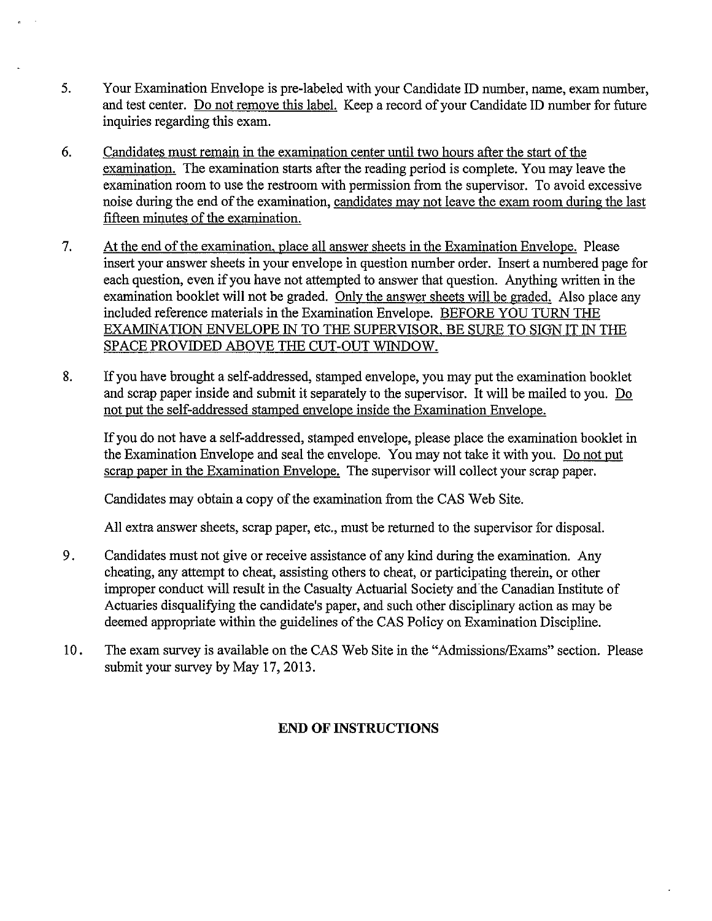5. Your Examination Envelope is pre-labeled with your Candidate ID number, name, exam number, and test center. Do not remove this label. Keep a record of your Candidate ID number for future inquiries regarding this exam.

6. Candidates must remain in the examination center until two hours after the start of the examination. The examination starts after the reading period is complete. You may leave the examination room to use the restroom with permission from the supervisor. To avoid excessive noise during the end of the examination, candidates may not leave the exam room during the last fifteen minutes of the examination.

7. At the end of the examination, place all answer sheets in the Examination Envelope. Please insert your answer sheets in your envelope in question number order. Insert a numbered page for each question, even if you have not attempted to answer that question. Anything written in the examination booklet will not be graded. Only the answer sheets will be graded. Also place any included reference materials in the Examination Envelope. BEFORE YOU TURN THE EXAMINATION ENVELOPE IN TO THE SUPERVISOR, BE SURE TO SIGN IT IN THE SPACE PROVIDED ABOVE THE CUT-OUT WINDOW.

8. If you have brought a self-addressed, stamped envelope, you may put the examination booklet and scrap paper inside and submit it separately to the supervisor. It will be mailed to you. Do not put the self-addressed stamped envelope inside the Examination Envelope.

   If you do not have a self-addressed, stamped envelope, please place the examination booklet in the Examination Envelope and seal the envelope. You may not take it with you. Do not put scrap paper in the Examination Envelope. The supervisor will collect your scrap paper.

   Candidates may obtain a copy of the examination from the CAS Web Site.

   All extra answer sheets, scrap paper, etc., must be returned to the supervisor for disposal.

9. Candidates must not give or receive assistance of any kind during the examination. Any cheating, any attempt to cheat, assisting others to cheat, or participating therein, or other improper conduct will result in the Casualty Actuarial Society and the Canadian Institute of Actuaries disqualifying the candidate's paper, and such other disciplinary action as may be deemed appropriate within the guidelines of the CAS Policy on Examination Discipline.

10. The exam survey is available on the CAS Web Site in the "Admissions/Exams" section. Please submit your survey by May 17, 2013.

**END OF INSTRUCTIONS**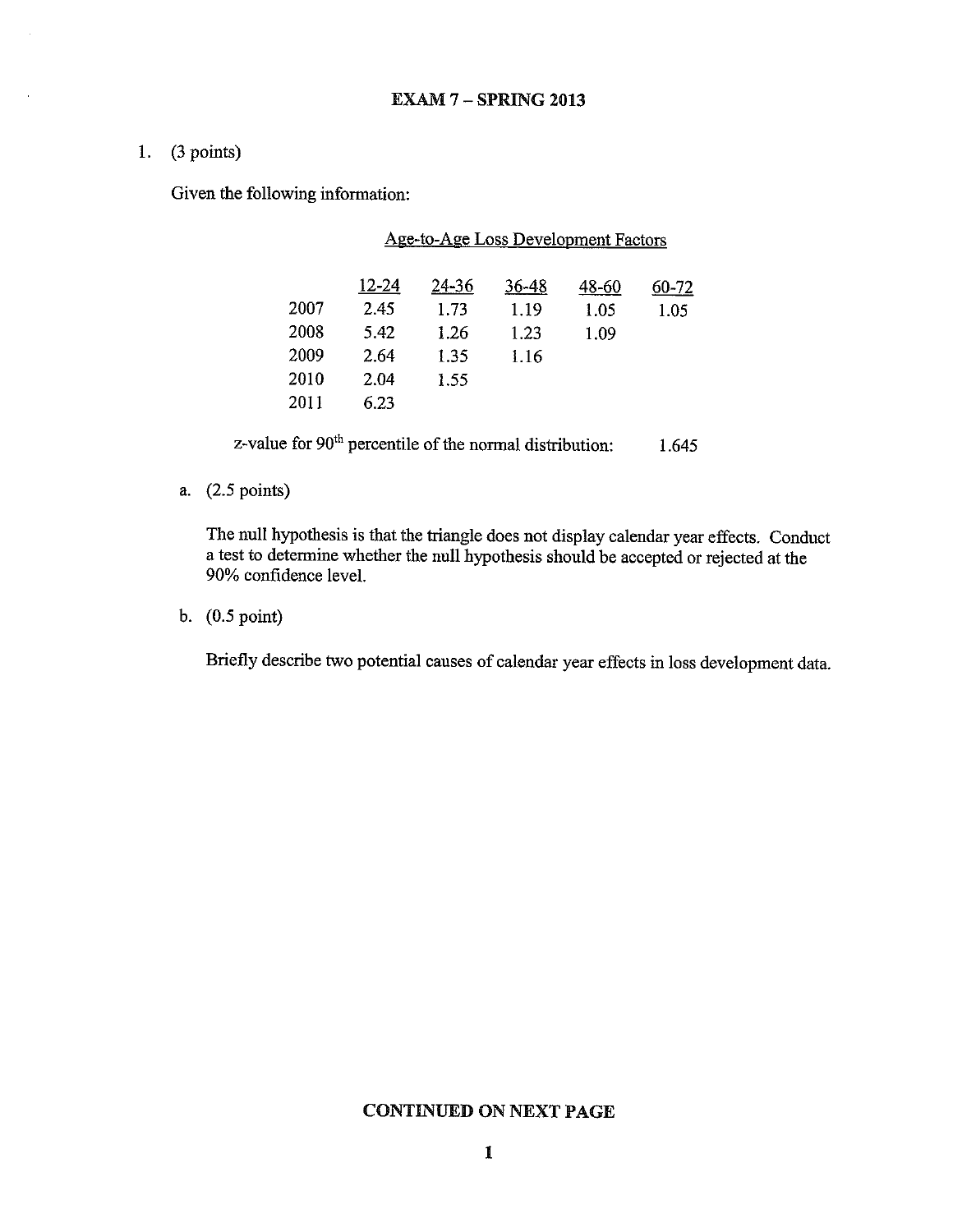## EXAM 7 – SPRING 2013

1. (3 points)

   Given the following information:

   Age-to-Age Loss Development Factors

|  | 12-24 | 24-36 | 36-48 | 48-60 | 60-72 |
|---|---|---|---|---|---|
| 2007 | 2.45 | 1.73 | 1.19 | 1.05 | 1.05 |
| 2008 | 5.42 | 1.26 | 1.23 | 1.09 |  |
| 2009 | 2.64 | 1.35 | 1.16 |  |  |
| 2010 | 2.04 | 1.55 |  |  |  |
| 2011 | 6.23 |  |  |  |  |

   z-value for 90th percentile of the normal distribution: 1.645

   a. (2.5 points)

   The null hypothesis is that the triangle does not display calendar year effects. Conduct a test to determine whether the null hypothesis should be accepted or rejected at the 90% confidence level.

   b. (0.5 point)

   Briefly describe two potential causes of calendar year effects in loss development data.

**CONTINUED ON NEXT PAGE**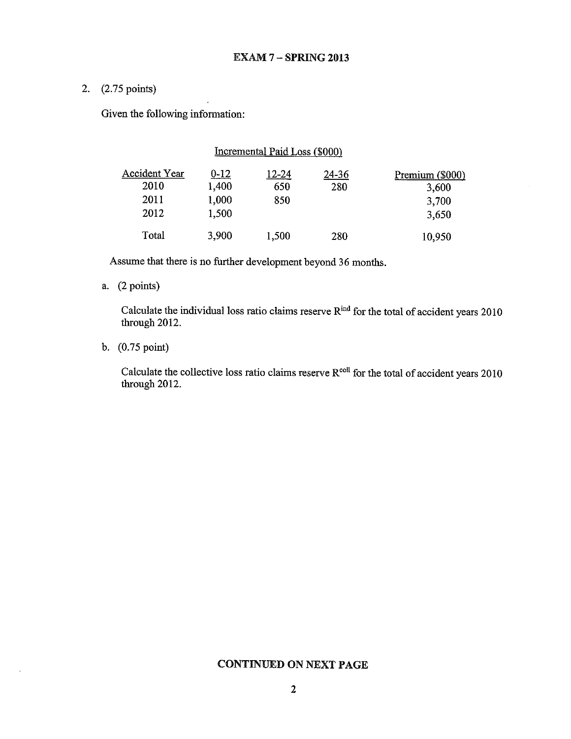## EXAM 7 – SPRING 2013

2. (2.75 points)

Given the following information:

Incremental Paid Loss ($000)

| Accident Year | 0-12 | 12-24 | 24-36 | Premium ($000) |
|---|---|---|---|---|
| 2010 | 1,400 | 650 | 280 | 3,600 |
| 2011 | 1,000 | 850 | | 3,700 |
| 2012 | 1,500 | | | 3,650 |
| Total | 3,900 | 1,500 | 280 | 10,950 |

Assume that there is no further development beyond 36 months.

a. (2 points)

Calculate the individual loss ratio claims reserve $R^{ind}$ for the total of accident years 2010 through 2012.

b. (0.75 point)

Calculate the collective loss ratio claims reserve $R^{coll}$ for the total of accident years 2010 through 2012.

**CONTINUED ON NEXT PAGE**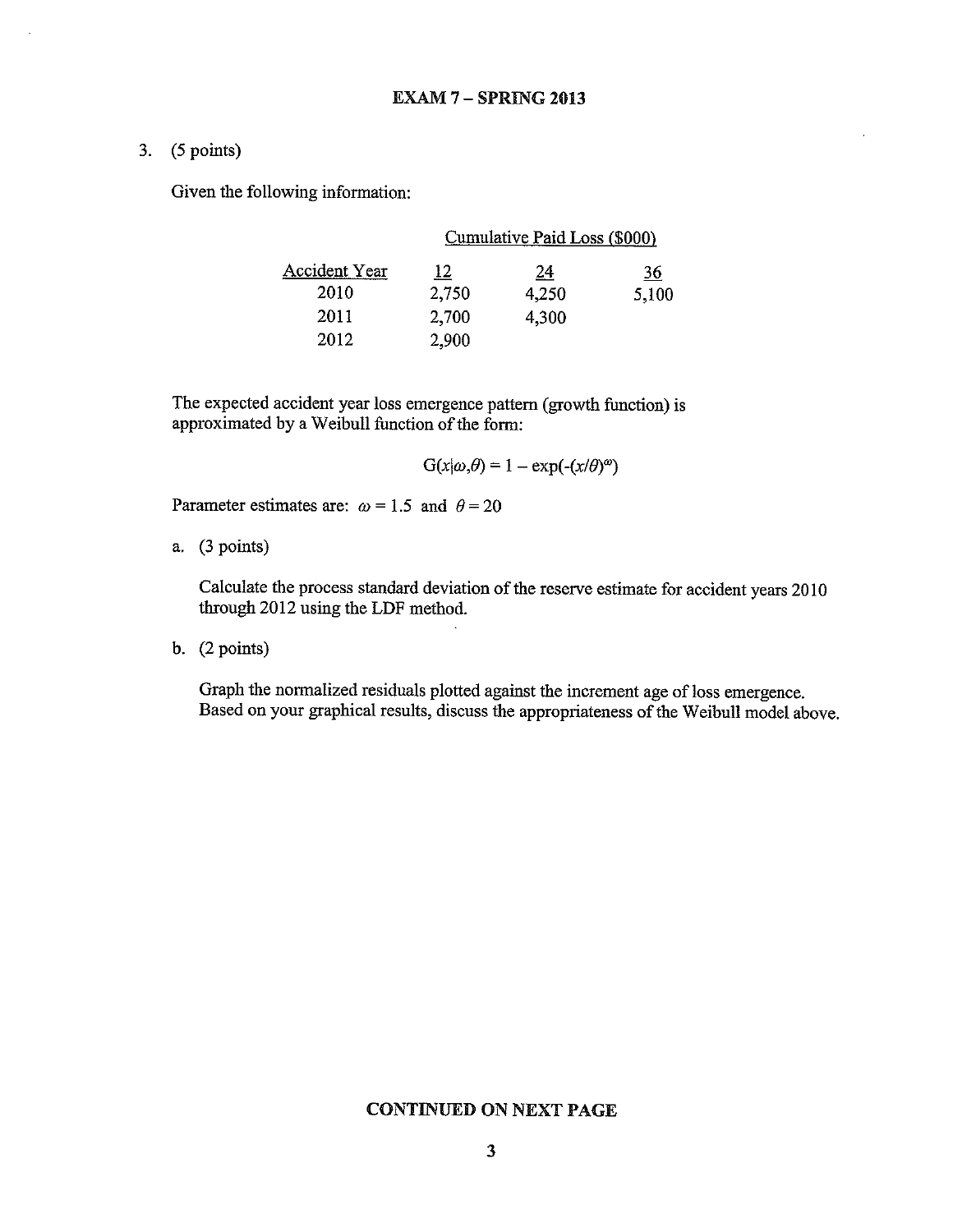**EXAM 7 – SPRING 2013**

3. (5 points)

Given the following information:

| | Cumulative Paid Loss ($000) | | |
|---|---|---|---|
| Accident Year | 12 | 24 | 36 |
| 2010 | 2,750 | 4,250 | 5,100 |
| 2011 | 2,700 | 4,300 | |
| 2012 | 2,900 | | |

The expected accident year loss emergence pattern (growth function) is approximated by a Weibull function of the form:

$$G(x|\omega,\theta) = 1 - \exp(-(x/\theta)^{\omega})$$

Parameter estimates are: $\omega = 1.5$ and $\theta = 20$

a. (3 points)

Calculate the process standard deviation of the reserve estimate for accident years 2010 through 2012 using the LDF method.

b. (2 points)

Graph the normalized residuals plotted against the increment age of loss emergence. Based on your graphical results, discuss the appropriateness of the Weibull model above.

**CONTINUED ON NEXT PAGE**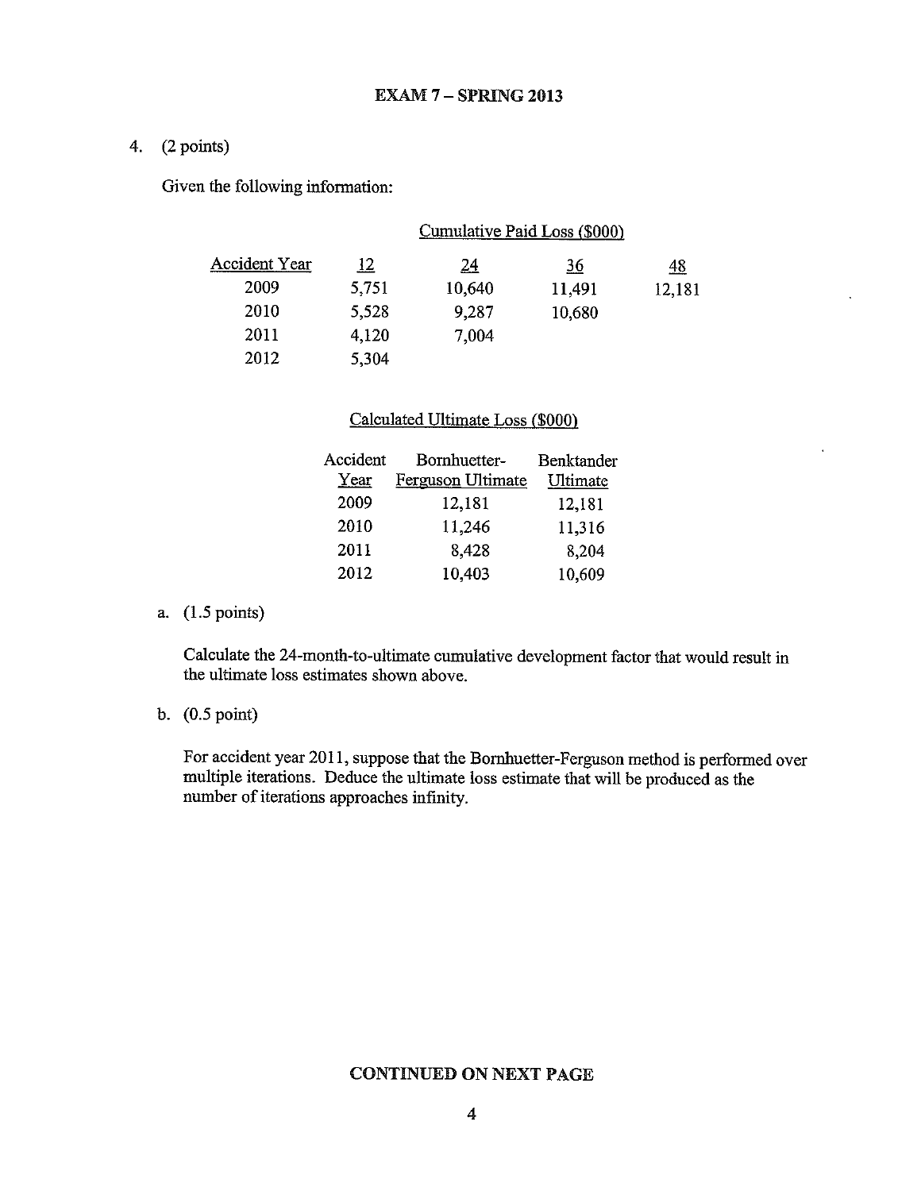## EXAM 7 – SPRING 2013

4. (2 points)

Given the following information:

| | Cumulative Paid Loss ($000) | | | |
|---|---|---|---|---|
| Accident Year | 12 | 24 | 36 | 48 |
| 2009 | 5,751 | 10,640 | 11,491 | 12,181 |
| 2010 | 5,528 | 9,287 | 10,680 | |
| 2011 | 4,120 | 7,004 | | |
| 2012 | 5,304 | | | |

Calculated Ultimate Loss ($000)

| Accident Year | Bornhuetter-Ferguson Ultimate | Benktander Ultimate |
|---|---|---|
| 2009 | 12,181 | 12,181 |
| 2010 | 11,246 | 11,316 |
| 2011 | 8,428 | 8,204 |
| 2012 | 10,403 | 10,609 |

a. (1.5 points)

Calculate the 24-month-to-ultimate cumulative development factor that would result in the ultimate loss estimates shown above.

b. (0.5 point)

For accident year 2011, suppose that the Bornhuetter-Ferguson method is performed over multiple iterations. Deduce the ultimate loss estimate that will be produced as the number of iterations approaches infinity.

**CONTINUED ON NEXT PAGE**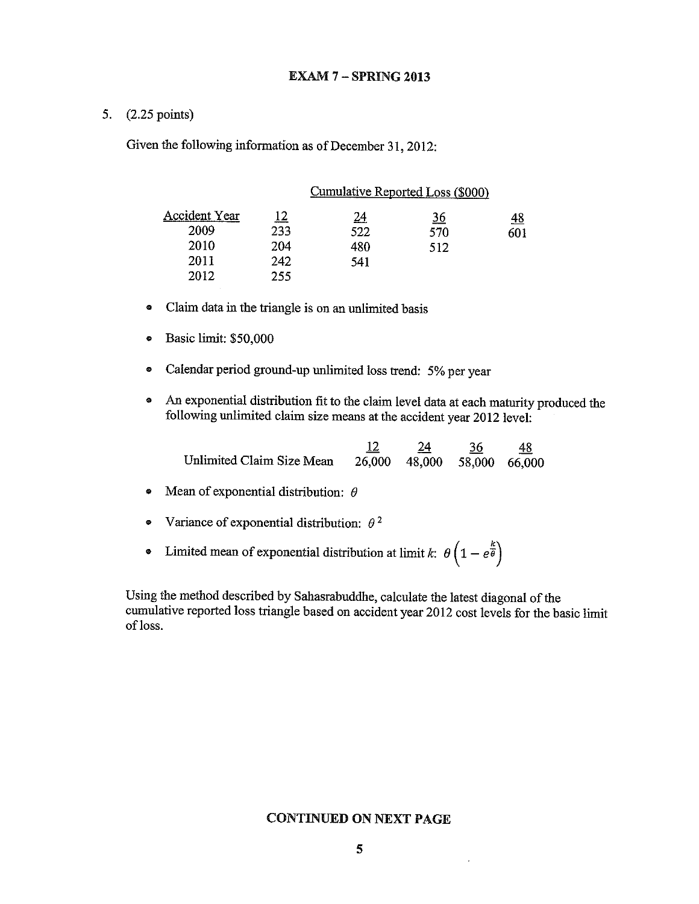**EXAM 7 – SPRING 2013**

5. (2.25 points)

Given the following information as of December 31, 2012:

| | Cumulative Reported Loss ($000) | | | |
|---|---|---|---|---|
| Accident Year | 12 | 24 | 36 | 48 |
| 2009 | 233 | 522 | 570 | 601 |
| 2010 | 204 | 480 | 512 | |
| 2011 | 242 | 541 | | |
| 2012 | 255 | | | |

- Claim data in the triangle is on an unlimited basis
- Basic limit: $50,000
- Calendar period ground-up unlimited loss trend: 5% per year
- An exponential distribution fit to the claim level data at each maturity produced the following unlimited claim size means at the accident year 2012 level:

| | 12 | 24 | 36 | 48 |
|---|---|---|---|---|
| Unlimited Claim Size Mean | 26,000 | 48,000 | 58,000 | 66,000 |

- Mean of exponential distribution: $\theta$
- Variance of exponential distribution: $\theta^2$
- Limited mean of exponential distribution at limit $k$: $\theta\left(1 - e^{\frac{k}{\theta}}\right)$

Using the method described by Sahasrabuddhe, calculate the latest diagonal of the cumulative reported loss triangle based on accident year 2012 cost levels for the basic limit of loss.

**CONTINUED ON NEXT PAGE**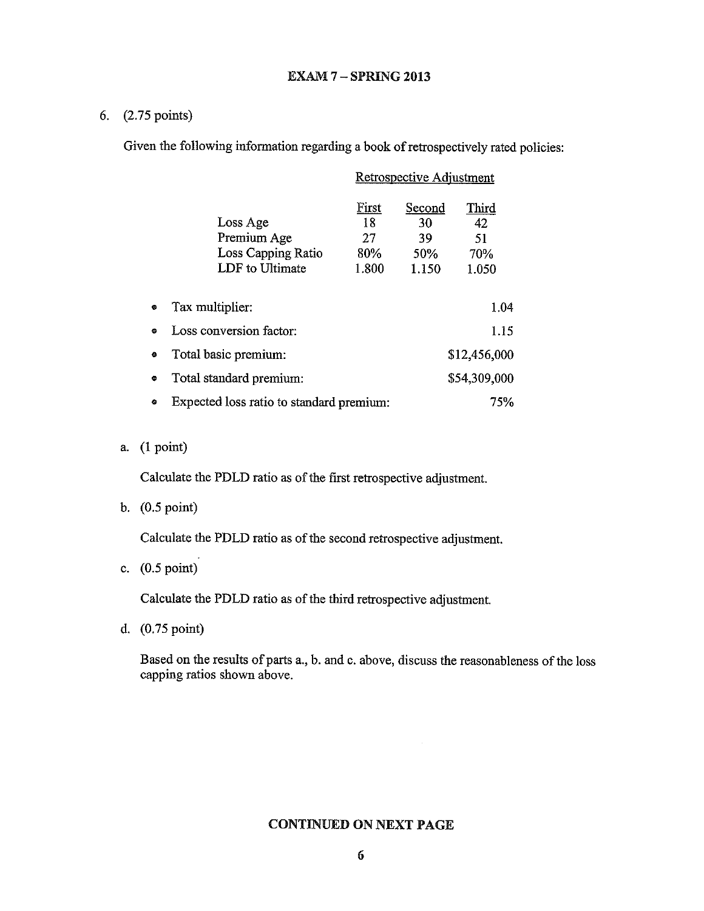## EXAM 7 – SPRING 2013

6. (2.75 points)

   Given the following information regarding a book of retrospectively rated policies:

| | Retrospective Adjustment | | |
|---|---|---|---|
| | First | Second | Third |
| Loss Age | 18 | 30 | 42 |
| Premium Age | 27 | 39 | 51 |
| Loss Capping Ratio | 80% | 50% | 70% |
| LDF to Ultimate | 1.800 | 1.150 | 1.050 |

   - Tax multiplier: 1.04
   - Loss conversion factor: 1.15
   - Total basic premium: $12,456,000
   - Total standard premium: $54,309,000
   - Expected loss ratio to standard premium: 75%

   a. (1 point)

      Calculate the PDLD ratio as of the first retrospective adjustment.

   b. (0.5 point)

      Calculate the PDLD ratio as of the second retrospective adjustment.

   c. (0.5 point)

      Calculate the PDLD ratio as of the third retrospective adjustment.

   d. (0.75 point)

      Based on the results of parts a., b. and c. above, discuss the reasonableness of the loss capping ratios shown above.

**CONTINUED ON NEXT PAGE**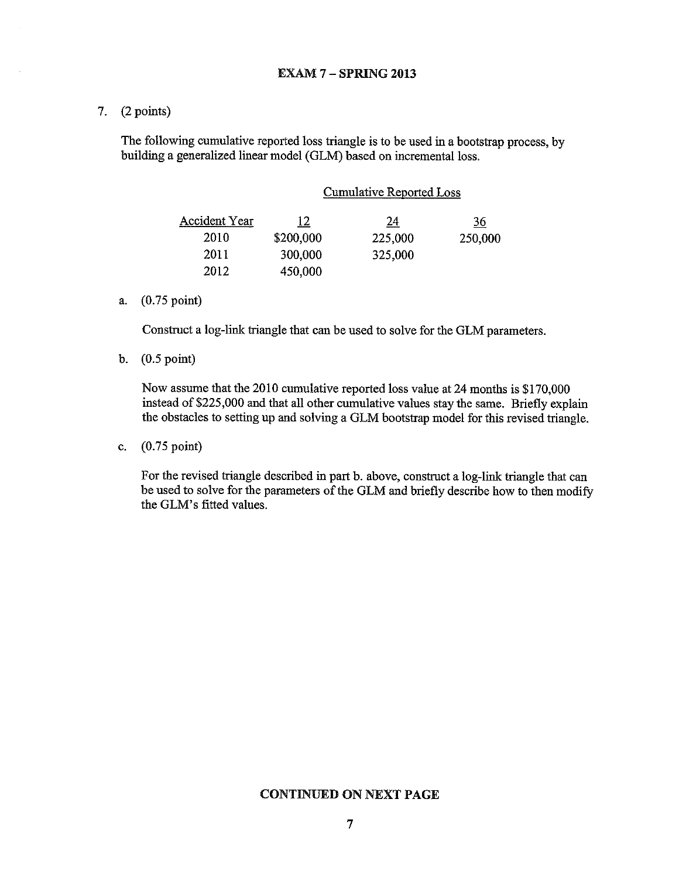**EXAM 7 – SPRING 2013**

7. (2 points)

   The following cumulative reported loss triangle is to be used in a bootstrap process, by building a generalized linear model (GLM) based on incremental loss.

   | | Cumulative Reported Loss | | |
   |---|---|---|---|
   | Accident Year | 12 | 24 | 36 |
   | 2010 | $200,000 | 225,000 | 250,000 |
   | 2011 | 300,000 | 325,000 | |
   | 2012 | 450,000 | | |

   a. (0.75 point)

      Construct a log-link triangle that can be used to solve for the GLM parameters.

   b. (0.5 point)

      Now assume that the 2010 cumulative reported loss value at 24 months is $170,000 instead of $225,000 and that all other cumulative values stay the same. Briefly explain the obstacles to setting up and solving a GLM bootstrap model for this revised triangle.

   c. (0.75 point)

      For the revised triangle described in part b. above, construct a log-link triangle that can be used to solve for the parameters of the GLM and briefly describe how to then modify the GLM's fitted values.

**CONTINUED ON NEXT PAGE**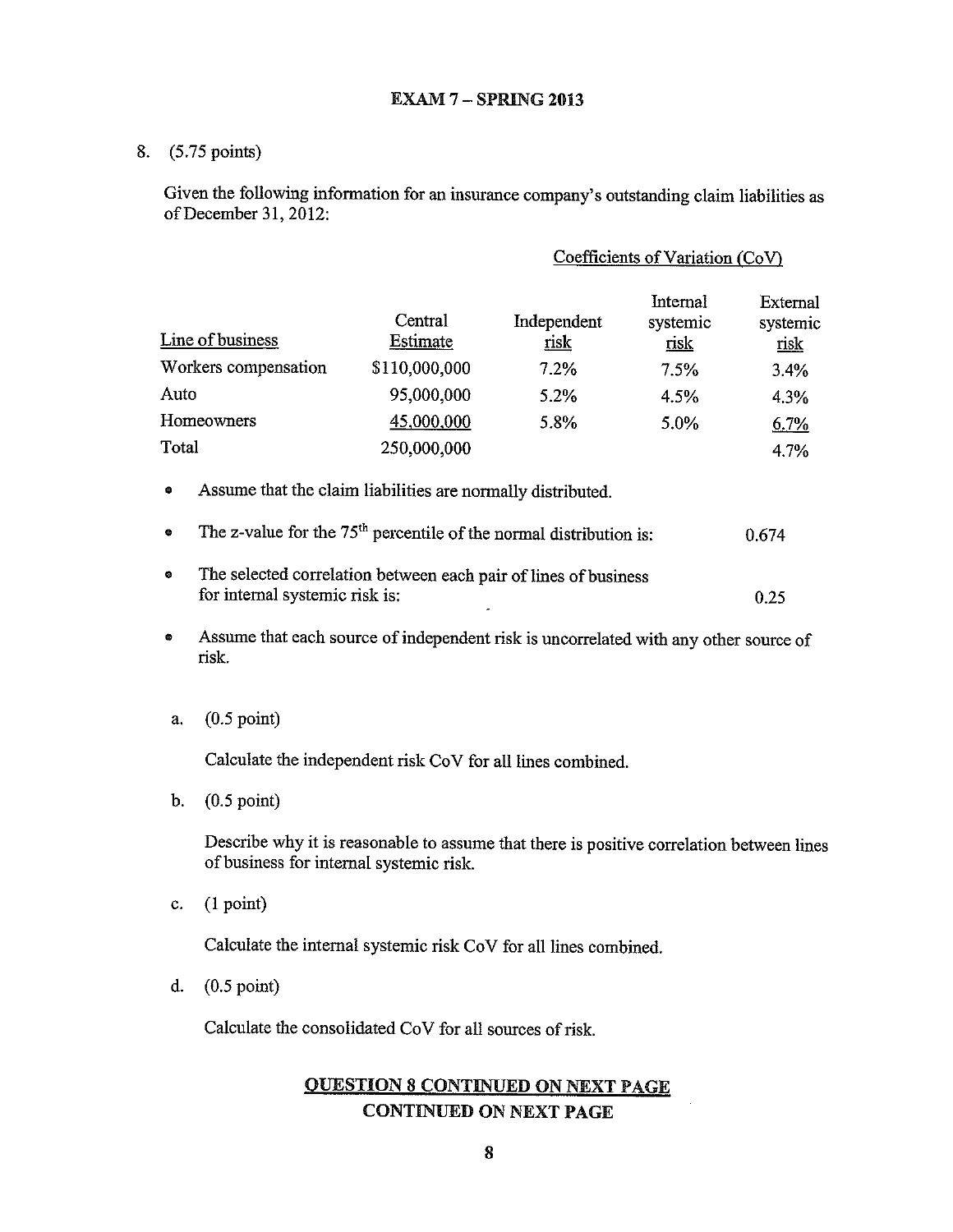**EXAM 7 – SPRING 2013**

8. (5.75 points)

Given the following information for an insurance company's outstanding claim liabilities as of December 31, 2012:

| | | Coefficients of Variation (CoV) | | |
|---|---|---|---|---|
| Line of business | Central Estimate | Independent risk | Internal systemic risk | External systemic risk |
| Workers compensation | $110,000,000 | 7.2% | 7.5% | 3.4% |
| Auto | 95,000,000 | 5.2% | 4.5% | 4.3% |
| Homeowners | 45,000,000 | 5.8% | 5.0% | 6.7% |
| Total | 250,000,000 | | | 4.7% |

- Assume that the claim liabilities are normally distributed.
- The z-value for the 75th percentile of the normal distribution is: 0.674
- The selected correlation between each pair of lines of business for internal systemic risk is: 0.25
- Assume that each source of independent risk is uncorrelated with any other source of risk.

a. (0.5 point)

Calculate the independent risk CoV for all lines combined.

b. (0.5 point)

Describe why it is reasonable to assume that there is positive correlation between lines of business for internal systemic risk.

c. (1 point)

Calculate the internal systemic risk CoV for all lines combined.

d. (0.5 point)

Calculate the consolidated CoV for all sources of risk.

**QUESTION 8 CONTINUED ON NEXT PAGE**

**CONTINUED ON NEXT PAGE**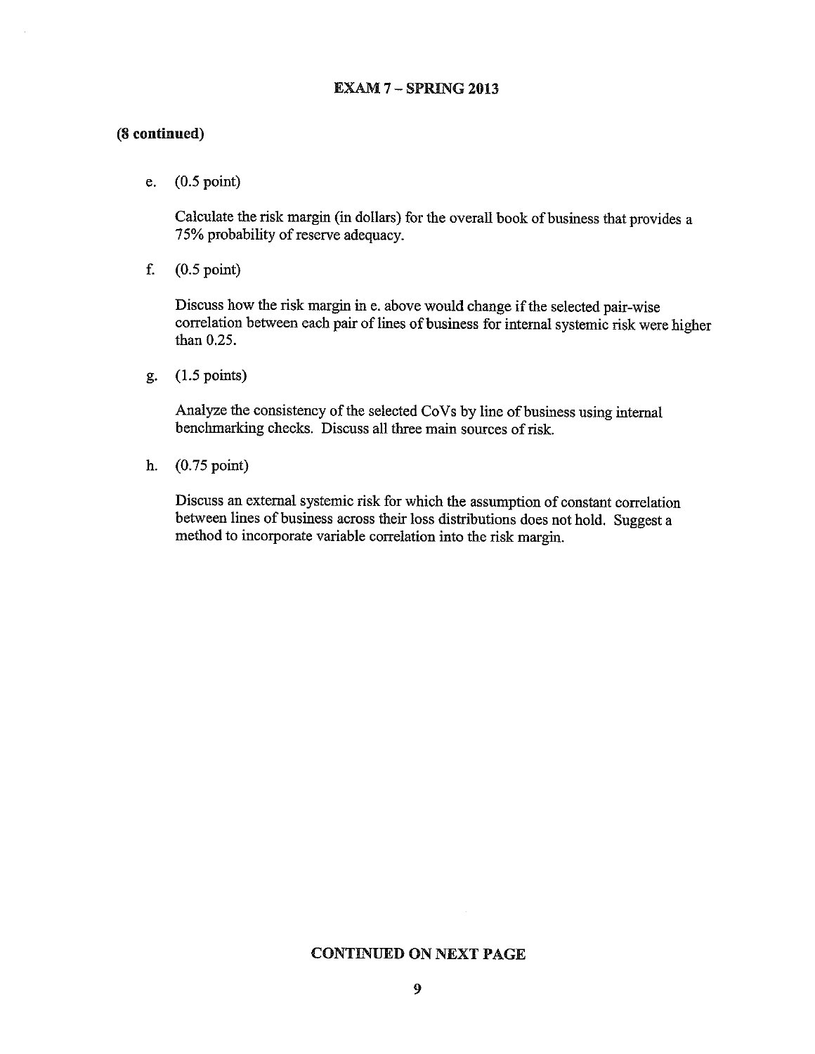**(8 continued)**

e. (0.5 point)

   Calculate the risk margin (in dollars) for the overall book of business that provides a 75% probability of reserve adequacy.

f. (0.5 point)

   Discuss how the risk margin in e. above would change if the selected pair-wise correlation between each pair of lines of business for internal systemic risk were higher than 0.25.

g. (1.5 points)

   Analyze the consistency of the selected CoVs by line of business using internal benchmarking checks. Discuss all three main sources of risk.

h. (0.75 point)

   Discuss an external systemic risk for which the assumption of constant correlation between lines of business across their loss distributions does not hold. Suggest a method to incorporate variable correlation into the risk margin.

**CONTINUED ON NEXT PAGE**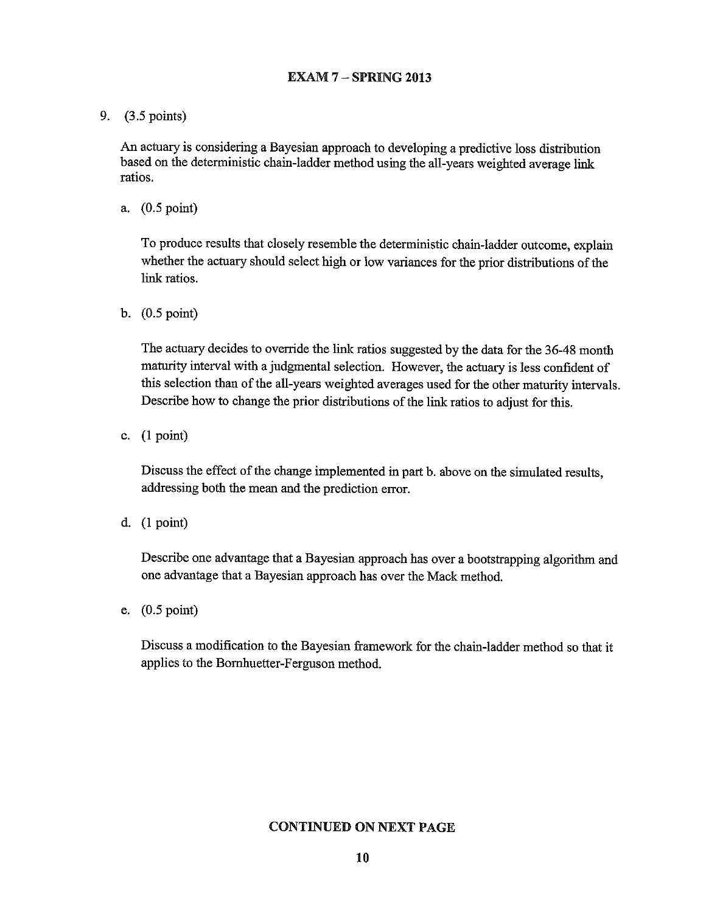9. (3.5 points)

An actuary is considering a Bayesian approach to developing a predictive loss distribution based on the deterministic chain-ladder method using the all-years weighted average link ratios.

a. (0.5 point)

To produce results that closely resemble the deterministic chain-ladder outcome, explain whether the actuary should select high or low variances for the prior distributions of the link ratios.

b. (0.5 point)

The actuary decides to override the link ratios suggested by the data for the 36-48 month maturity interval with a judgmental selection. However, the actuary is less confident of this selection than of the all-years weighted averages used for the other maturity intervals. Describe how to change the prior distributions of the link ratios to adjust for this.

c. (1 point)

Discuss the effect of the change implemented in part b. above on the simulated results, addressing both the mean and the prediction error.

d. (1 point)

Describe one advantage that a Bayesian approach has over a bootstrapping algorithm and one advantage that a Bayesian approach has over the Mack method.

e. (0.5 point)

Discuss a modification to the Bayesian framework for the chain-ladder method so that it applies to the Bornhuetter-Ferguson method.

**CONTINUED ON NEXT PAGE**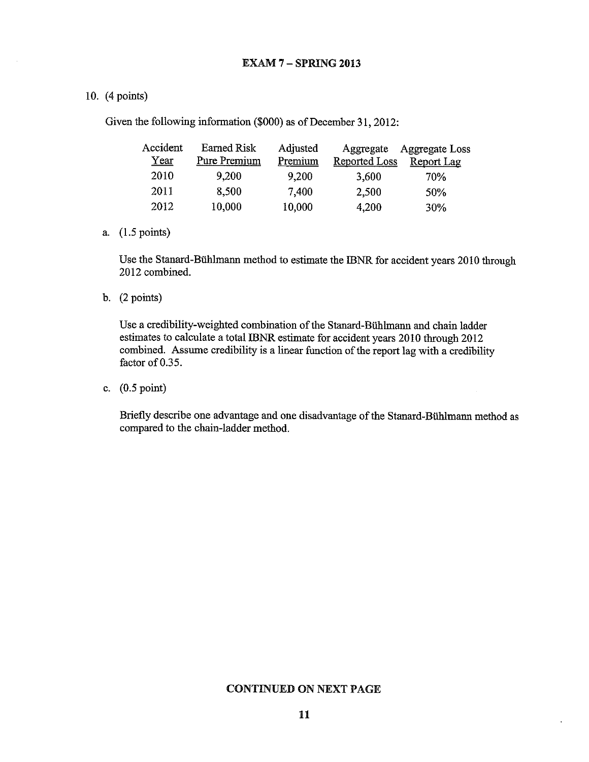## EXAM 7 – SPRING 2013

10. (4 points)

Given the following information ($000) as of December 31, 2012:

| Accident Year | Earned Risk Pure Premium | Adjusted Premium | Aggregate Reported Loss | Aggregate Loss Report Lag |
|---|---|---|---|---|
| 2010 | 9,200 | 9,200 | 3,600 | 70% |
| 2011 | 8,500 | 7,400 | 2,500 | 50% |
| 2012 | 10,000 | 10,000 | 4,200 | 30% |

a. (1.5 points)

Use the Stanard-Bühlmann method to estimate the IBNR for accident years 2010 through 2012 combined.

b. (2 points)

Use a credibility-weighted combination of the Stanard-Bühlmann and chain ladder estimates to calculate a total IBNR estimate for accident years 2010 through 2012 combined. Assume credibility is a linear function of the report lag with a credibility factor of 0.35.

c. (0.5 point)

Briefly describe one advantage and one disadvantage of the Stanard-Bühlmann method as compared to the chain-ladder method.

**CONTINUED ON NEXT PAGE**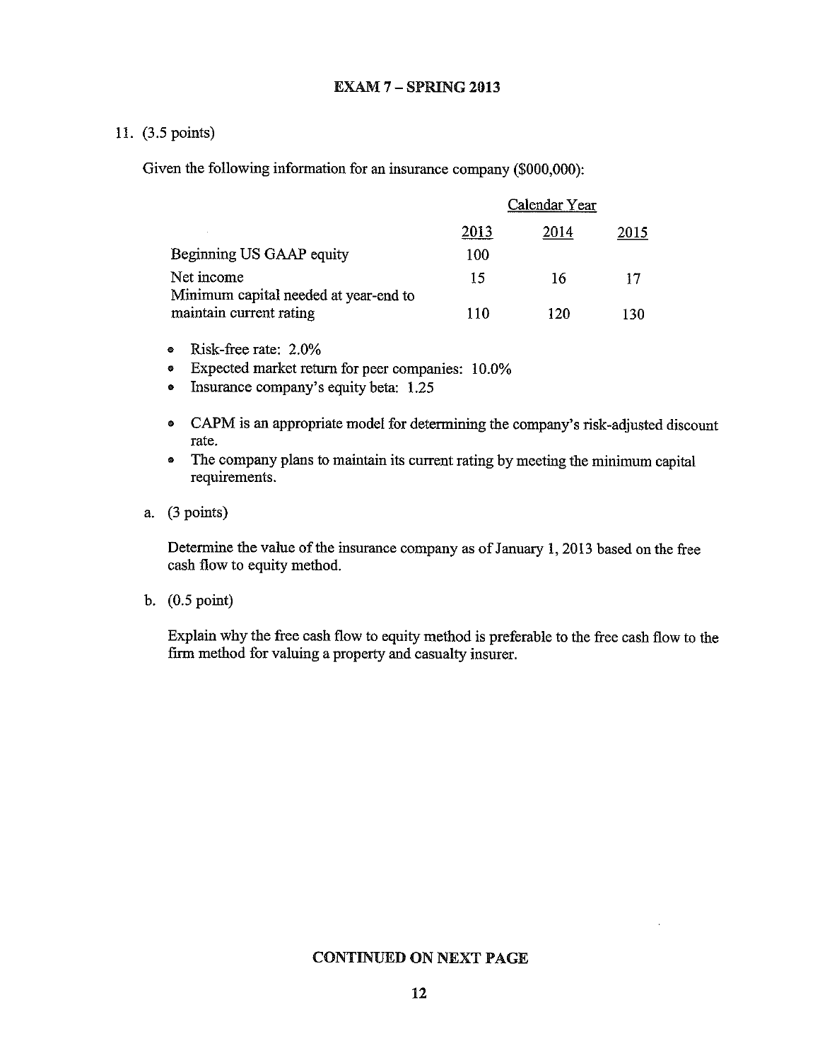## EXAM 7 – SPRING 2013

11. (3.5 points)

Given the following information for an insurance company ($000,000):

| | Calendar Year | | |
|---|---|---|---|
| | 2013 | 2014 | 2015 |
| Beginning US GAAP equity | 100 | | |
| Net income | 15 | 16 | 17 |
| Minimum capital needed at year-end to maintain current rating | 110 | 120 | 130 |

- Risk-free rate: 2.0%
- Expected market return for peer companies: 10.0%
- Insurance company's equity beta: 1.25

- CAPM is an appropriate model for determining the company's risk-adjusted discount rate.
- The company plans to maintain its current rating by meeting the minimum capital requirements.

a. (3 points)

Determine the value of the insurance company as of January 1, 2013 based on the free cash flow to equity method.

b. (0.5 point)

Explain why the free cash flow to equity method is preferable to the free cash flow to the firm method for valuing a property and casualty insurer.

**CONTINUED ON NEXT PAGE**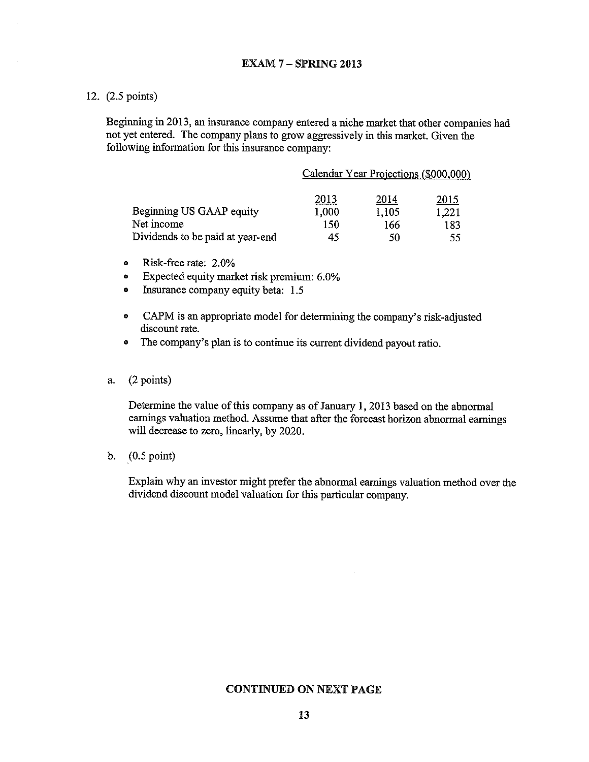## EXAM 7 – SPRING 2013

12. (2.5 points)

Beginning in 2013, an insurance company entered a niche market that other companies had not yet entered. The company plans to grow aggressively in this market. Given the following information for this insurance company:

| | Calendar Year Projections ($000,000) | | |
|---|---|---|---|
| | 2013 | 2014 | 2015 |
| Beginning US GAAP equity | 1,000 | 1,105 | 1,221 |
| Net income | 150 | 166 | 183 |
| Dividends to be paid at year-end | 45 | 50 | 55 |

- Risk-free rate: 2.0%
- Expected equity market risk premium: 6.0%
- Insurance company equity beta: 1.5

- CAPM is an appropriate model for determining the company's risk-adjusted discount rate.
- The company's plan is to continue its current dividend payout ratio.

a. (2 points)

Determine the value of this company as of January 1, 2013 based on the abnormal earnings valuation method. Assume that after the forecast horizon abnormal earnings will decrease to zero, linearly, by 2020.

b. (0.5 point)

Explain why an investor might prefer the abnormal earnings valuation method over the dividend discount model valuation for this particular company.

**CONTINUED ON NEXT PAGE**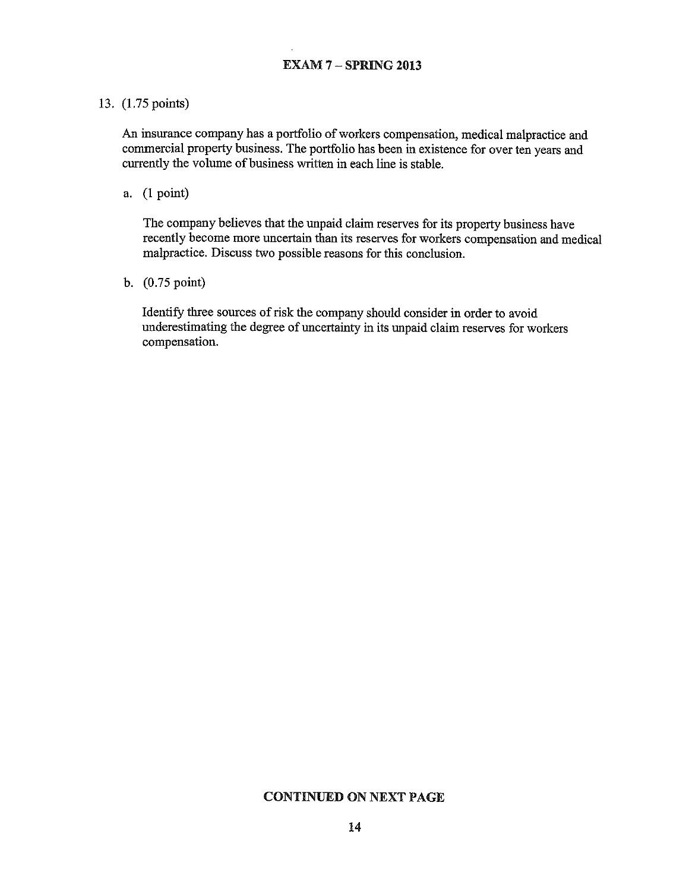## EXAM 7 – SPRING 2013

13. (1.75 points)

An insurance company has a portfolio of workers compensation, medical malpractice and commercial property business. The portfolio has been in existence for over ten years and currently the volume of business written in each line is stable.

a. (1 point)

The company believes that the unpaid claim reserves for its property business have recently become more uncertain than its reserves for workers compensation and medical malpractice. Discuss two possible reasons for this conclusion.

b. (0.75 point)

Identify three sources of risk the company should consider in order to avoid underestimating the degree of uncertainty in its unpaid claim reserves for workers compensation.

**CONTINUED ON NEXT PAGE**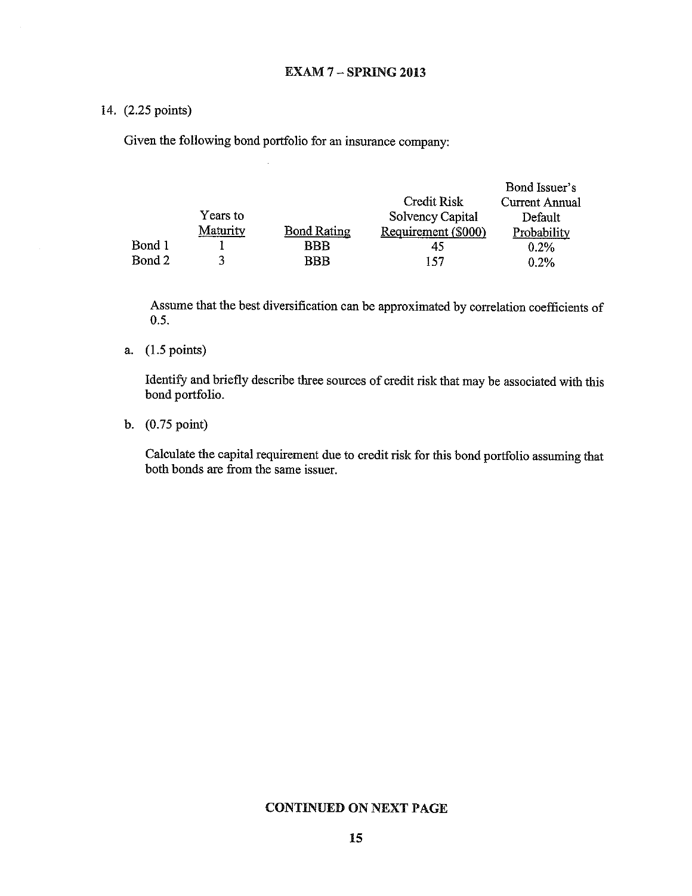# EXAM 7 – SPRING 2013

14. (2.25 points)

Given the following bond portfolio for an insurance company:

| | Years to Maturity | Bond Rating | Credit Risk Solvency Capital Requirement ($000) | Bond Issuer's Current Annual Default Probability |
|---|---|---|---|---|
| Bond 1 | 1 | BBB | 45 | 0.2% |
| Bond 2 | 3 | BBB | 157 | 0.2% |

Assume that the best diversification can be approximated by correlation coefficients of 0.5.

a. (1.5 points)

Identify and briefly describe three sources of credit risk that may be associated with this bond portfolio.

b. (0.75 point)

Calculate the capital requirement due to credit risk for this bond portfolio assuming that both bonds are from the same issuer.

**CONTINUED ON NEXT PAGE**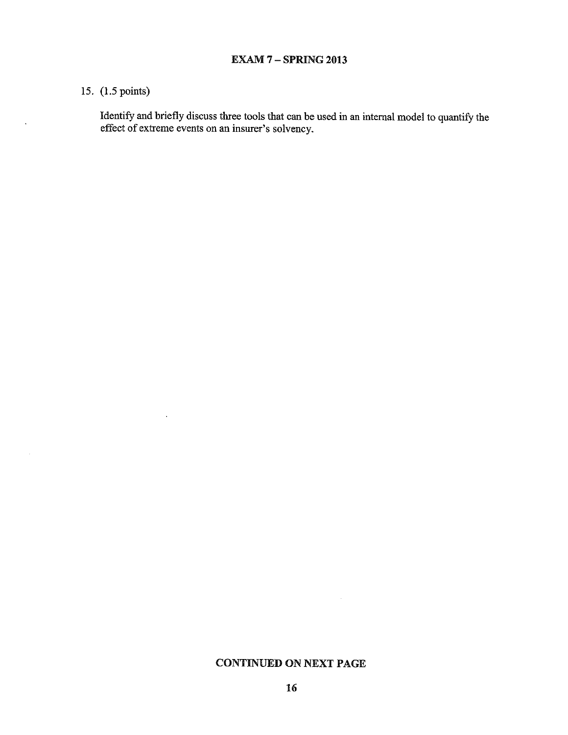15. (1.5 points)

Identify and briefly discuss three tools that can be used in an internal model to quantify the effect of extreme events on an insurer's solvency.

**CONTINUED ON NEXT PAGE**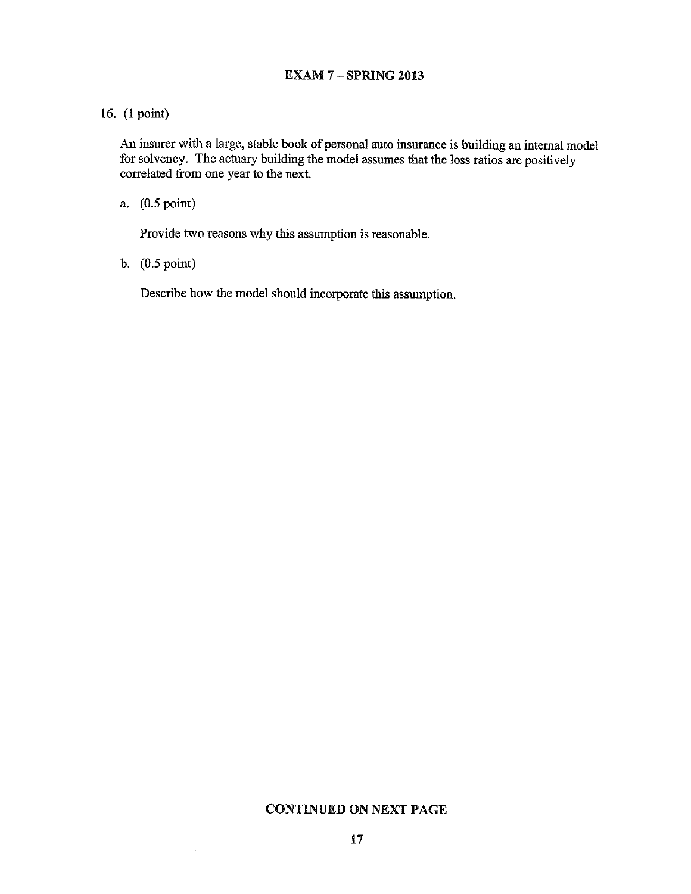16. (1 point)

An insurer with a large, stable book of personal auto insurance is building an internal model for solvency. The actuary building the model assumes that the loss ratios are positively correlated from one year to the next.

a. (0.5 point)

Provide two reasons why this assumption is reasonable.

b. (0.5 point)

Describe how the model should incorporate this assumption.

**CONTINUED ON NEXT PAGE**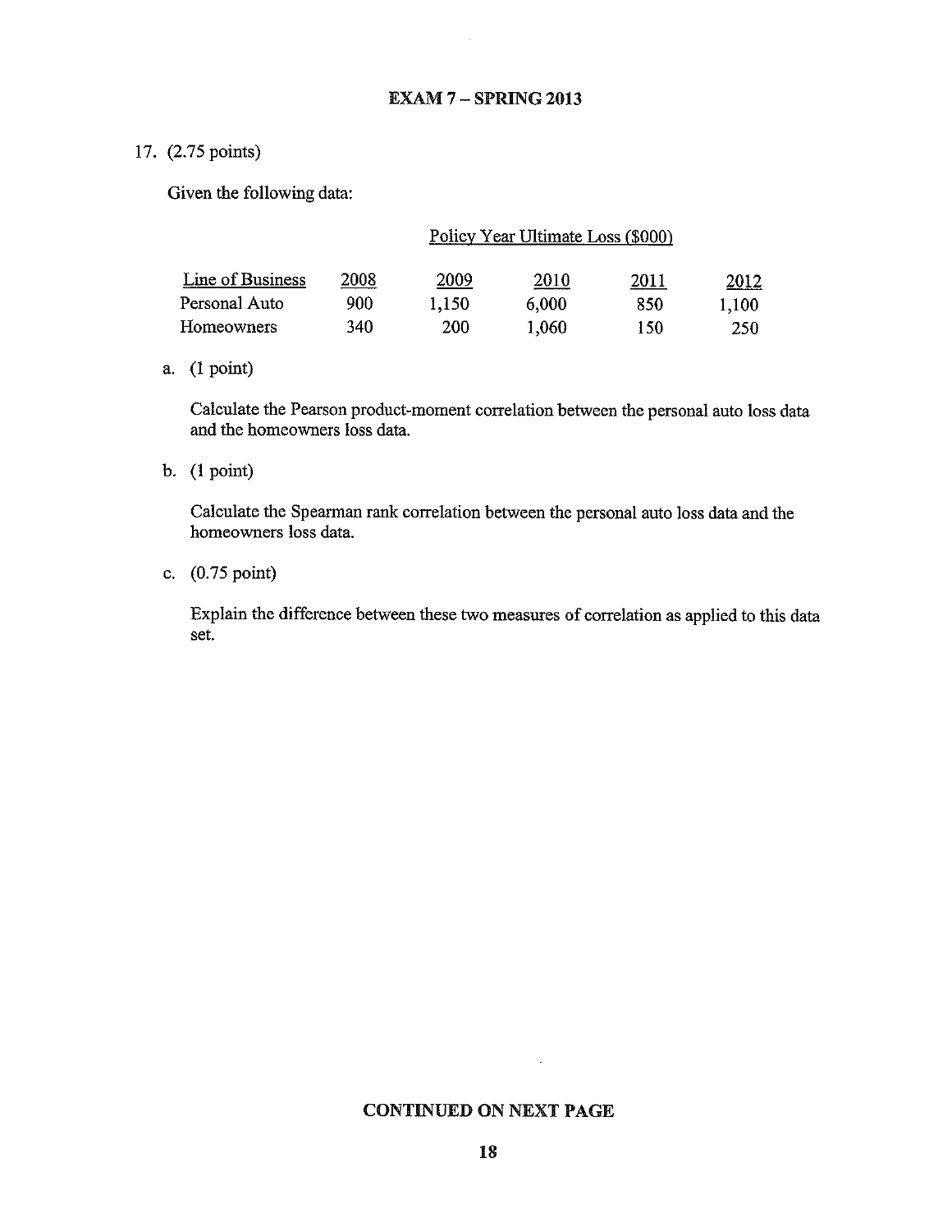## EXAM 7 – SPRING 2013

17. (2.75 points)

Given the following data:

| | Policy Year Ultimate Loss ($000) | | | | |
|---|---|---|---|---|---|
| Line of Business | 2008 | 2009 | 2010 | 2011 | 2012 |
| Personal Auto | 900 | 1,150 | 6,000 | 850 | 1,100 |
| Homeowners | 340 | 200 | 1,060 | 150 | 250 |

a. (1 point)

Calculate the Pearson product-moment correlation between the personal auto loss data and the homeowners loss data.

b. (1 point)

Calculate the Spearman rank correlation between the personal auto loss data and the homeowners loss data.

c. (0.75 point)

Explain the difference between these two measures of correlation as applied to this data set.

**CONTINUED ON NEXT PAGE**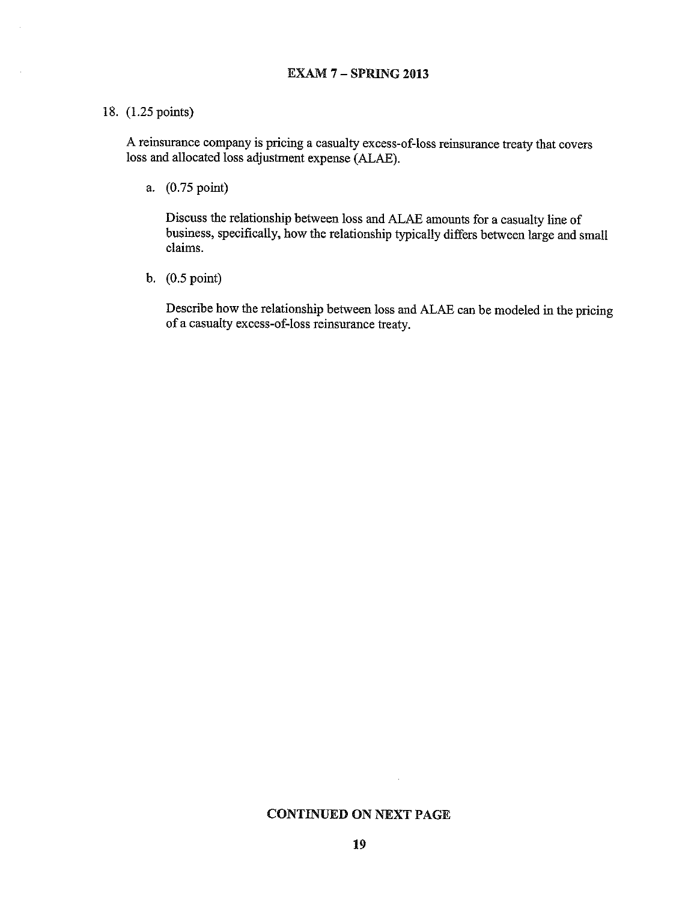18. (1.25 points)

A reinsurance company is pricing a casualty excess-of-loss reinsurance treaty that covers loss and allocated loss adjustment expense (ALAE).

a. (0.75 point)

   Discuss the relationship between loss and ALAE amounts for a casualty line of business, specifically, how the relationship typically differs between large and small claims.

b. (0.5 point)

   Describe how the relationship between loss and ALAE can be modeled in the pricing of a casualty excess-of-loss reinsurance treaty.

**CONTINUED ON NEXT PAGE**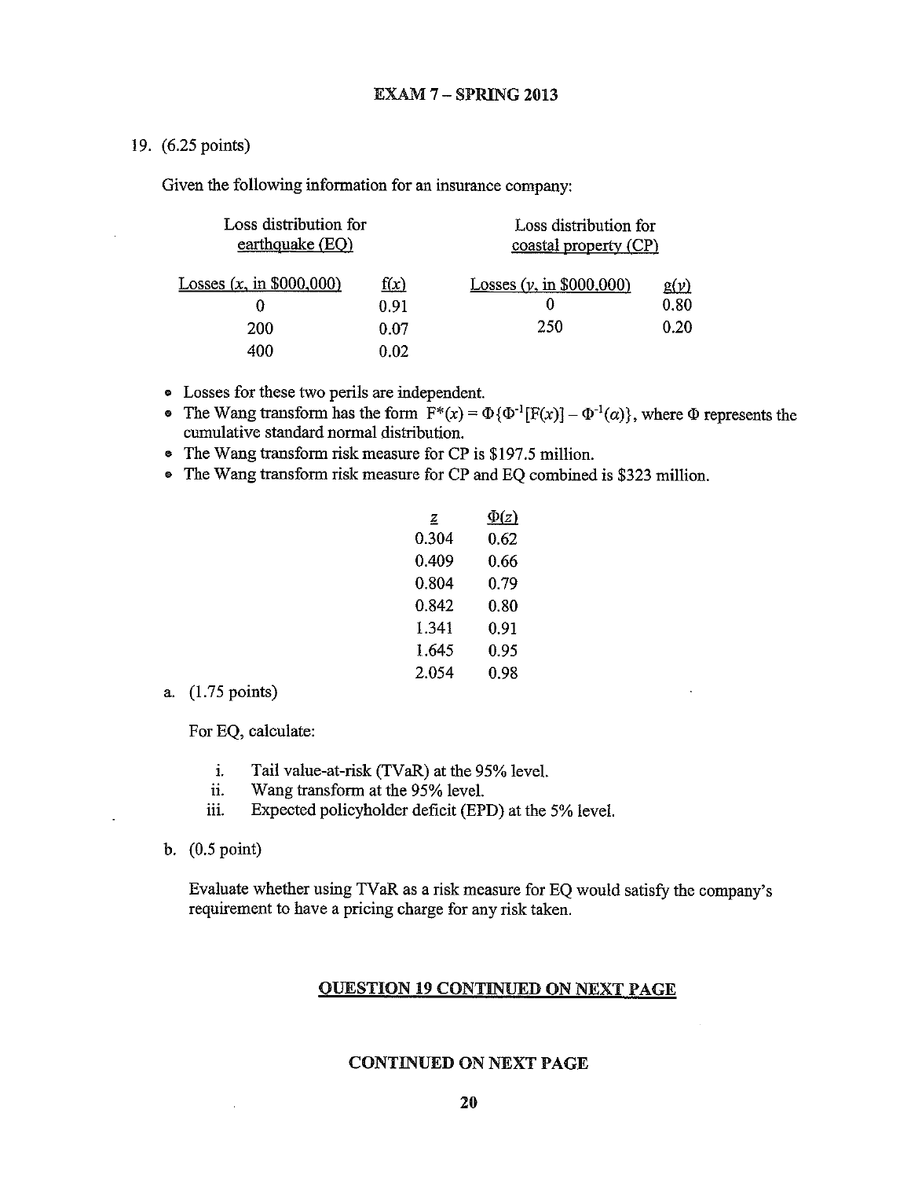## EXAM 7 – SPRING 2013

19. (6.25 points)

Given the following information for an insurance company:

| Loss distribution for earthquake (EQ) | | | Loss distribution for coastal property (CP) | |
|---|---|---|---|---|
| Losses ($x$, in \$000,000) | $f(x)$ | | Losses ($y$, in \$000,000) | $g(y)$ |
| 0 | 0.91 | | 0 | 0.80 |
| 200 | 0.07 | | 250 | 0.20 |
| 400 | 0.02 | | | |

- Losses for these two perils are independent.
- The Wang transform has the form $F^*(x) = \Phi\{\Phi^{-1}[F(x)] - \Phi^{-1}(\alpha)\}$, where $\Phi$ represents the cumulative standard normal distribution.
- The Wang transform risk measure for CP is \$197.5 million.
- The Wang transform risk measure for CP and EQ combined is \$323 million.

| $z$ | $\Phi(z)$ |
|---|---|
| 0.304 | 0.62 |
| 0.409 | 0.66 |
| 0.804 | 0.79 |
| 0.842 | 0.80 |
| 1.341 | 0.91 |
| 1.645 | 0.95 |
| 2.054 | 0.98 |

a. (1.75 points)

For EQ, calculate:

i. Tail value-at-risk (TVaR) at the 95% level.

ii. Wang transform at the 95% level.

iii. Expected policyholder deficit (EPD) at the 5% level.

b. (0.5 point)

Evaluate whether using TVaR as a risk measure for EQ would satisfy the company's requirement to have a pricing charge for any risk taken.

**QUESTION 19 CONTINUED ON NEXT PAGE**

**CONTINUED ON NEXT PAGE**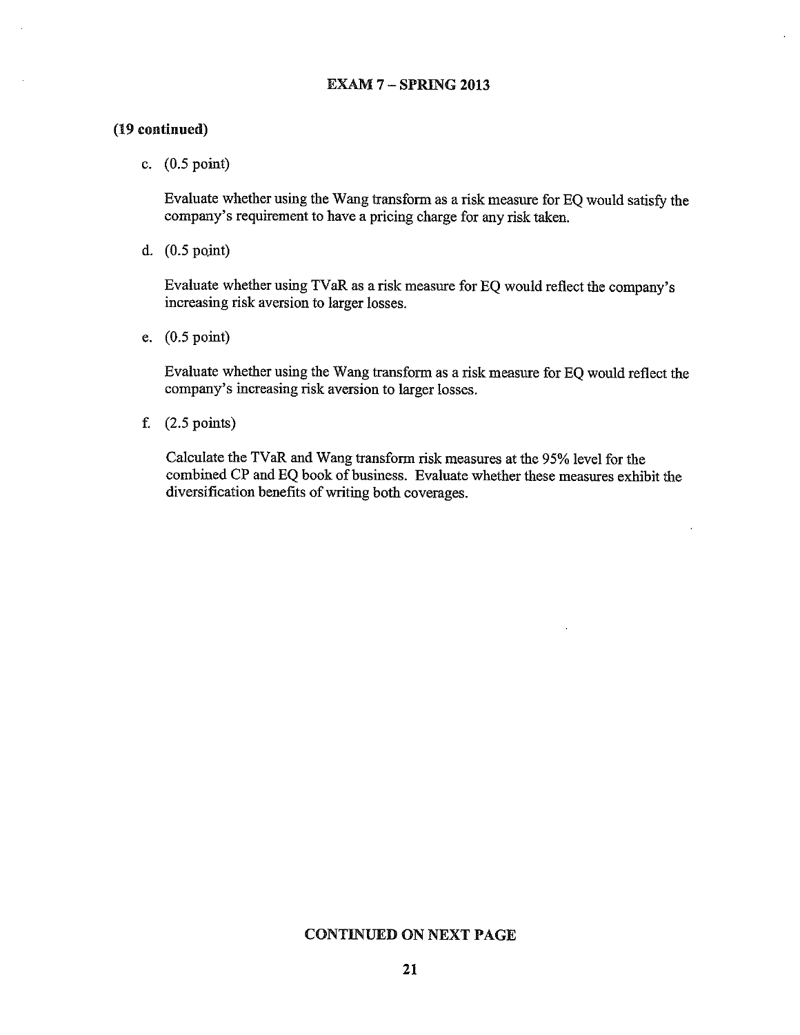**(19 continued)**

c. (0.5 point)

Evaluate whether using the Wang transform as a risk measure for EQ would satisfy the company's requirement to have a pricing charge for any risk taken.

d. (0.5 point)

Evaluate whether using TVaR as a risk measure for EQ would reflect the company's increasing risk aversion to larger losses.

e. (0.5 point)

Evaluate whether using the Wang transform as a risk measure for EQ would reflect the company's increasing risk aversion to larger losses.

f. (2.5 points)

Calculate the TVaR and Wang transform risk measures at the 95% level for the combined CP and EQ book of business. Evaluate whether these measures exhibit the diversification benefits of writing both coverages.

**CONTINUED ON NEXT PAGE**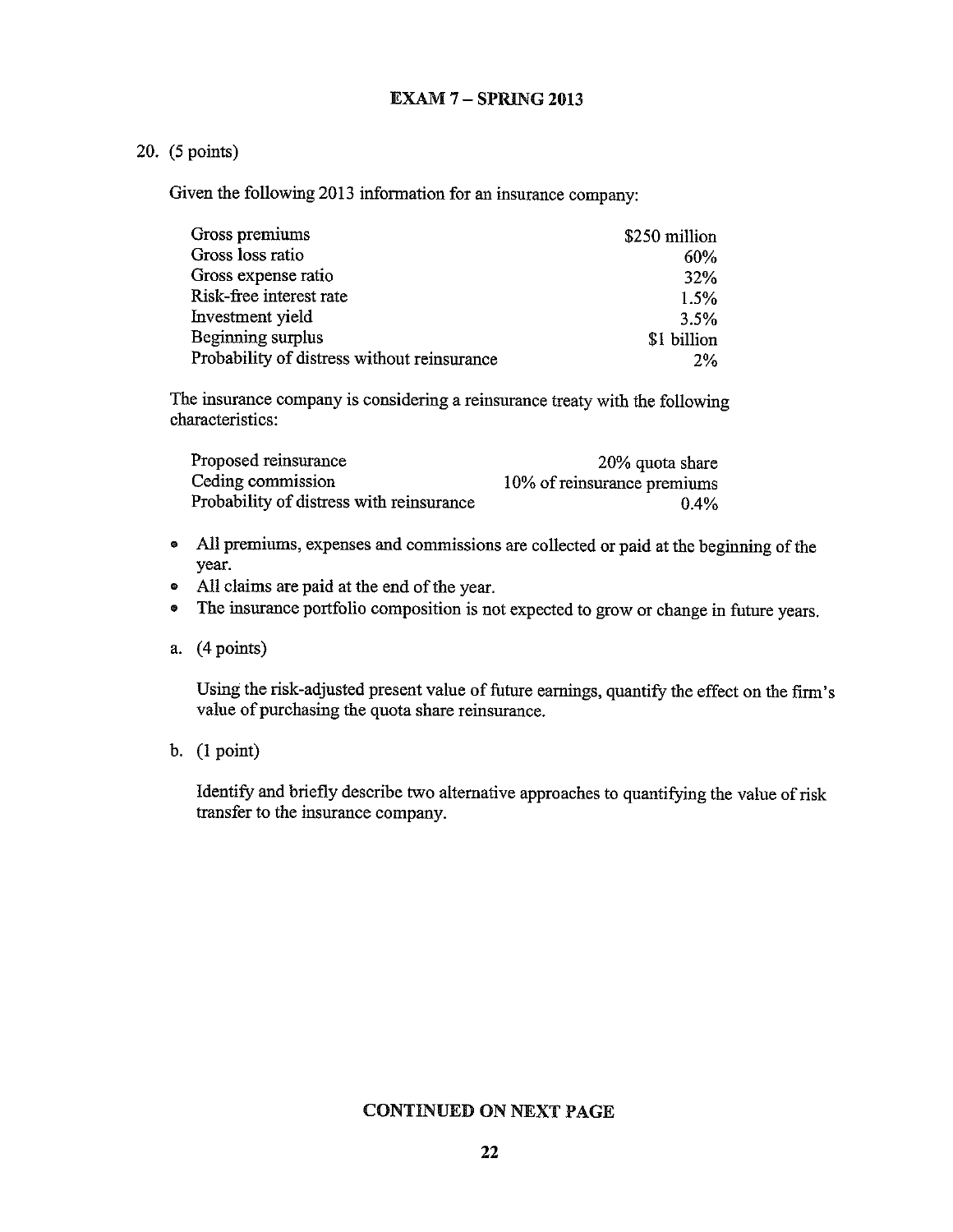20. (5 points)

Given the following 2013 information for an insurance company:

| | |
|---|---|
| Gross premiums | $250 million |
| Gross loss ratio | 60% |
| Gross expense ratio | 32% |
| Risk-free interest rate | 1.5% |
| Investment yield | 3.5% |
| Beginning surplus | $1 billion |
| Probability of distress without reinsurance | 2% |

The insurance company is considering a reinsurance treaty with the following characteristics:

| | |
|---|---|
| Proposed reinsurance | 20% quota share |
| Ceding commission | 10% of reinsurance premiums |
| Probability of distress with reinsurance | 0.4% |

- All premiums, expenses and commissions are collected or paid at the beginning of the year.
- All claims are paid at the end of the year.
- The insurance portfolio composition is not expected to grow or change in future years.

a. (4 points)

Using the risk-adjusted present value of future earnings, quantify the effect on the firm's value of purchasing the quota share reinsurance.

b. (1 point)

Identify and briefly describe two alternative approaches to quantifying the value of risk transfer to the insurance company.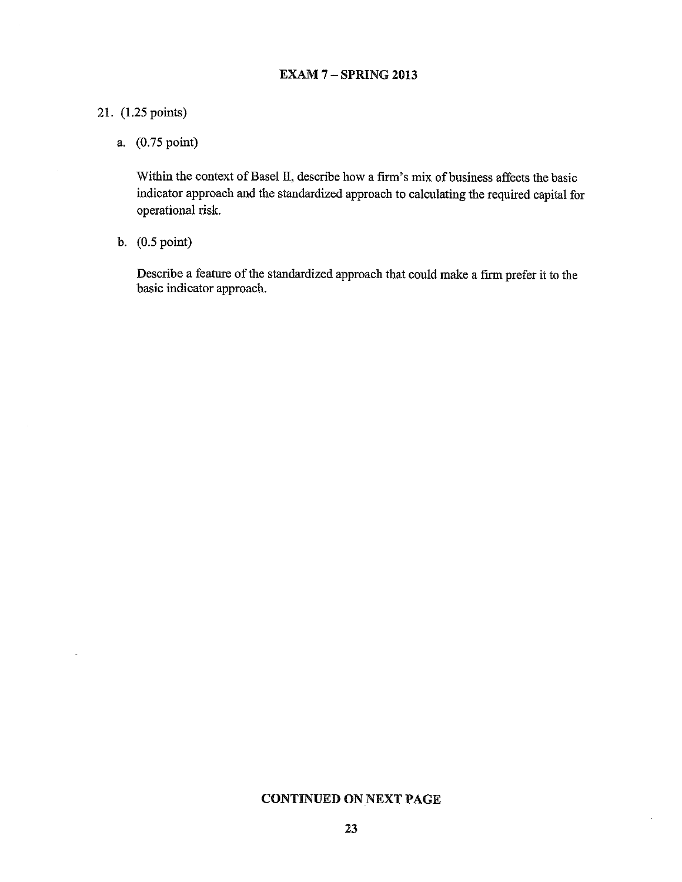21. (1.25 points)

   a. (0.75 point)

      Within the context of Basel II, describe how a firm's mix of business affects the basic indicator approach and the standardized approach to calculating the required capital for operational risk.

   b. (0.5 point)

      Describe a feature of the standardized approach that could make a firm prefer it to the basic indicator approach.

**CONTINUED ON NEXT PAGE**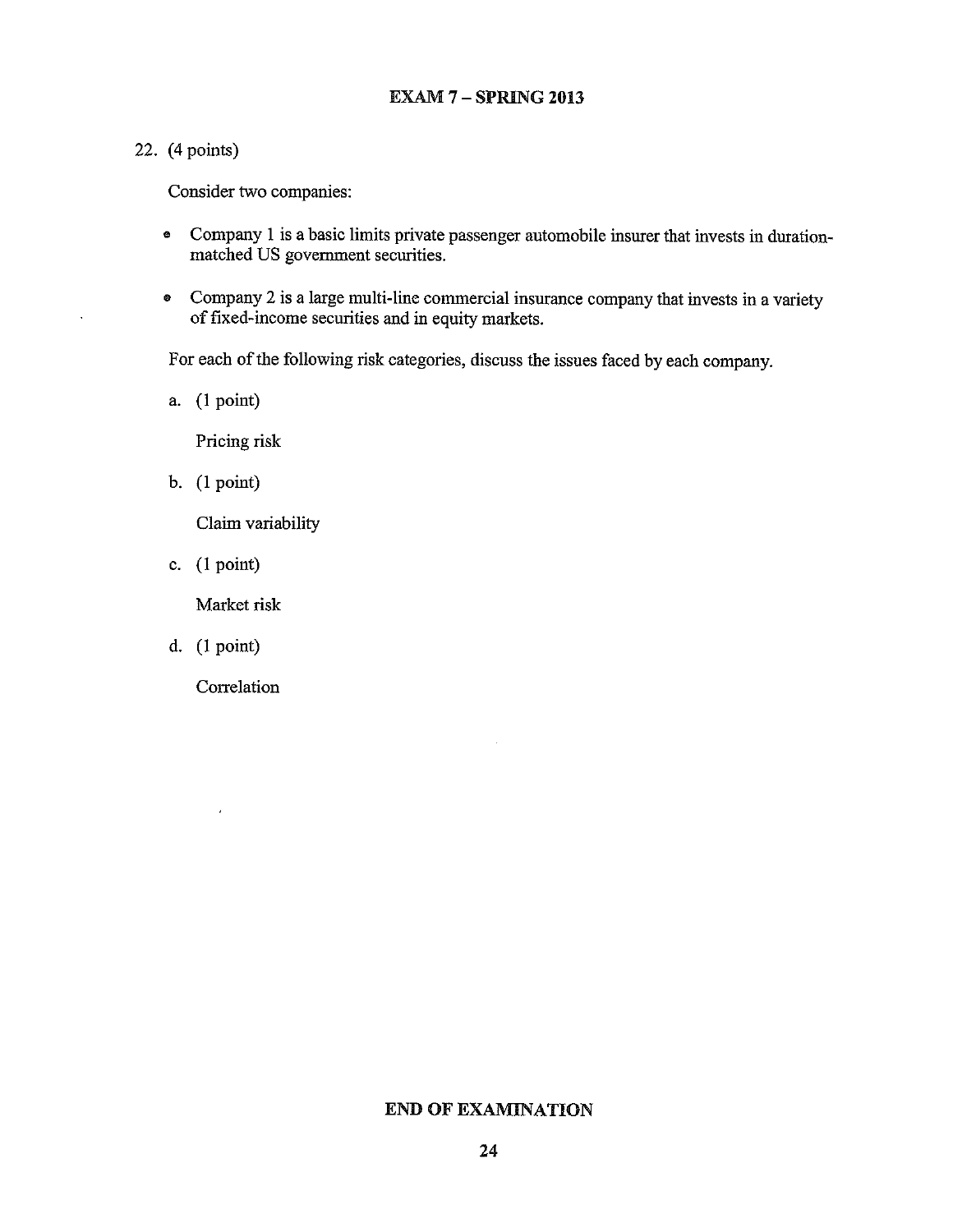22. (4 points)

Consider two companies:

- Company 1 is a basic limits private passenger automobile insurer that invests in duration-matched US government securities.
- Company 2 is a large multi-line commercial insurance company that invests in a variety of fixed-income securities and in equity markets.

For each of the following risk categories, discuss the issues faced by each company.

a. (1 point)

   Pricing risk

b. (1 point)

   Claim variability

c. (1 point)

   Market risk

d. (1 point)

   Correlation

**END OF EXAMINATION**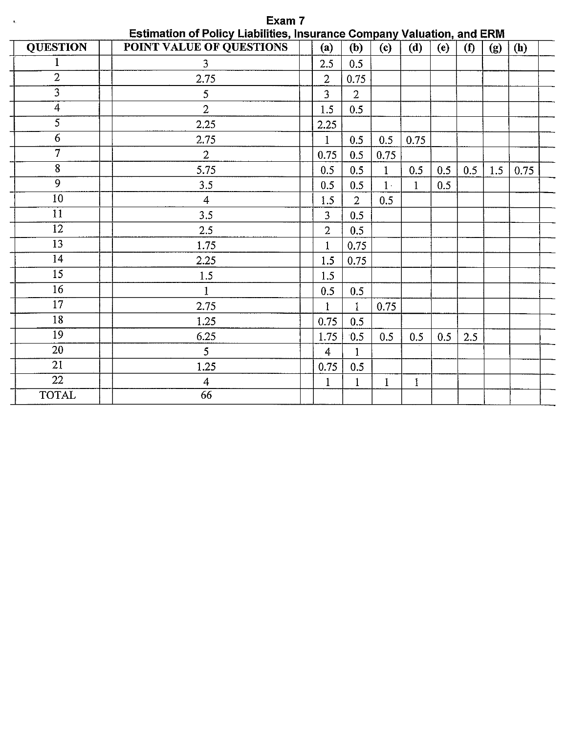# Exam 7

## Estimation of Policy Liabilities, Insurance Company Valuation, and ERM

| QUESTION | POINT VALUE OF QUESTIONS | (a) | (b) | (c) | (d) | (e) | (f) | (g) | (h) |
|---|---|---|---|---|---|---|---|---|---|
| 1 | 3 | 2.5 | 0.5 | | | | | | |
| 2 | 2.75 | 2 | 0.75 | | | | | | |
| 3 | 5 | 3 | 2 | | | | | | |
| 4 | 2 | 1.5 | 0.5 | | | | | | |
| 5 | 2.25 | 2.25 | | | | | | | |
| 6 | 2.75 | 1 | 0.5 | 0.5 | 0.75 | | | | |
| 7 | 2 | 0.75 | 0.5 | 0.75 | | | | | |
| 8 | 5.75 | 0.5 | 0.5 | 1 | 0.5 | 0.5 | 0.5 | 1.5 | 0.75 |
| 9 | 3.5 | 0.5 | 0.5 | 1 | 1 | 0.5 | | | |
| 10 | 4 | 1.5 | 2 | 0.5 | | | | | |
| 11 | 3.5 | 3 | 0.5 | | | | | | |
| 12 | 2.5 | 2 | 0.5 | | | | | | |
| 13 | 1.75 | 1 | 0.75 | | | | | | |
| 14 | 2.25 | 1.5 | 0.75 | | | | | | |
| 15 | 1.5 | 1.5 | | | | | | | |
| 16 | 1 | 0.5 | 0.5 | | | | | | |
| 17 | 2.75 | 1 | 1 | 0.75 | | | | | |
| 18 | 1.25 | 0.75 | 0.5 | | | | | | |
| 19 | 6.25 | 1.75 | 0.5 | 0.5 | 0.5 | 0.5 | 2.5 | | |
| 20 | 5 | 4 | 1 | | | | | | |
| 21 | 1.25 | 0.75 | 0.5 | | | | | | |
| 22 | 4 | 1 | 1 | 1 | 1 | | | | |
| TOTAL | 66 | | | | | | | | |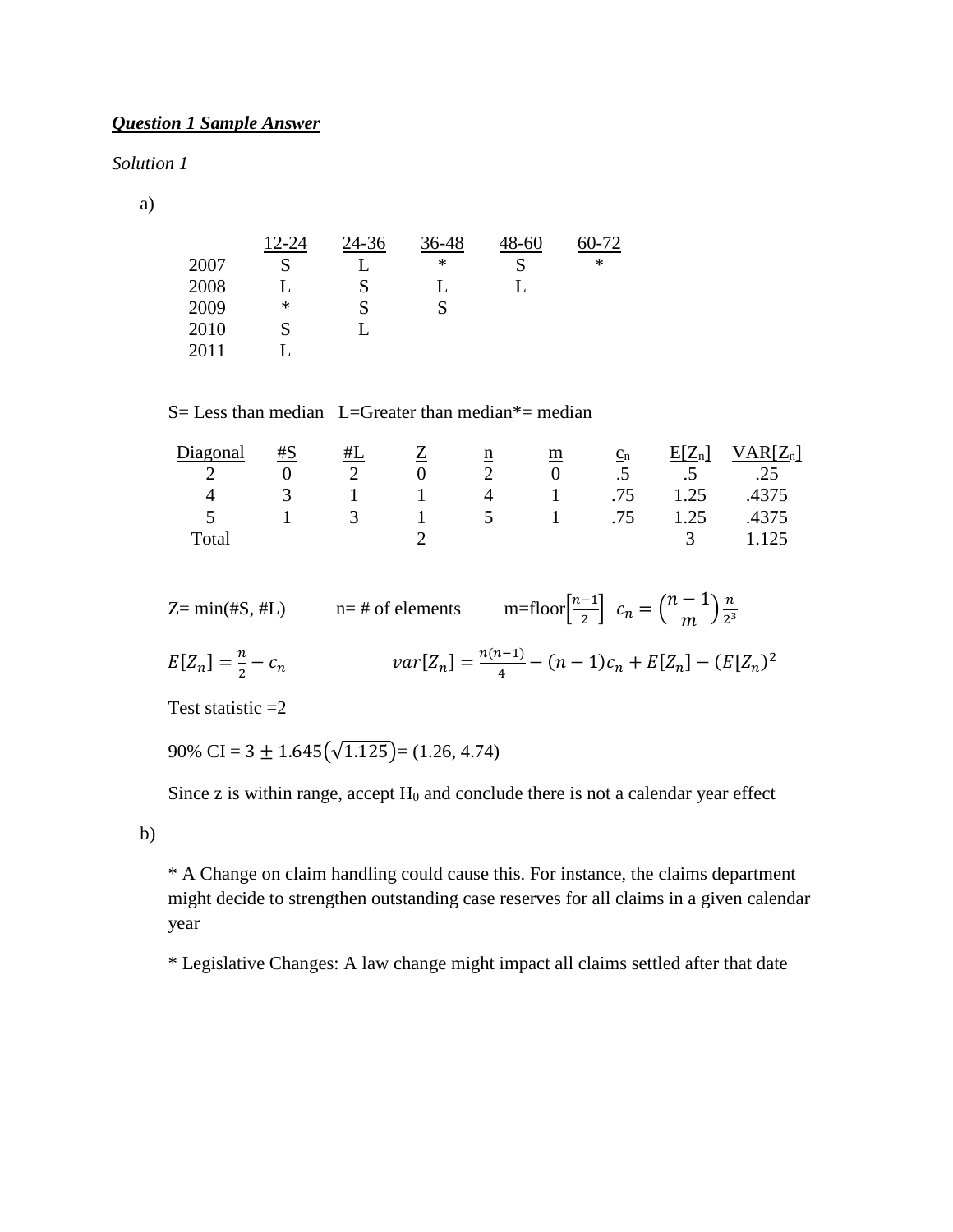***Question 1 Sample Answer***

*Solution 1*

a)

| | 12-24 | 24-36 | 36-48 | 48-60 | 60-72 |
|---|---|---|---|---|---|
| 2007 | S | L | * | S | * |
| 2008 | L | S | L | L | |
| 2009 | * | S | S | | |
| 2010 | S | L | | | |
| 2011 | L | | | | |

S= Less than median   L=Greater than median*= median

| Diagonal | #S | #L | Z | n | m | $c_n$ | $E[Z_n]$ | $VAR[Z_n]$ |
|---|---|---|---|---|---|---|---|---|
| 2 | 0 | 2 | 0 | 2 | 0 | .5 | .5 | .25 |
| 4 | 3 | 1 | 1 | 4 | 1 | .75 | 1.25 | .4375 |
| 5 | 1 | 3 | 1 | 5 | 1 | .75 | 1.25 | .4375 |
| Total | | | 2 | | | | 3 | 1.125 |

Z= min(#S, #L)   n= # of elements   m=floor$\left[\frac{n-1}{2}\right]$   $c_n = \binom{n-1}{m}\frac{n}{2^3}$

$E[Z_n] = \frac{n}{2} - c_n$   $var[Z_n] = \frac{n(n-1)}{4} - (n-1)c_n + E[Z_n] - (E[Z_n])^2$

Test statistic =2

90% CI = $3 \pm 1.645(\sqrt{1.125})$= (1.26, 4.74)

Since z is within range, accept $H_0$ and conclude there is not a calendar year effect

b)

* A Change on claim handling could cause this. For instance, the claims department might decide to strengthen outstanding case reserves for all claims in a given calendar year

* Legislative Changes: A law change might impact all claims settled after that date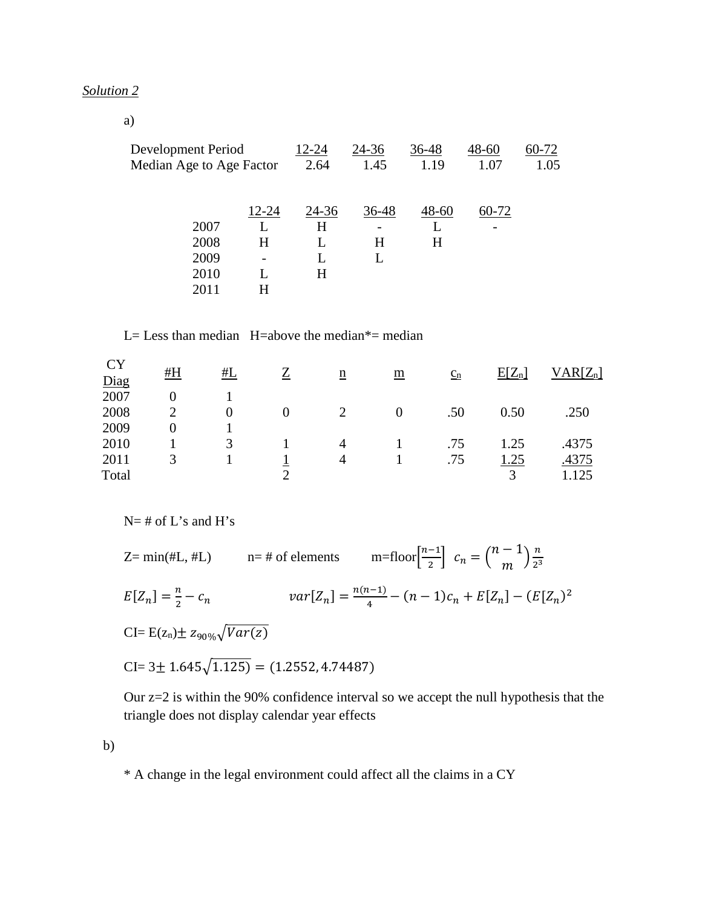*Solution 2*

a)

| Development Period | 12-24 | 24-36 | 36-48 | 48-60 | 60-72 |
|---|---|---|---|---|---|
| Median Age to Age Factor | 2.64 | 1.45 | 1.19 | 1.07 | 1.05 |

| | 12-24 | 24-36 | 36-48 | 48-60 | 60-72 |
|---|---|---|---|---|---|
| 2007 | L | H | - | L | - |
| 2008 | H | L | H | H | |
| 2009 | - | L | L | | |
| 2010 | L | H | | | |
| 2011 | H | | | | |

L= Less than median H=above the median*= median

| CY Diag | #H | #L | Z | n | m | $c_n$ | $E[Z_n]$ | $VAR[Z_n]$ |
|---|---|---|---|---|---|---|---|---|
| 2007 | 0 | 1 | | | | | | |
| 2008 | 2 | 0 | 0 | 2 | 0 | .50 | 0.50 | .250 |
| 2009 | 0 | 1 | | | | | | |
| 2010 | 1 | 3 | 1 | 4 | 1 | .75 | 1.25 | .4375 |
| 2011 | 3 | 1 | 1 | 4 | 1 | .75 | 1.25 | .4375 |
| Total | | | 2 | | | | 3 | 1.125 |

N= # of L's and H's

Z= min(#L, #L) n= # of elements m=floor$\left[\frac{n-1}{2}\right]$ $c_n = \binom{n-1}{m}\frac{n}{2^3}$

$E[Z_n] = \frac{n}{2} - c_n$ $var[Z_n] = \frac{n(n-1)}{4} - (n-1)c_n + E[Z_n] - (E[Z_n])^2$

CI= $E(z_n) \pm z_{90\%}\sqrt{Var(z)}$

CI= $3 \pm 1.645\sqrt{1.125)} = (1.2552, 4.74487)$

Our z=2 is within the 90% confidence interval so we accept the null hypothesis that the triangle does not display calendar year effects

b)

* A change in the legal environment could affect all the claims in a CY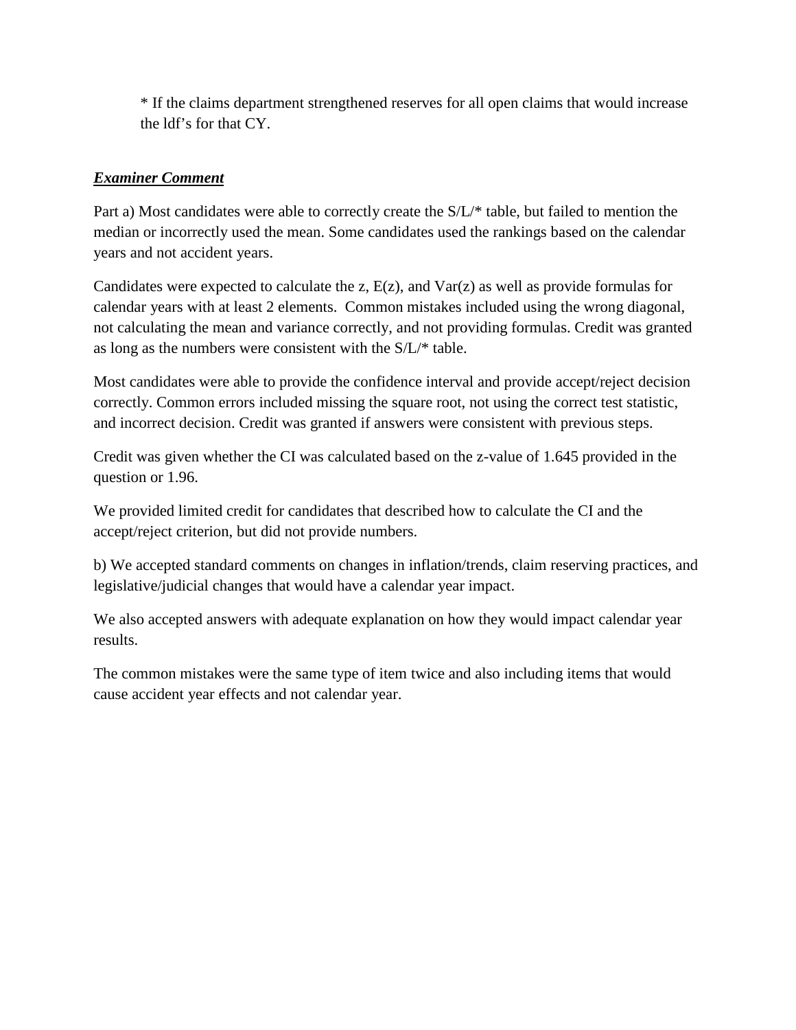* If the claims department strengthened reserves for all open claims that would increase the ldf's for that CY.

***Examiner Comment***

Part a) Most candidates were able to correctly create the S/L/* table, but failed to mention the median or incorrectly used the mean. Some candidates used the rankings based on the calendar years and not accident years.

Candidates were expected to calculate the z, E(z), and Var(z) as well as provide formulas for calendar years with at least 2 elements. Common mistakes included using the wrong diagonal, not calculating the mean and variance correctly, and not providing formulas. Credit was granted as long as the numbers were consistent with the S/L/* table.

Most candidates were able to provide the confidence interval and provide accept/reject decision correctly. Common errors included missing the square root, not using the correct test statistic, and incorrect decision. Credit was granted if answers were consistent with previous steps.

Credit was given whether the CI was calculated based on the z-value of 1.645 provided in the question or 1.96.

We provided limited credit for candidates that described how to calculate the CI and the accept/reject criterion, but did not provide numbers.

b) We accepted standard comments on changes in inflation/trends, claim reserving practices, and legislative/judicial changes that would have a calendar year impact.

We also accepted answers with adequate explanation on how they would impact calendar year results.

The common mistakes were the same type of item twice and also including items that would cause accident year effects and not calendar year.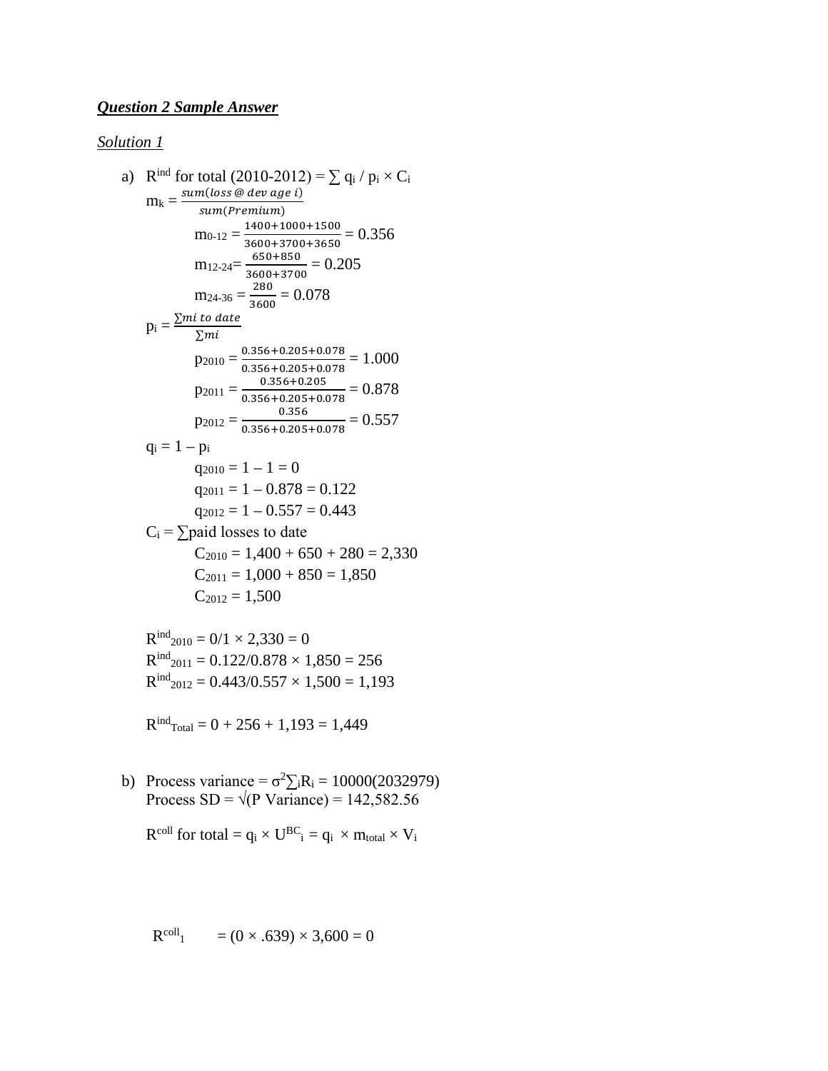***Question 2 Sample Answer***

***Solution 1***

a) $R^{ind}$ for total (2010-2012) = $\sum q_i / p_i \times C_i$

$m_k = \frac{sum(loss\ @\ dev\ age\ i)}{sum(Premium)}$

$m_{0\text{-}12} = \frac{1400+1000+1500}{3600+3700+3650} = 0.356$

$m_{12\text{-}24} = \frac{650+850}{3600+3700} = 0.205$

$m_{24\text{-}36} = \frac{280}{3600} = 0.078$

$p_i = \frac{\sum mi\ to\ date}{\sum mi}$

$p_{2010} = \frac{0.356+0.205+0.078}{0.356+0.205+0.078} = 1.000$

$p_{2011} = \frac{0.356+0.205}{0.356+0.205+0.078} = 0.878$

$p_{2012} = \frac{0.356}{0.356+0.205+0.078} = 0.557$

$q_i = 1 - p_i$

$q_{2010} = 1 - 1 = 0$

$q_{2011} = 1 - 0.878 = 0.122$

$q_{2012} = 1 - 0.557 = 0.443$

$C_i = \sum$paid losses to date

$C_{2010} = 1{,}400 + 650 + 280 = 2{,}330$

$C_{2011} = 1{,}000 + 850 = 1{,}850$

$C_{2012} = 1{,}500$

$R^{ind}_{2010} = 0/1 \times 2{,}330 = 0$

$R^{ind}_{2011} = 0.122/0.878 \times 1{,}850 = 256$

$R^{ind}_{2012} = 0.443/0.557 \times 1{,}500 = 1{,}193$

$R^{ind}_{Total} = 0 + 256 + 1{,}193 = 1{,}449$

b) Process variance = $\sigma^2 \sum_i R_i = 10000(2032979)$

Process SD = $\sqrt{(\text{P Variance})} = 142{,}582.56$

$R^{coll}$ for total = $q_i \times U^{BC}_i = q_i \times m_{total} \times V_i$

$R^{coll}_1 \quad = (0 \times .639) \times 3{,}600 = 0$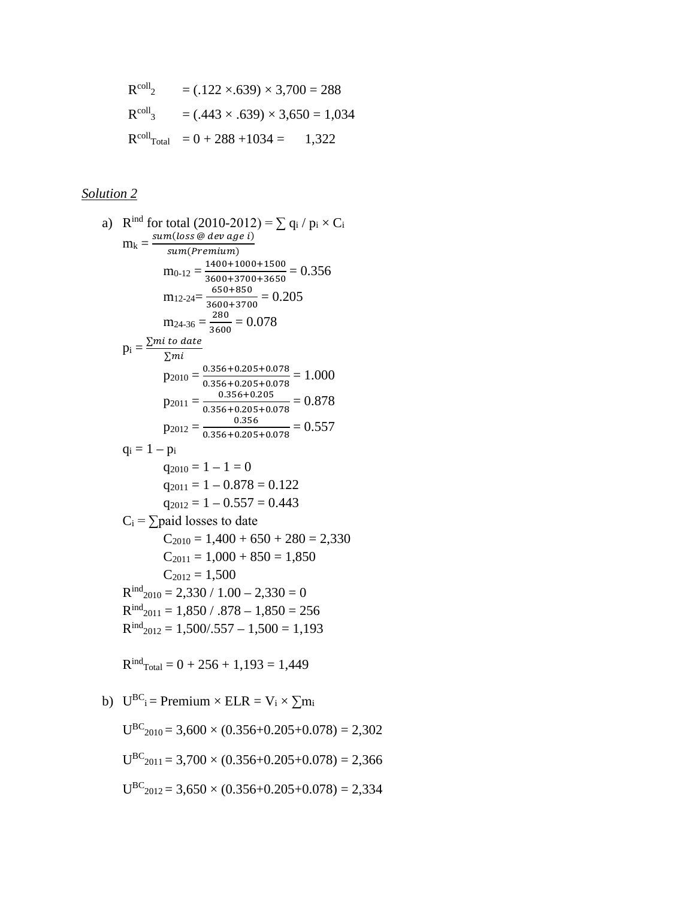$R^{coll}_2 = (.122 \times .639) \times 3{,}700 = 288$

$R^{coll}_3 = (.443 \times .639) \times 3{,}650 = 1{,}034$

$R^{coll}_{Total} = 0 + 288 + 1034 = 1{,}322$

*Solution 2*

a) $R^{ind}$ for total (2010-2012) = $\sum q_i / p_i \times C_i$

$m_k = \frac{sum(loss\ @\ dev\ age\ i)}{sum(Premium)}$

$m_{0\text{-}12} = \frac{1400+1000+1500}{3600+3700+3650} = 0.356$

$m_{12\text{-}24} = \frac{650+850}{3600+3700} = 0.205$

$m_{24\text{-}36} = \frac{280}{3600} = 0.078$

$p_i = \frac{\sum mi\ to\ date}{\sum mi}$

$p_{2010} = \frac{0.356+0.205+0.078}{0.356+0.205+0.078} = 1.000$

$p_{2011} = \frac{0.356+0.205}{0.356+0.205+0.078} = 0.878$

$p_{2012} = \frac{0.356}{0.356+0.205+0.078} = 0.557$

$q_i = 1 - p_i$

$q_{2010} = 1 - 1 = 0$

$q_{2011} = 1 - 0.878 = 0.122$

$q_{2012} = 1 - 0.557 = 0.443$

$C_i = \sum$paid losses to date

$C_{2010} = 1{,}400 + 650 + 280 = 2{,}330$

$C_{2011} = 1{,}000 + 850 = 1{,}850$

$C_{2012} = 1{,}500$

$R^{ind}_{2010} = 2{,}330 / 1.00 - 2{,}330 = 0$

$R^{ind}_{2011} = 1{,}850 / .878 - 1{,}850 = 256$

$R^{ind}_{2012} = 1{,}500/.557 - 1{,}500 = 1{,}193$

$R^{ind}_{Total} = 0 + 256 + 1{,}193 = 1{,}449$

b) $U^{BC}_i = \text{Premium} \times \text{ELR} = V_i \times \sum m_i$

$U^{BC}_{2010} = 3{,}600 \times (0.356+0.205+0.078) = 2{,}302$

$U^{BC}_{2011} = 3{,}700 \times (0.356+0.205+0.078) = 2{,}366$

$U^{BC}_{2012} = 3{,}650 \times (0.356+0.205+0.078) = 2{,}334$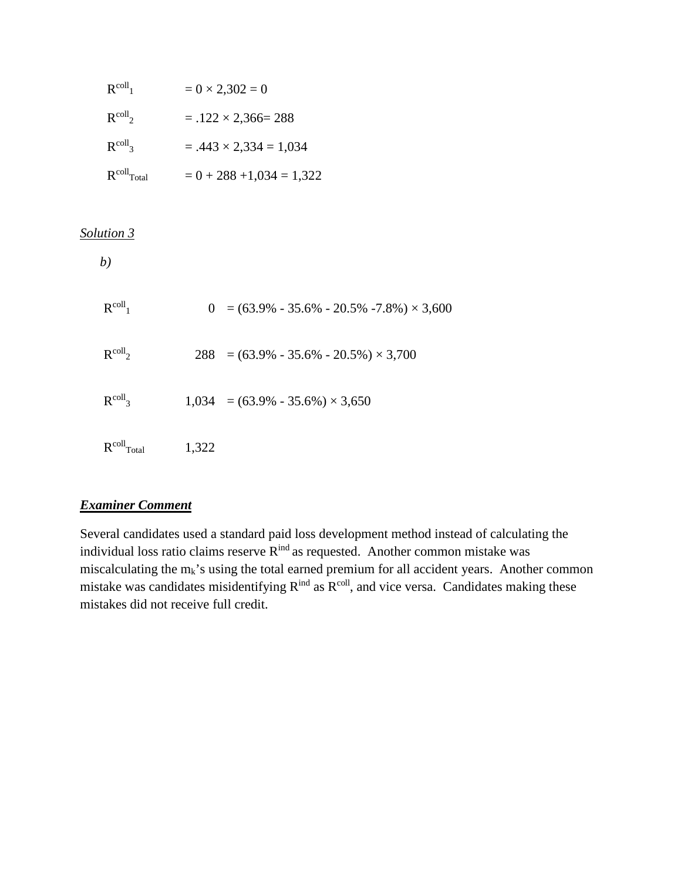$R^{coll}_1 \quad = 0 \times 2{,}302 = 0$

$R^{coll}_2 \quad = .122 \times 2{,}366 = 288$

$R^{coll}_3 \quad = .443 \times 2{,}334 = 1{,}034$

$R^{coll}_{Total} \quad = 0 + 288 + 1{,}034 = 1{,}322$

*Solution 3*

*b)*

| | | |
|---|---|---|
| $R^{coll}_1$ | 0 | $= (63.9\% - 35.6\% - 20.5\% - 7.8\%) \times 3{,}600$ |
| $R^{coll}_2$ | 288 | $= (63.9\% - 35.6\% - 20.5\%) \times 3{,}700$ |
| $R^{coll}_3$ | 1,034 | $= (63.9\% - 35.6\%) \times 3{,}650$ |
| $R^{coll}_{Total}$ | 1,322 | |

***Examiner Comment***

Several candidates used a standard paid loss development method instead of calculating the individual loss ratio claims reserve $R^{ind}$ as requested. Another common mistake was miscalculating the $m_k$'s using the total earned premium for all accident years. Another common mistake was candidates misidentifying $R^{ind}$ as $R^{coll}$, and vice versa. Candidates making these mistakes did not receive full credit.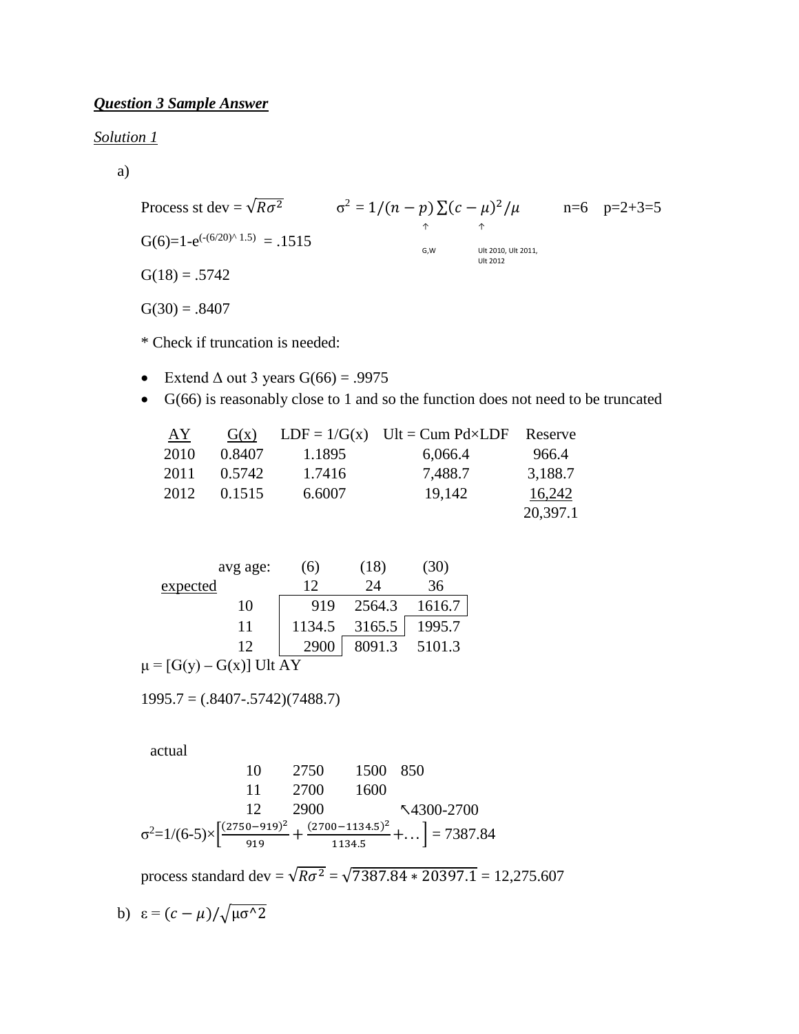***Question 3 Sample Answer***

*Solution 1*

a)

Process st dev = $\sqrt{R\sigma^2}$ $\sigma^2 = 1/(n-p)\sum(c-\mu)^2/\mu$ n=6 p=2+3=5

↑ G,W ↑ Ult 2010, Ult 2011, Ult 2012

$G(6)=1-e^{(-(6/20)^{\wedge}1.5)} = .1515$

G(18) = .5742

G(30) = .8407

\* Check if truncation is needed:

- Extend Δ out 3 years G(66) = .9975
- G(66) is reasonably close to 1 and so the function does not need to be truncated

| AY | G(x) | LDF = 1/G(x) | Ult = Cum Pd×LDF | Reserve |
|---|---|---|---|---|
| 2010 | 0.8407 | 1.1895 | 6,066.4 | 966.4 |
| 2011 | 0.5742 | 1.7416 | 7,488.7 | 3,188.7 |
| 2012 | 0.1515 | 6.6007 | 19,142 | 16,242 |
| | | | | 20,397.1 |

| | avg age: | (6) | (18) | (30) |
|---|---|---|---|---|
| expected | | 12 | 24 | 36 |
| | 10 | 919 | 2564.3 | 1616.7 |
| | 11 | 1134.5 | 3165.5 | 1995.7 |
| | 12 | 2900 | 8091.3 | 5101.3 |

μ = [G(y) – G(x)] Ult AY

1995.7 = (.8407-.5742)(7488.7)

actual

| | | | |
|---|---|---|---|
| 10 | 2750 | 1500 | 850 |
| 11 | 2700 | 1600 | |
| 12 | 2900 | | ↖4300-2700 |

$\sigma^2 = 1/(6-5)\times\left[\frac{(2750-919)^2}{919} + \frac{(2700-1134.5)^2}{1134.5} + \ldots\right] = 7387.84$

process standard dev = $\sqrt{R\sigma^2} = \sqrt{7387.84 * 20397.1} = 12{,}275.607$

b) $\varepsilon = (c-\mu)/\sqrt{\mu\sigma^{\wedge}2}$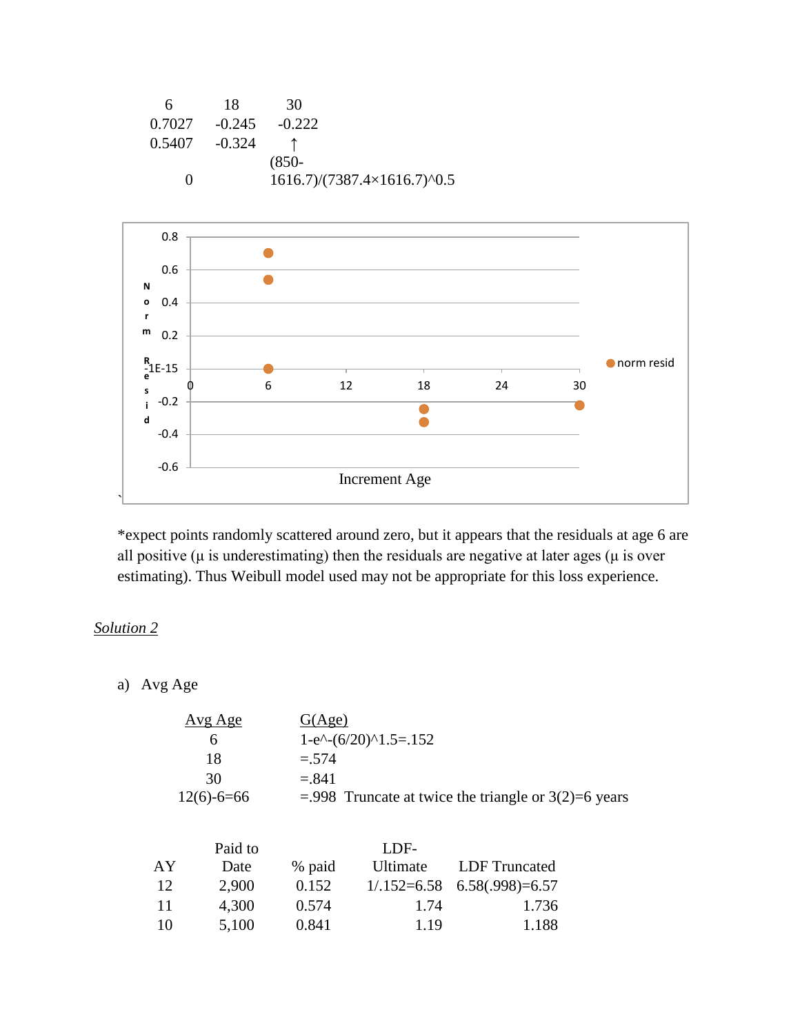| 6 | 18 | 30 |
|---|---|---|
| 0.7027 | -0.245 | -0.222 |
| 0.5407 | -0.324 | ↑ |
| 0 | | (850-1616.7)/(7387.4×1616.7)^0.5 |

*expect points randomly scattered around zero, but it appears that the residuals at age 6 are all positive (μ is underestimating) then the residuals are negative at later ages (μ is over estimating). Thus Weibull model used may not be appropriate for this loss experience.

*Solution 2*

a) Avg Age

| Avg Age | G(Age) |
|---|---|
| 6 | 1-e^-(6/20)^1.5=.152 |
| 18 | =.574 |
| 30 | =.841 |
| 12(6)-6=66 | =.998 Truncate at twice the triangle or 3(2)=6 years |

| AY | Paid to Date | % paid | LDF-Ultimate | LDF Truncated |
|---|---|---|---|---|
| 12 | 2,900 | 0.152 | 1/.152=6.58 | 6.58(.998)=6.57 |
| 11 | 4,300 | 0.574 | 1.74 | 1.736 |
| 10 | 5,100 | 0.841 | 1.19 | 1.188 |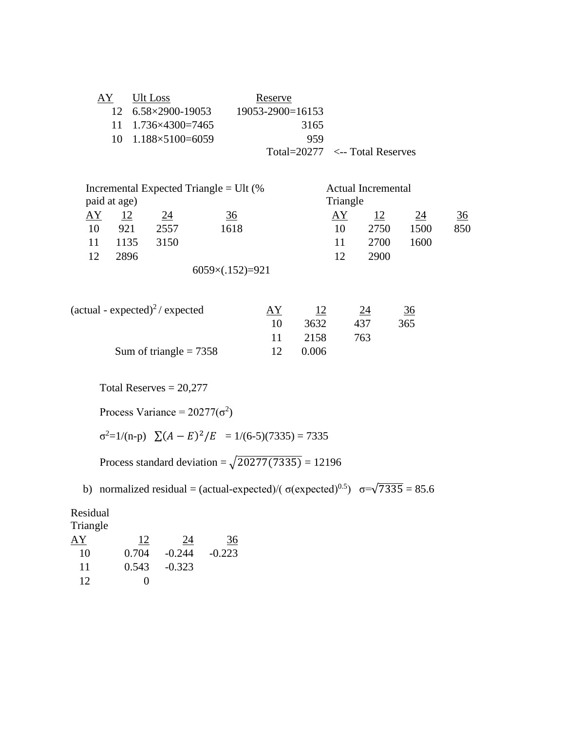| AY | Ult Loss | Reserve |
|---|---|---|
| 12 | 6.58×2900-19053 | 19053-2900=16153 |
| 11 | 1.736×4300=7465 | 3165 |
| 10 | 1.188×5100=6059 | 959 |
| | | Total=20277 <-- Total Reserves |

Incremental Expected Triangle = Ult (% paid at age)

| AY | 12 | 24 | 36 |
|---|---|---|---|
| 10 | 921 | 2557 | 1618 |
| 11 | 1135 | 3150 | |
| 12 | 2896 | | |

6059×(.152)=921

Actual Incremental Triangle

| AY | 12 | 24 | 36 |
|---|---|---|---|
| 10 | 2750 | 1500 | 850 |
| 11 | 2700 | 1600 | |
| 12 | 2900 | | |

$(\text{actual - expected})^2$ / expected

| AY | 12 | 24 | 36 |
|---|---|---|---|
| 10 | 3632 | 437 | 365 |
| 11 | 2158 | 763 | |
| 12 | 0.006 | | |

Sum of triangle = 7358

Total Reserves = 20,277

Process Variance = 20277($\sigma^2$)

$\sigma^2$=1/(n-p) $\sum(A-E)^2/E$ = 1/(6-5)(7335) = 7335

Process standard deviation = $\sqrt{20277(7335)}$ = 12196

b) normalized residual = (actual-expected)/( $\sigma$(expected)$^{0.5}$) $\sigma=\sqrt{7335}$ = 85.6

Residual Triangle

| AY | 12 | 24 | 36 |
|---|---|---|---|
| 10 | 0.704 | -0.244 | -0.223 |
| 11 | 0.543 | -0.323 | |
| 12 | 0 | | |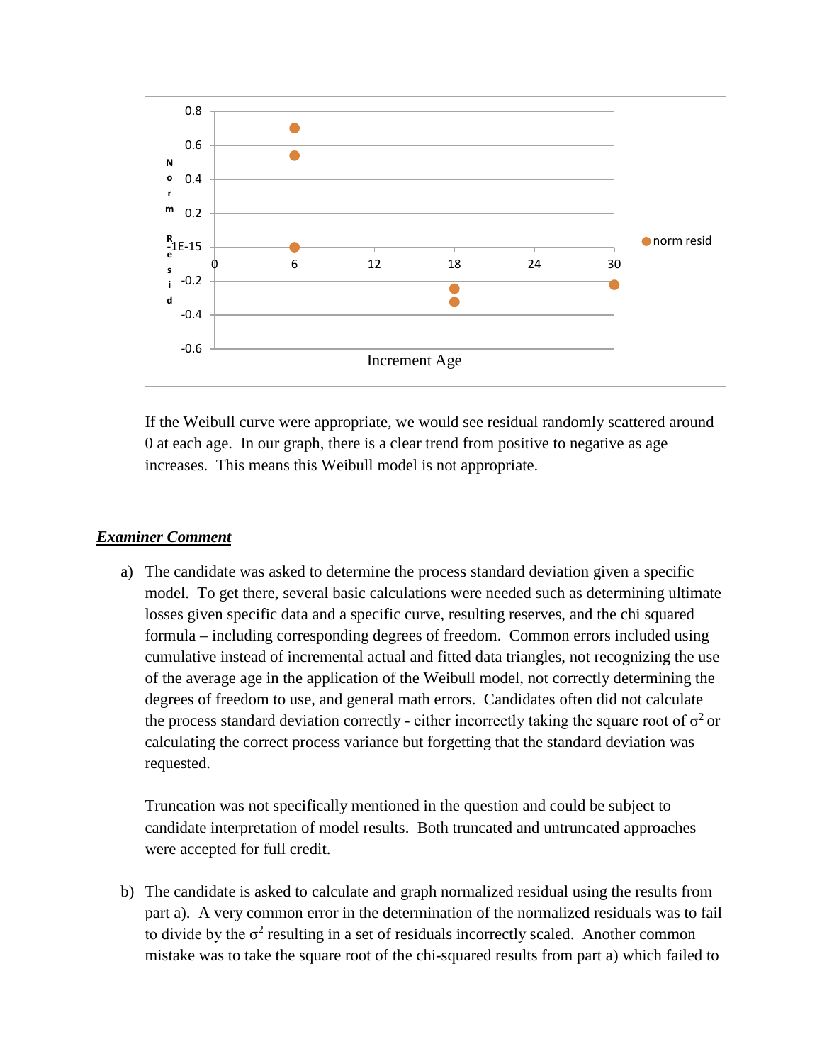If the Weibull curve were appropriate, we would see residual randomly scattered around 0 at each age. In our graph, there is a clear trend from positive to negative as age increases. This means this Weibull model is not appropriate.

***Examiner Comment***

a) The candidate was asked to determine the process standard deviation given a specific model. To get there, several basic calculations were needed such as determining ultimate losses given specific data and a specific curve, resulting reserves, and the chi squared formula – including corresponding degrees of freedom. Common errors included using cumulative instead of incremental actual and fitted data triangles, not recognizing the use of the average age in the application of the Weibull model, not correctly determining the degrees of freedom to use, and general math errors. Candidates often did not calculate the process standard deviation correctly - either incorrectly taking the square root of $\sigma^2$ or calculating the correct process variance but forgetting that the standard deviation was requested.

Truncation was not specifically mentioned in the question and could be subject to candidate interpretation of model results. Both truncated and untruncated approaches were accepted for full credit.

b) The candidate is asked to calculate and graph normalized residual using the results from part a). A very common error in the determination of the normalized residuals was to fail to divide by the $\sigma^2$ resulting in a set of residuals incorrectly scaled. Another common mistake was to take the square root of the chi-squared results from part a) which failed to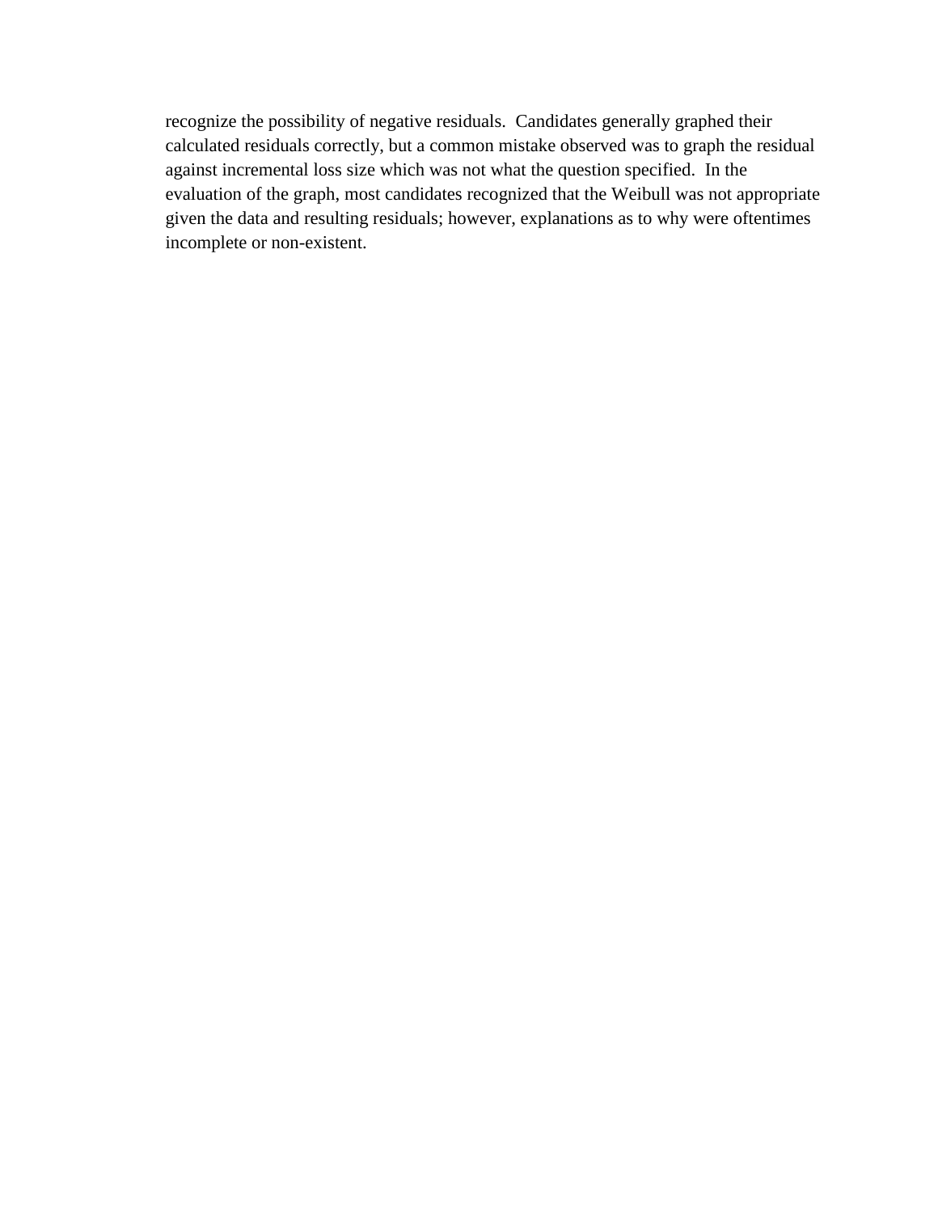recognize the possibility of negative residuals. Candidates generally graphed their calculated residuals correctly, but a common mistake observed was to graph the residual against incremental loss size which was not what the question specified. In the evaluation of the graph, most candidates recognized that the Weibull was not appropriate given the data and resulting residuals; however, explanations as to why were oftentimes incomplete or non-existent.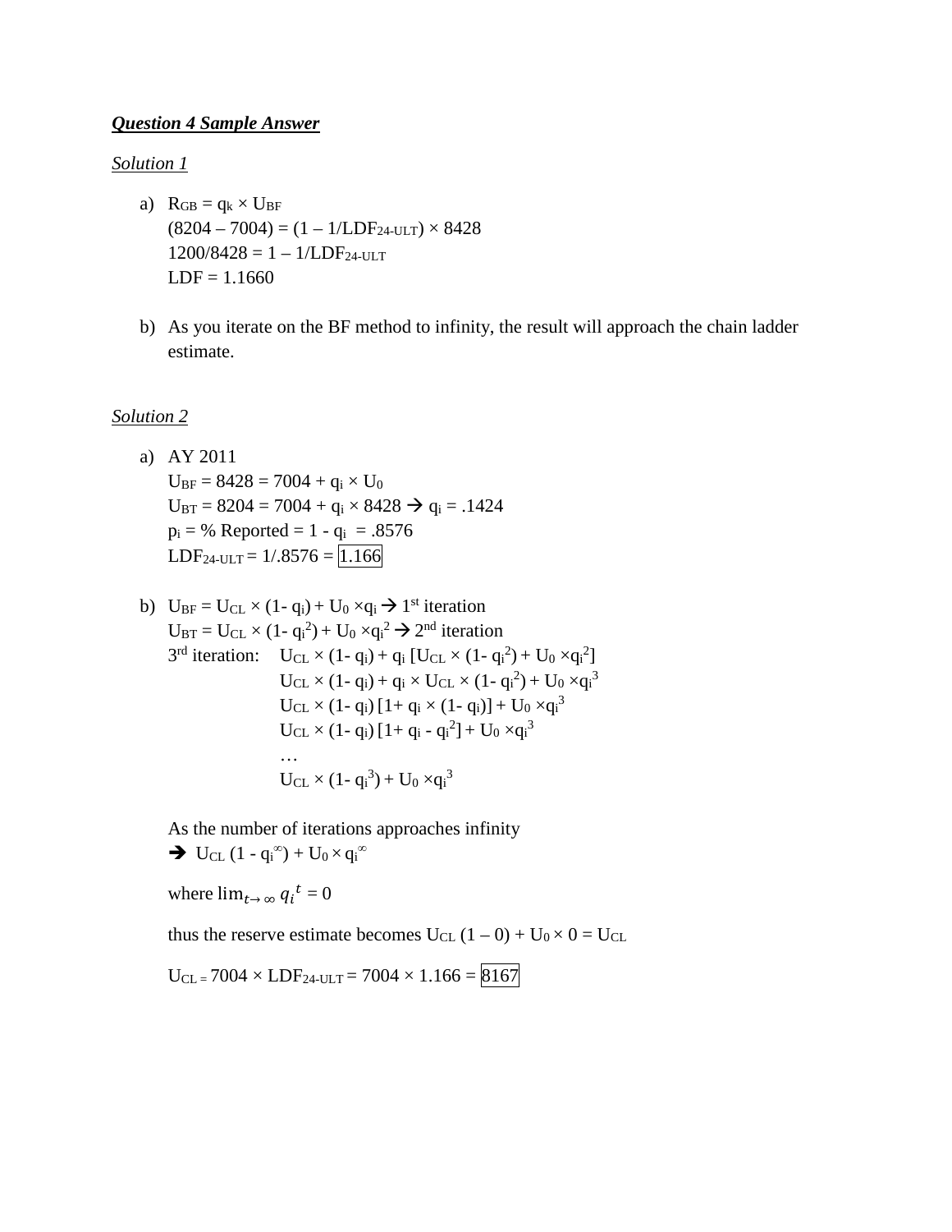***Question 4 Sample Answer***

*Solution 1*

a) $R_{GB} = q_k \times U_{BF}$
   $(8204 - 7004) = (1 - 1/LDF_{24\text{-ULT}}) \times 8428$
   $1200/8428 = 1 - 1/LDF_{24\text{-ULT}}$
   LDF = 1.1660

b) As you iterate on the BF method to infinity, the result will approach the chain ladder estimate.

*Solution 2*

a) AY 2011
   $U_{BF} = 8428 = 7004 + q_i \times U_0$
   $U_{BT} = 8204 = 7004 + q_i \times 8428 \rightarrow q_i = .1424$
   $p_i$ = % Reported = $1 - q_i = .8576$
   $LDF_{24\text{-ULT}} = 1/.8576 = \boxed{1.166}$

b) $U_{BF} = U_{CL} \times (1 - q_i) + U_0 \times q_i \rightarrow$ 1st iteration
   $U_{BT} = U_{CL} \times (1 - q_i^2) + U_0 \times q_i^2 \rightarrow$ 2nd iteration
   3rd iteration: $U_{CL} \times (1 - q_i) + q_i \left[U_{CL} \times (1 - q_i^2) + U_0 \times q_i^2\right]$
   $U_{CL} \times (1 - q_i) + q_i \times U_{CL} \times (1 - q_i^2) + U_0 \times q_i^3$
   $U_{CL} \times (1 - q_i)\left[1 + q_i \times (1 - q_i)\right] + U_0 \times q_i^3$
   $U_{CL} \times (1 - q_i)\left[1 + q_i - q_i^2\right] + U_0 \times q_i^3$
   …
   $U_{CL} \times (1 - q_i^3) + U_0 \times q_i^3$

   As the number of iterations approaches infinity
   $\rightarrow U_{CL}\,(1 - q_i^{\infty}) + U_0 \times q_i^{\infty}$

   where $\lim_{t \to \infty} q_i^{\,t} = 0$

   thus the reserve estimate becomes $U_{CL}\,(1 - 0) + U_0 \times 0 = U_{CL}$

   $U_{CL} = 7004 \times LDF_{24\text{-ULT}} = 7004 \times 1.166 = \boxed{8167}$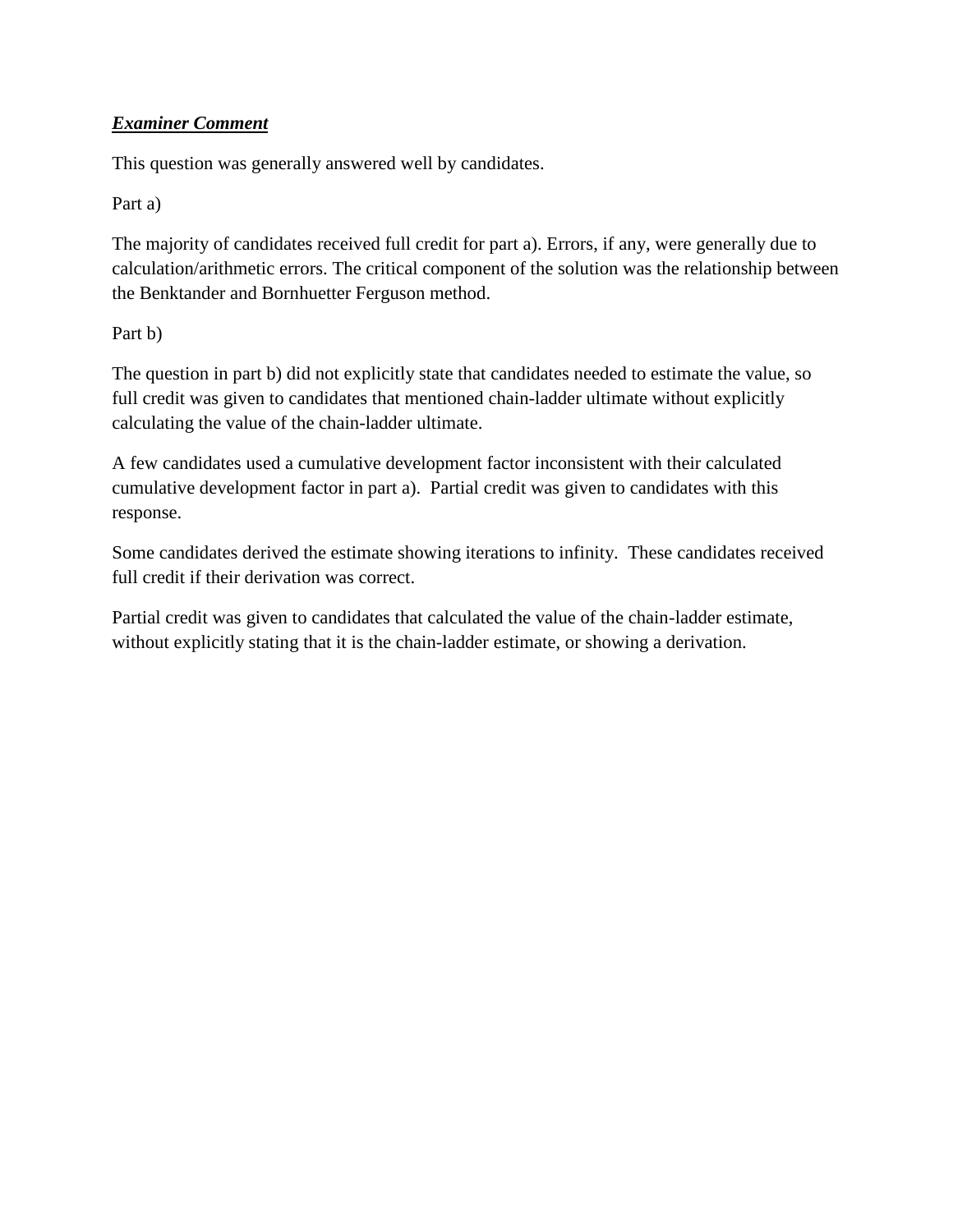***Examiner Comment***

This question was generally answered well by candidates.

Part a)

The majority of candidates received full credit for part a). Errors, if any, were generally due to calculation/arithmetic errors. The critical component of the solution was the relationship between the Benktander and Bornhuetter Ferguson method.

Part b)

The question in part b) did not explicitly state that candidates needed to estimate the value, so full credit was given to candidates that mentioned chain-ladder ultimate without explicitly calculating the value of the chain-ladder ultimate.

A few candidates used a cumulative development factor inconsistent with their calculated cumulative development factor in part a). Partial credit was given to candidates with this response.

Some candidates derived the estimate showing iterations to infinity. These candidates received full credit if their derivation was correct.

Partial credit was given to candidates that calculated the value of the chain-ladder estimate, without explicitly stating that it is the chain-ladder estimate, or showing a derivation.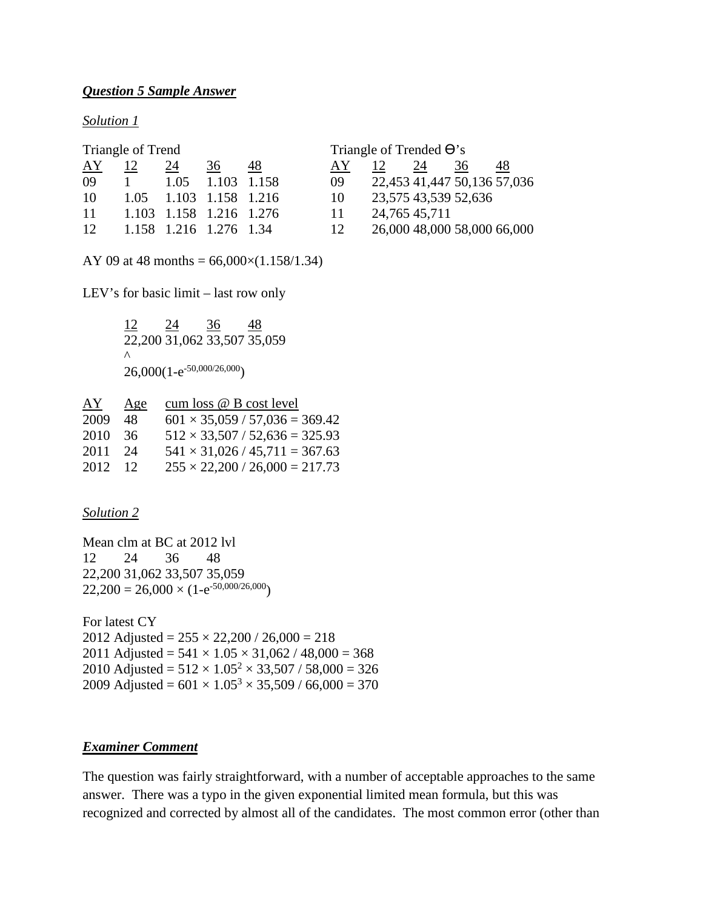***Question 5 Sample Answer***

*Solution 1*

Triangle of Trend

| AY | 12 | 24 | 36 | 48 |
|---|---|---|---|---|
| 09 | 1 | 1.05 | 1.103 | 1.158 |
| 10 | 1.05 | 1.103 | 1.158 | 1.216 |
| 11 | 1.103 | 1.158 | 1.216 | 1.276 |
| 12 | 1.158 | 1.216 | 1.276 | 1.34 |

Triangle of Trended Θ's

| AY | 12 | 24 | 36 | 48 |
|---|---|---|---|---|
| 09 | 22,453 | 41,447 | 50,136 | 57,036 |
| 10 | 23,575 | 43,539 | 52,636 | |
| 11 | 24,765 | 45,711 | | |
| 12 | 26,000 | 48,000 | 58,000 | 66,000 |

AY 09 at 48 months = 66,000×(1.158/1.34)

LEV's for basic limit – last row only

| 12 | 24 | 36 | 48 |
|---|---|---|---|
| 22,200 | 31,062 | 33,507 | 35,059 |

^

$26{,}000(1-e^{-50{,}000/26{,}000})$

| AY | Age | cum loss @ B cost level |
|---|---|---|
| 2009 | 48 | 601 × 35,059 / 57,036 = 369.42 |
| 2010 | 36 | 512 × 33,507 / 52,636 = 325.93 |
| 2011 | 24 | 541 × 31,026 / 45,711 = 367.63 |
| 2012 | 12 | 255 × 22,200 / 26,000 = 217.73 |

*Solution 2*

Mean clm at BC at 2012 lvl

| 12 | 24 | 36 | 48 |
|---|---|---|---|
| 22,200 | 31,062 | 33,507 | 35,059 |

$22{,}200 = 26{,}000 \times (1-e^{-50{,}000/26{,}000})$

For latest CY

2012 Adjusted = 255 × 22,200 / 26,000 = 218

2011 Adjusted = 541 × 1.05 × 31,062 / 48,000 = 368

2010 Adjusted = $512 \times 1.05^2 \times 33{,}507 / 58{,}000 = 326$

2009 Adjusted = $601 \times 1.05^3 \times 35{,}509 / 66{,}000 = 370$

***Examiner Comment***

The question was fairly straightforward, with a number of acceptable approaches to the same answer. There was a typo in the given exponential limited mean formula, but this was recognized and corrected by almost all of the candidates. The most common error (other than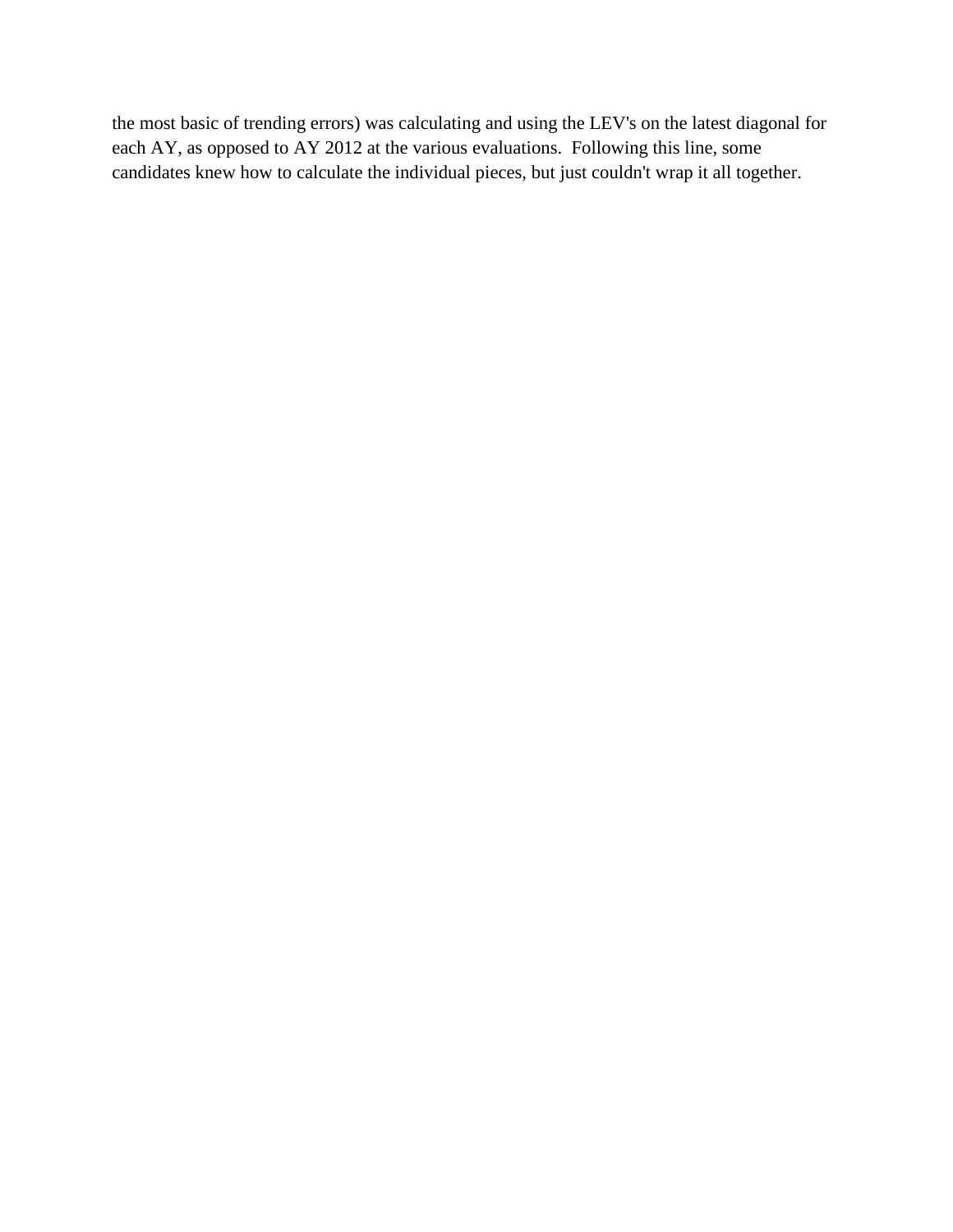the most basic of trending errors) was calculating and using the LEV's on the latest diagonal for each AY, as opposed to AY 2012 at the various evaluations. Following this line, some candidates knew how to calculate the individual pieces, but just couldn't wrap it all together.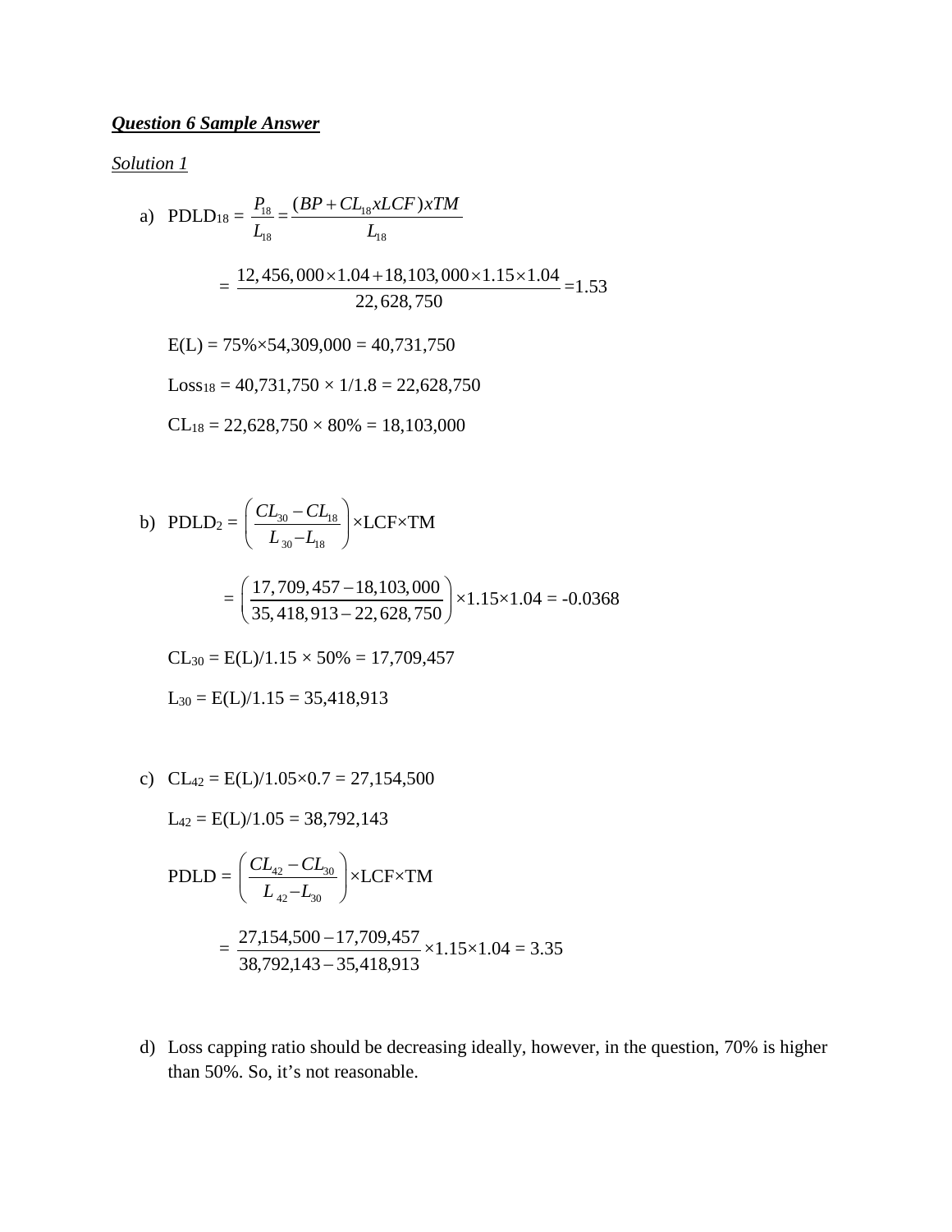***Question 6 Sample Answer***

*Solution 1*

a) $\text{PDLD}_{18} = \dfrac{P_{18}}{L_{18}} = \dfrac{(BP + CL_{18} x LCF) x TM}{L_{18}}$

$$= \frac{12,456,000 \times 1.04 + 18,103,000 \times 1.15 \times 1.04}{22,628,750} = 1.53$$

E(L) = 75%×54,309,000 = 40,731,750

$\text{Loss}_{18}$ = 40,731,750 × 1/1.8 = 22,628,750

$\text{CL}_{18}$ = 22,628,750 × 80% = 18,103,000

b) $\text{PDLD}_{2} = \left( \dfrac{CL_{30} - CL_{18}}{L_{30} - L_{18}} \right) \times \text{LCF} \times \text{TM}$

$$= \left( \frac{17,709,457 - 18,103,000}{35,418,913 - 22,628,750} \right) \times 1.15 \times 1.04 = -0.0368$$

$\text{CL}_{30}$ = E(L)/1.15 × 50% = 17,709,457

$\text{L}_{30}$ = E(L)/1.15 = 35,418,913

c) $\text{CL}_{42}$ = E(L)/1.05×0.7 = 27,154,500

$\text{L}_{42}$ = E(L)/1.05 = 38,792,143

$\text{PDLD} = \left( \dfrac{CL_{42} - CL_{30}}{L_{42} - L_{30}} \right) \times \text{LCF} \times \text{TM}$

$$= \frac{27,154,500 - 17,709,457}{38,792,143 - 35,418,913} \times 1.15 \times 1.04 = 3.35$$

d) Loss capping ratio should be decreasing ideally, however, in the question, 70% is higher than 50%. So, it's not reasonable.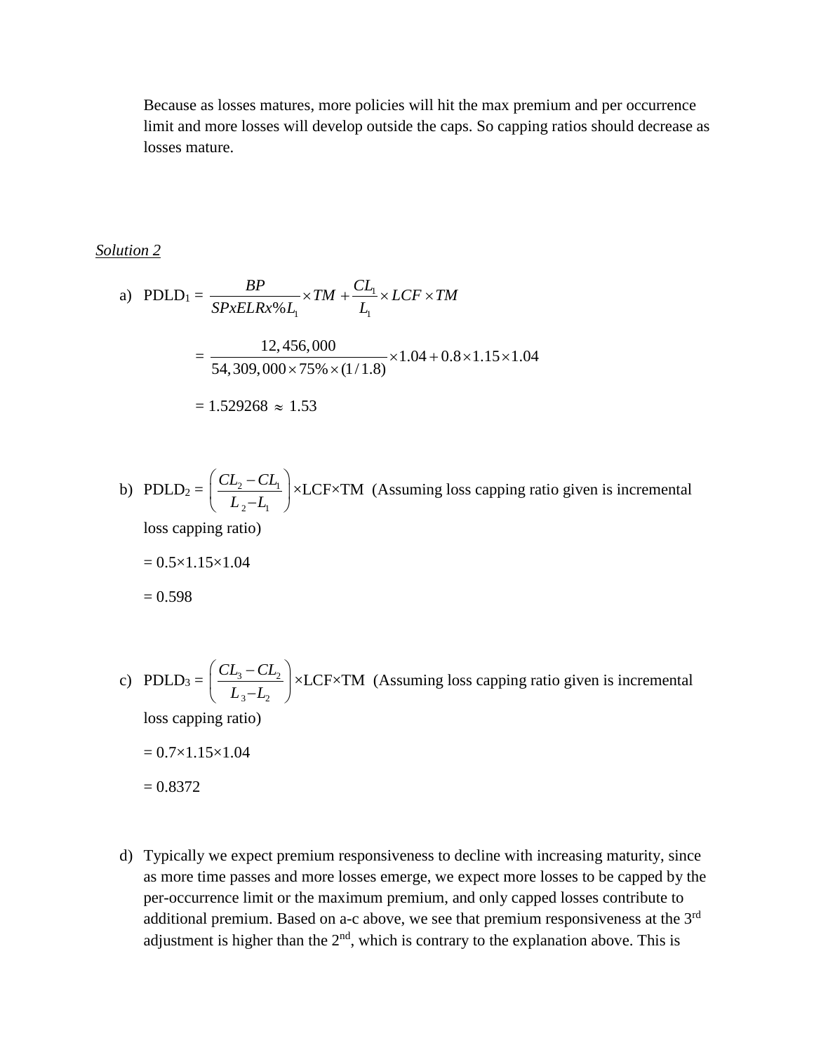Because as losses matures, more policies will hit the max premium and per occurrence limit and more losses will develop outside the caps. So capping ratios should decrease as losses mature.

*Solution 2*

a) PDLD$_1$ = $\dfrac{BP}{SPxELRx\%L_1} \times TM + \dfrac{CL_1}{L_1} \times LCF \times TM$

$$= \frac{12,456,000}{54,309,000 \times 75\% \times (1/1.8)} \times 1.04 + 0.8 \times 1.15 \times 1.04$$

$$= 1.529268 \approx 1.53$$

b) PDLD$_2$ = $\left(\dfrac{CL_2 - CL_1}{L_2 - L_1}\right)$×LCF×TM (Assuming loss capping ratio given is incremental loss capping ratio)

= 0.5×1.15×1.04

= 0.598

c) PDLD$_3$ = $\left(\dfrac{CL_3 - CL_2}{L_3 - L_2}\right)$×LCF×TM (Assuming loss capping ratio given is incremental loss capping ratio)

= 0.7×1.15×1.04

= 0.8372

d) Typically we expect premium responsiveness to decline with increasing maturity, since as more time passes and more losses emerge, we expect more losses to be capped by the per-occurrence limit or the maximum premium, and only capped losses contribute to additional premium. Based on a-c above, we see that premium responsiveness at the 3rd adjustment is higher than the 2nd, which is contrary to the explanation above. This is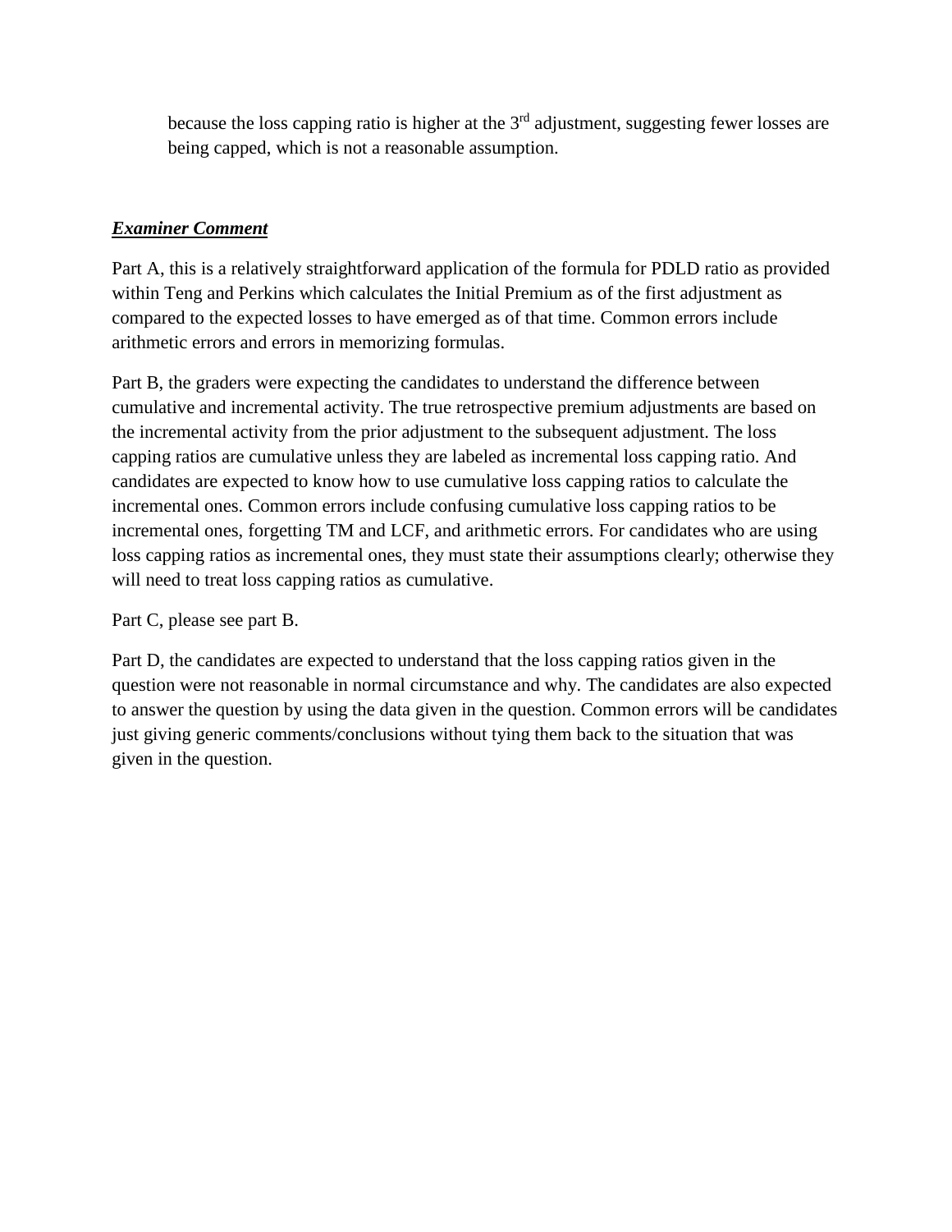because the loss capping ratio is higher at the 3rd adjustment, suggesting fewer losses are being capped, which is not a reasonable assumption.

***Examiner Comment***

Part A, this is a relatively straightforward application of the formula for PDLD ratio as provided within Teng and Perkins which calculates the Initial Premium as of the first adjustment as compared to the expected losses to have emerged as of that time. Common errors include arithmetic errors and errors in memorizing formulas.

Part B, the graders were expecting the candidates to understand the difference between cumulative and incremental activity. The true retrospective premium adjustments are based on the incremental activity from the prior adjustment to the subsequent adjustment. The loss capping ratios are cumulative unless they are labeled as incremental loss capping ratio. And candidates are expected to know how to use cumulative loss capping ratios to calculate the incremental ones. Common errors include confusing cumulative loss capping ratios to be incremental ones, forgetting TM and LCF, and arithmetic errors. For candidates who are using loss capping ratios as incremental ones, they must state their assumptions clearly; otherwise they will need to treat loss capping ratios as cumulative.

Part C, please see part B.

Part D, the candidates are expected to understand that the loss capping ratios given in the question were not reasonable in normal circumstance and why. The candidates are also expected to answer the question by using the data given in the question. Common errors will be candidates just giving generic comments/conclusions without tying them back to the situation that was given in the question.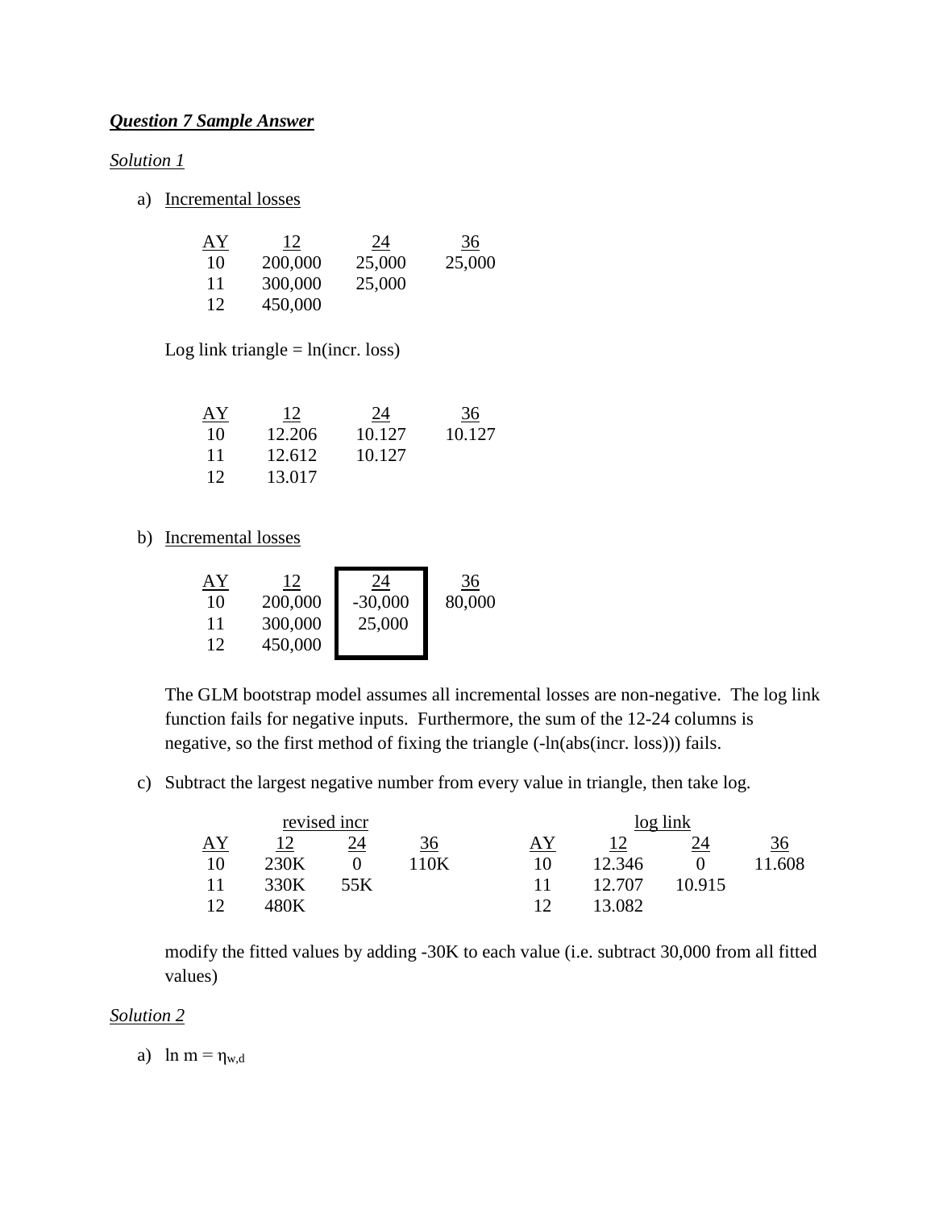***Question 7 Sample Answer***

*Solution 1*

a) Incremental losses

| AY | 12 | 24 | 36 |
|---|---|---|---|
| 10 | 200,000 | 25,000 | 25,000 |
| 11 | 300,000 | 25,000 | |
| 12 | 450,000 | | |

Log link triangle = ln(incr. loss)

| AY | 12 | 24 | 36 |
|---|---|---|---|
| 10 | 12.206 | 10.127 | 10.127 |
| 11 | 12.612 | 10.127 | |
| 12 | 13.017 | | |

b) Incremental losses

| AY | 12 | 24 | 36 |
|---|---|---|---|
| 10 | 200,000 | -30,000 | 80,000 |
| 11 | 300,000 | 25,000 | |
| 12 | 450,000 | | |

The GLM bootstrap model assumes all incremental losses are non-negative. The log link function fails for negative inputs. Furthermore, the sum of the 12-24 columns is negative, so the first method of fixing the triangle (-ln(abs(incr. loss))) fails.

c) Subtract the largest negative number from every value in triangle, then take log.

| revised incr | | | | | log link | | | |
|---|---|---|---|---|---|---|---|---|
| AY | 12 | 24 | 36 | | AY | 12 | 24 | 36 |
| 10 | 230K | 0 | 110K | | 10 | 12.346 | 0 | 11.608 |
| 11 | 330K | 55K | | | 11 | 12.707 | 10.915 | |
| 12 | 480K | | | | 12 | 13.082 | | |

modify the fitted values by adding -30K to each value (i.e. subtract 30,000 from all fitted values)

*Solution 2*

a) $\ln m = \eta_{w,d}$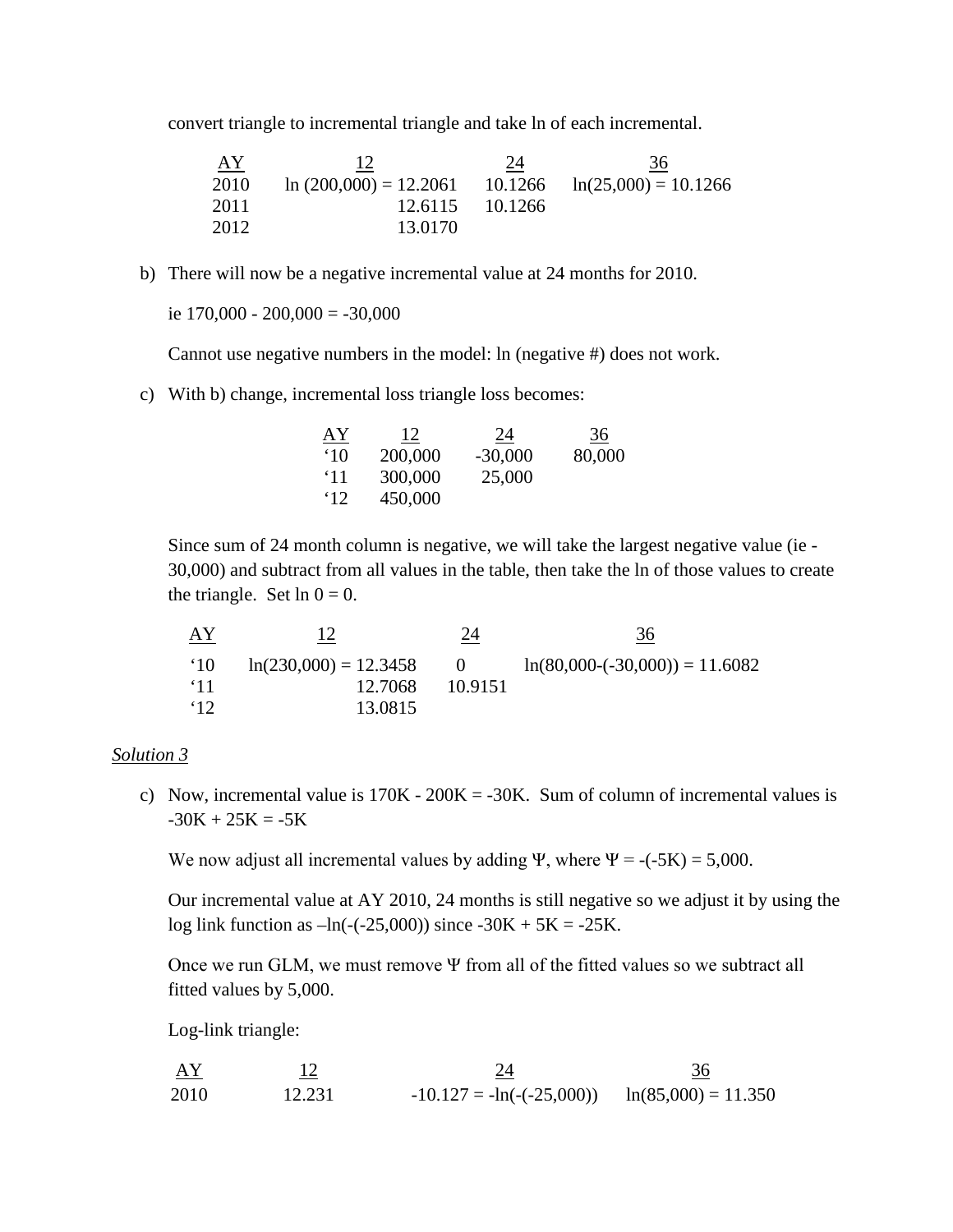convert triangle to incremental triangle and take ln of each incremental.

| AY | 12 | 24 | 36 |
|---|---|---|---|
| 2010 | ln (200,000) = 12.2061 | 10.1266 | ln(25,000) = 10.1266 |
| 2011 | 12.6115 | 10.1266 | |
| 2012 | 13.0170 | | |

b) There will now be a negative incremental value at 24 months for 2010.

ie 170,000 - 200,000 = -30,000

Cannot use negative numbers in the model: ln (negative #) does not work.

c) With b) change, incremental loss triangle loss becomes:

| AY | 12 | 24 | 36 |
|---|---|---|---|
| '10 | 200,000 | -30,000 | 80,000 |
| '11 | 300,000 | 25,000 | |
| '12 | 450,000 | | |

Since sum of 24 month column is negative, we will take the largest negative value (ie -30,000) and subtract from all values in the table, then take the ln of those values to create the triangle. Set ln 0 = 0.

| AY | 12 | 24 | 36 |
|---|---|---|---|
| '10 | ln(230,000) = 12.3458 | 0 | ln(80,000-(-30,000)) = 11.6082 |
| '11 | 12.7068 | 10.9151 | |
| '12 | 13.0815 | | |

*Solution 3*

c) Now, incremental value is 170K - 200K = -30K. Sum of column of incremental values is -30K + 25K = -5K

We now adjust all incremental values by adding $\Psi$, where $\Psi = -(-5K) = 5{,}000$.

Our incremental value at AY 2010, 24 months is still negative so we adjust it by using the log link function as $-\ln(-(-25{,}000))$ since -30K + 5K = -25K.

Once we run GLM, we must remove $\Psi$ from all of the fitted values so we subtract all fitted values by 5,000.

Log-link triangle:

| AY | 12 | 24 | 36 |
|---|---|---|---|
| 2010 | 12.231 | $-10.127 = -\ln(-(-25{,}000))$ | ln(85,000) = 11.350 |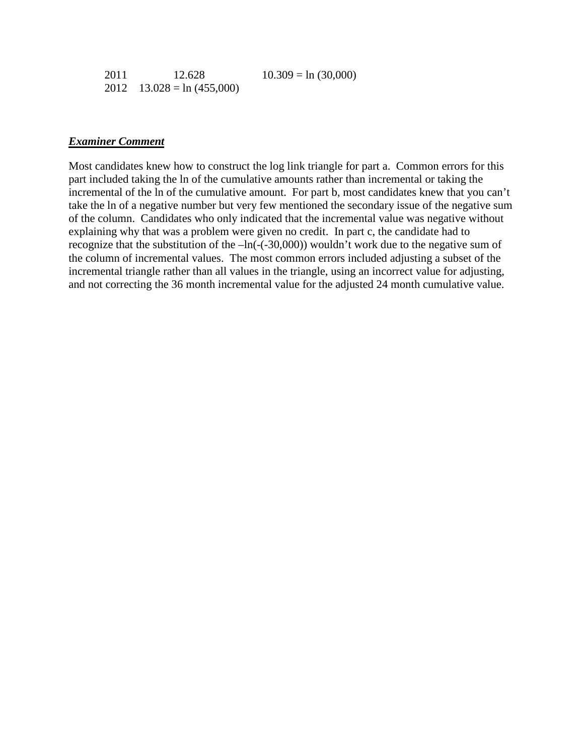| | | |
|---|---|---|
| 2011 | 12.628 | 10.309 = ln (30,000) |
| 2012 | 13.028 = ln (455,000) | |

***Examiner Comment***

Most candidates knew how to construct the log link triangle for part a. Common errors for this part included taking the ln of the cumulative amounts rather than incremental or taking the incremental of the ln of the cumulative amount. For part b, most candidates knew that you can't take the ln of a negative number but very few mentioned the secondary issue of the negative sum of the column. Candidates who only indicated that the incremental value was negative without explaining why that was a problem were given no credit. In part c, the candidate had to recognize that the substitution of the –ln(-(-30,000)) wouldn't work due to the negative sum of the column of incremental values. The most common errors included adjusting a subset of the incremental triangle rather than all values in the triangle, using an incorrect value for adjusting, and not correcting the 36 month incremental value for the adjusted 24 month cumulative value.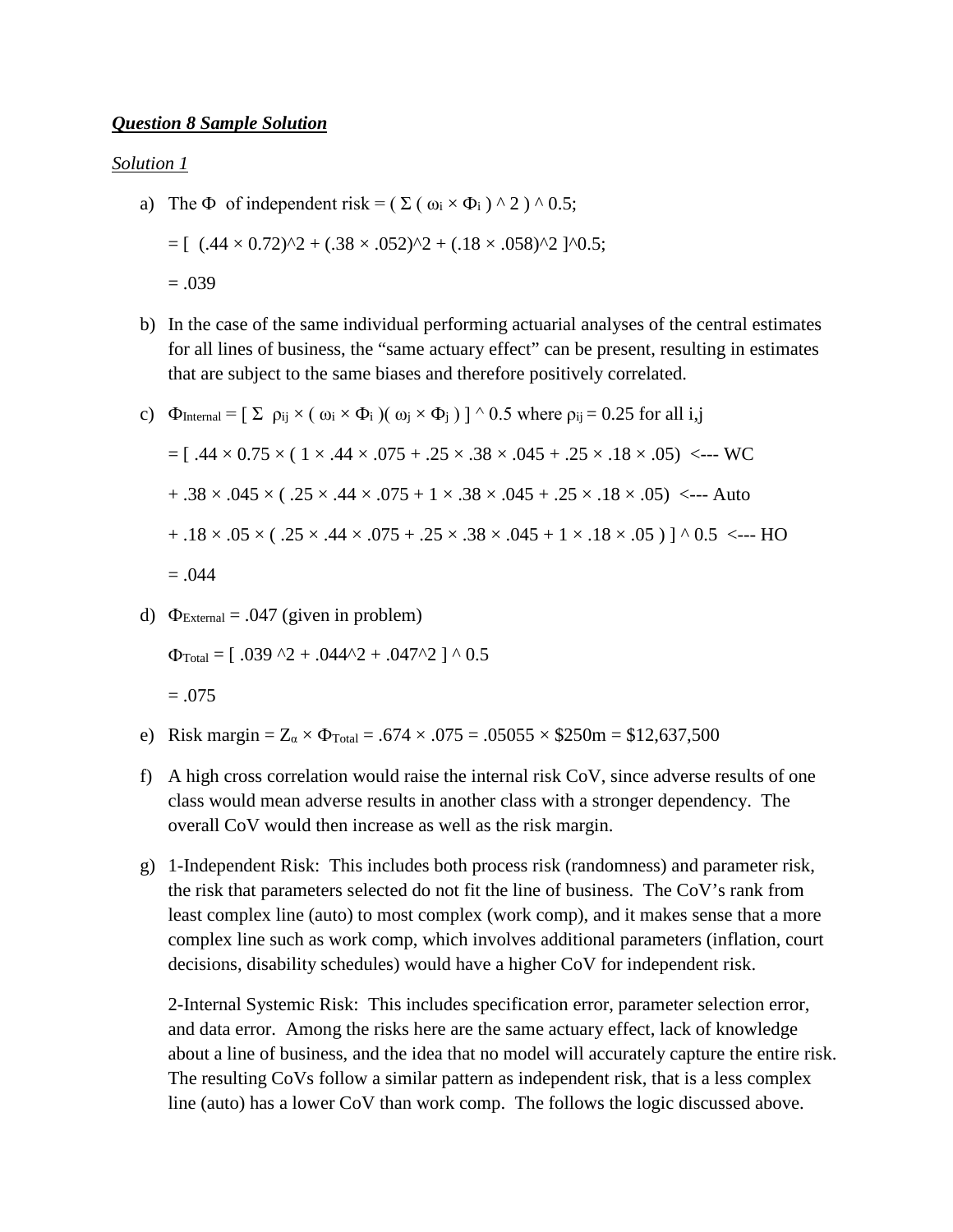***Question 8 Sample Solution***

*Solution 1*

a) The $\Phi$ of independent risk = ( $\Sigma$ ( $\omega_i \times \Phi_i$ ) ^ 2 ) ^ 0.5;

   = [ (.44 × 0.72)^2 + (.38 × .052)^2 + (.18 × .058)^2 ]^0.5;

   = .039

b) In the case of the same individual performing actuarial analyses of the central estimates for all lines of business, the "same actuary effect" can be present, resulting in estimates that are subject to the same biases and therefore positively correlated.

c) $\Phi_{Internal}$ = [ $\Sigma$ $\rho_{ij}$ × ( $\omega_i \times \Phi_i$ )( $\omega_j \times \Phi_j$ ) ] ^ 0.5 where $\rho_{ij}$ = 0.25 for all i,j

   = [ .44 × 0.75 × ( 1 × .44 × .075 + .25 × .38 × .045 + .25 × .18 × .05) <--- WC

   + .38 × .045 × ( .25 × .44 × .075 + 1 × .38 × .045 + .25 × .18 × .05) <--- Auto

   + .18 × .05 × ( .25 × .44 × .075 + .25 × .38 × .045 + 1 × .18 × .05 ) ] ^ 0.5 <--- HO

   = .044

d) $\Phi_{External}$ = .047 (given in problem)

   $\Phi_{Total}$ = [ .039 ^2 + .044^2 + .047^2 ] ^ 0.5

   = .075

e) Risk margin = $Z_\alpha \times \Phi_{Total}$ = .674 × .075 = .05055 × $250m = $12,637,500

f) A high cross correlation would raise the internal risk CoV, since adverse results of one class would mean adverse results in another class with a stronger dependency. The overall CoV would then increase as well as the risk margin.

g) 1-Independent Risk: This includes both process risk (randomness) and parameter risk, the risk that parameters selected do not fit the line of business. The CoV's rank from least complex line (auto) to most complex (work comp), and it makes sense that a more complex line such as work comp, which involves additional parameters (inflation, court decisions, disability schedules) would have a higher CoV for independent risk.

   2-Internal Systemic Risk: This includes specification error, parameter selection error, and data error. Among the risks here are the same actuary effect, lack of knowledge about a line of business, and the idea that no model will accurately capture the entire risk. The resulting CoVs follow a similar pattern as independent risk, that is a less complex line (auto) has a lower CoV than work comp. The follows the logic discussed above.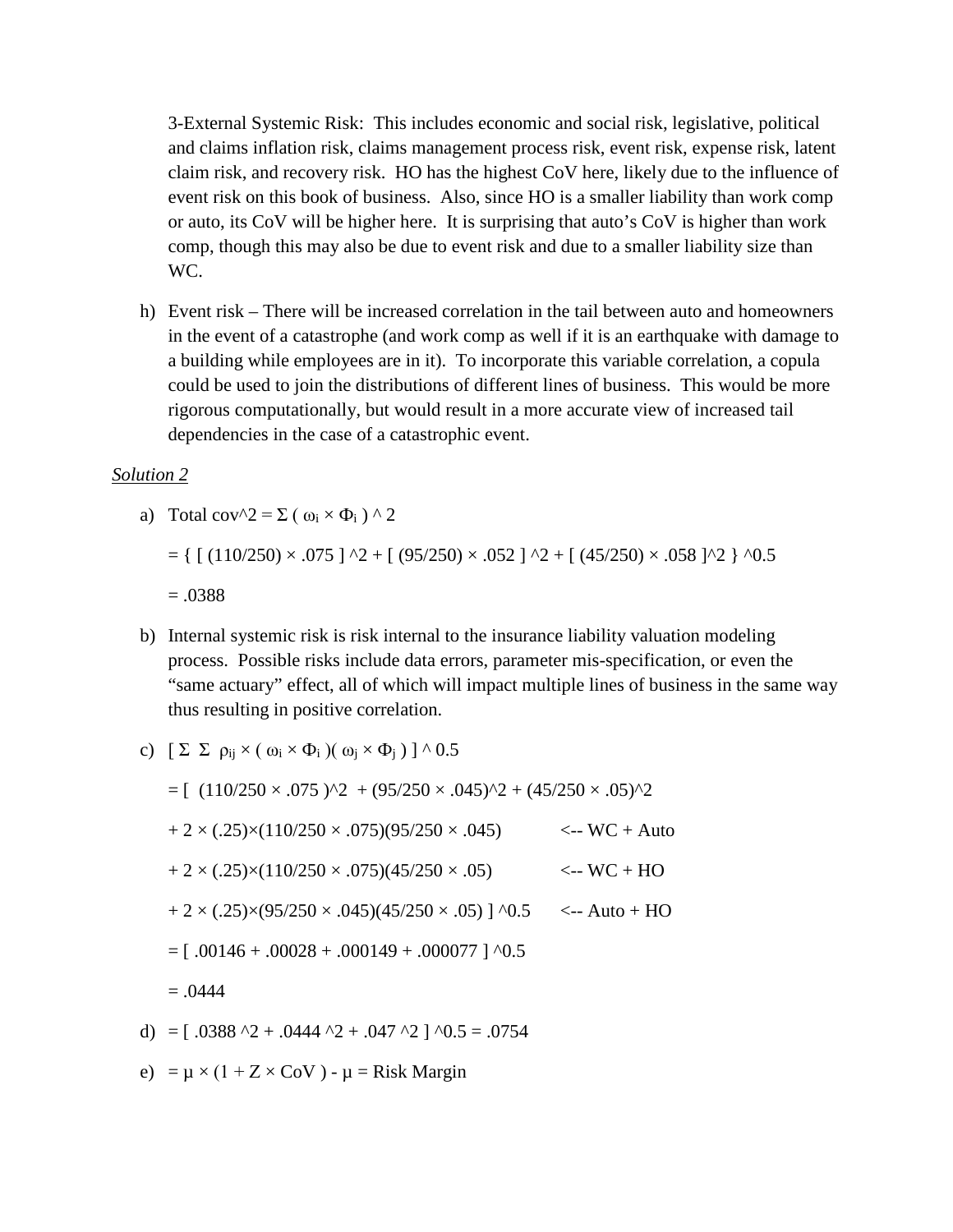3-External Systemic Risk: This includes economic and social risk, legislative, political and claims inflation risk, claims management process risk, event risk, expense risk, latent claim risk, and recovery risk. HO has the highest CoV here, likely due to the influence of event risk on this book of business. Also, since HO is a smaller liability than work comp or auto, its CoV will be higher here. It is surprising that auto's CoV is higher than work comp, though this may also be due to event risk and due to a smaller liability size than WC.

h) Event risk – There will be increased correlation in the tail between auto and homeowners in the event of a catastrophe (and work comp as well if it is an earthquake with damage to a building while employees are in it). To incorporate this variable correlation, a copula could be used to join the distributions of different lines of business. This would be more rigorous computationally, but would result in a more accurate view of increased tail dependencies in the case of a catastrophic event.

*Solution 2*

a) Total cov^2 = $\Sigma$ ( $\omega_i \times \Phi_i$ ) ^ 2

   = { [ (110/250) × .075 ] ^2 + [ (95/250) × .052 ] ^2 + [ (45/250) × .058 ]^2 } ^0.5

   = .0388

b) Internal systemic risk is risk internal to the insurance liability valuation modeling process. Possible risks include data errors, parameter mis-specification, or even the "same actuary" effect, all of which will impact multiple lines of business in the same way thus resulting in positive correlation.

c) [ $\Sigma$ $\Sigma$ $\rho_{ij} \times$ ( $\omega_i \times \Phi_i$ )( $\omega_j \times \Phi_j$ ) ] ^ 0.5

   = [ (110/250 × .075 )^2 + (95/250 × .045)^2 + (45/250 × .05)^2

   + 2 × (.25)×(110/250 × .075)(95/250 × .045) <-- WC + Auto

   + 2 × (.25)×(110/250 × .075)(45/250 × .05) <-- WC + HO

   + 2 × (.25)×(95/250 × .045)(45/250 × .05) ] ^0.5 <-- Auto + HO

   = [ .00146 + .00028 + .000149 + .000077 ] ^0.5

   = .0444

d) = [ .0388 ^2 + .0444 ^2 + .047 ^2 ] ^0.5 = .0754

e) = $\mu$ × (1 + Z × CoV ) - $\mu$ = Risk Margin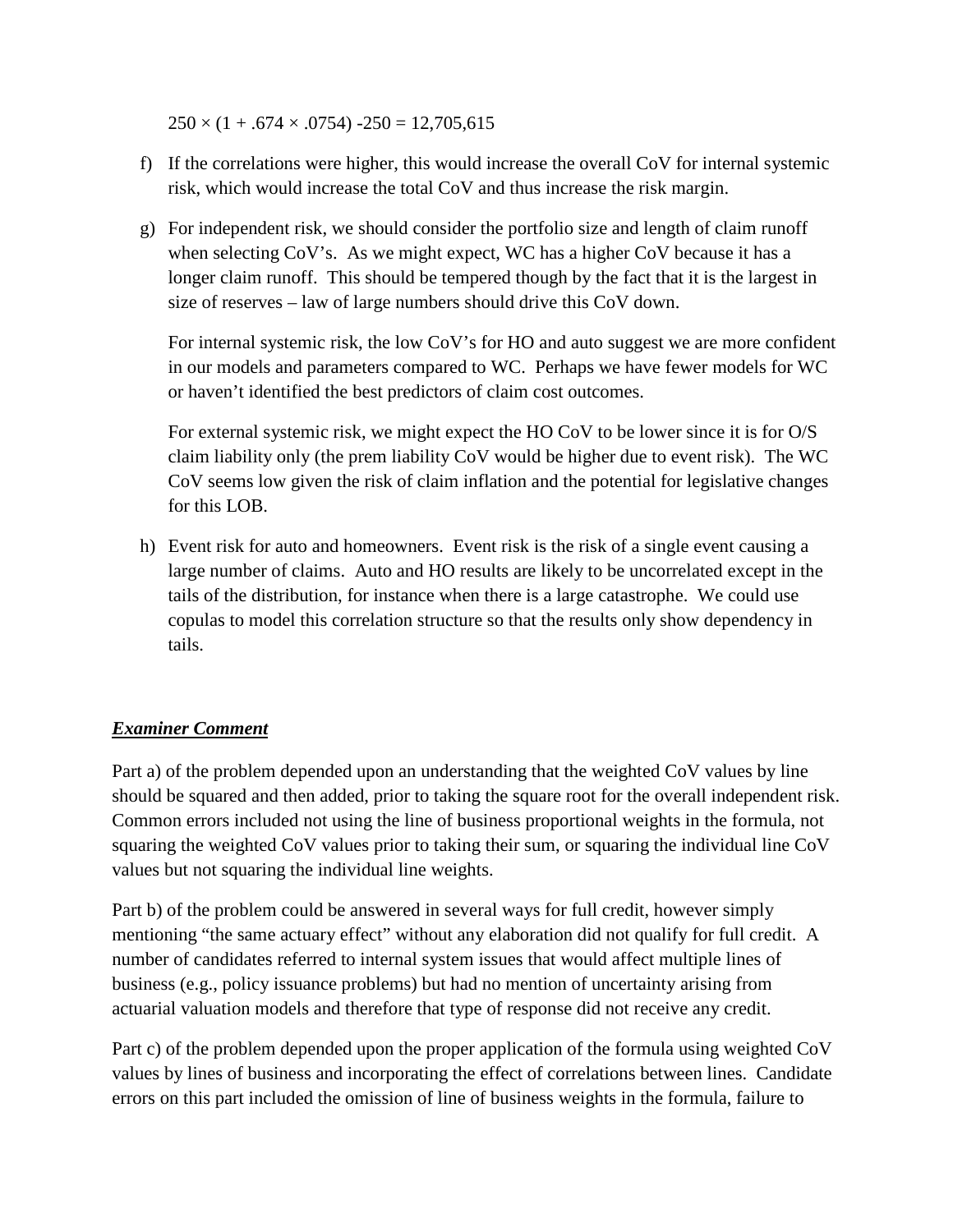$250 \times (1 + .674 \times .0754) - 250 = 12{,}705{,}615$

f) If the correlations were higher, this would increase the overall CoV for internal systemic risk, which would increase the total CoV and thus increase the risk margin.

g) For independent risk, we should consider the portfolio size and length of claim runoff when selecting CoV's. As we might expect, WC has a higher CoV because it has a longer claim runoff. This should be tempered though by the fact that it is the largest in size of reserves – law of large numbers should drive this CoV down.

   For internal systemic risk, the low CoV's for HO and auto suggest we are more confident in our models and parameters compared to WC. Perhaps we have fewer models for WC or haven't identified the best predictors of claim cost outcomes.

   For external systemic risk, we might expect the HO CoV to be lower since it is for O/S claim liability only (the prem liability CoV would be higher due to event risk). The WC CoV seems low given the risk of claim inflation and the potential for legislative changes for this LOB.

h) Event risk for auto and homeowners. Event risk is the risk of a single event causing a large number of claims. Auto and HO results are likely to be uncorrelated except in the tails of the distribution, for instance when there is a large catastrophe. We could use copulas to model this correlation structure so that the results only show dependency in tails.

***Examiner Comment***

Part a) of the problem depended upon an understanding that the weighted CoV values by line should be squared and then added, prior to taking the square root for the overall independent risk. Common errors included not using the line of business proportional weights in the formula, not squaring the weighted CoV values prior to taking their sum, or squaring the individual line CoV values but not squaring the individual line weights.

Part b) of the problem could be answered in several ways for full credit, however simply mentioning "the same actuary effect" without any elaboration did not qualify for full credit. A number of candidates referred to internal system issues that would affect multiple lines of business (e.g., policy issuance problems) but had no mention of uncertainty arising from actuarial valuation models and therefore that type of response did not receive any credit.

Part c) of the problem depended upon the proper application of the formula using weighted CoV values by lines of business and incorporating the effect of correlations between lines. Candidate errors on this part included the omission of line of business weights in the formula, failure to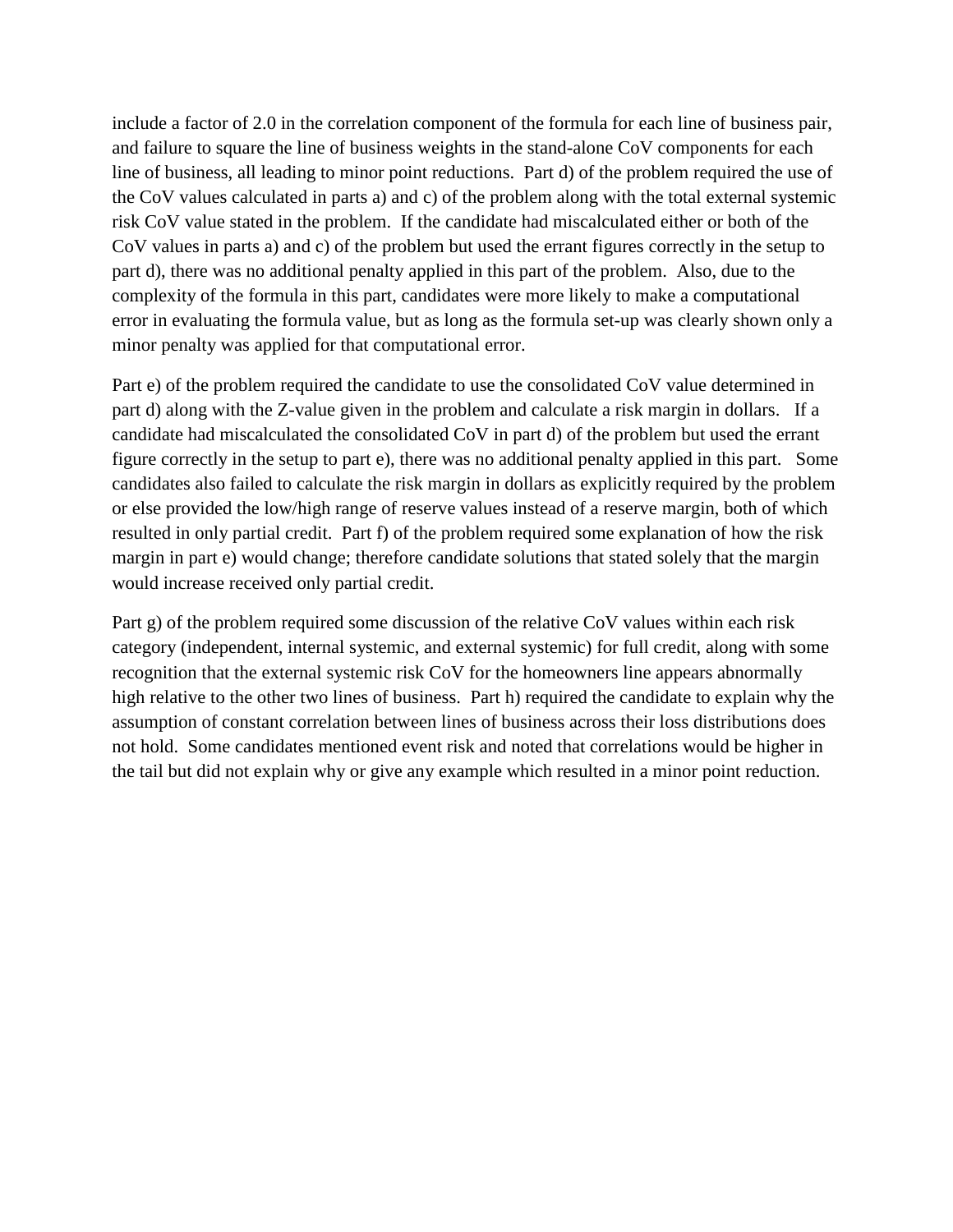include a factor of 2.0 in the correlation component of the formula for each line of business pair, and failure to square the line of business weights in the stand-alone CoV components for each line of business, all leading to minor point reductions. Part d) of the problem required the use of the CoV values calculated in parts a) and c) of the problem along with the total external systemic risk CoV value stated in the problem. If the candidate had miscalculated either or both of the CoV values in parts a) and c) of the problem but used the errant figures correctly in the setup to part d), there was no additional penalty applied in this part of the problem. Also, due to the complexity of the formula in this part, candidates were more likely to make a computational error in evaluating the formula value, but as long as the formula set-up was clearly shown only a minor penalty was applied for that computational error.

Part e) of the problem required the candidate to use the consolidated CoV value determined in part d) along with the Z-value given in the problem and calculate a risk margin in dollars. If a candidate had miscalculated the consolidated CoV in part d) of the problem but used the errant figure correctly in the setup to part e), there was no additional penalty applied in this part. Some candidates also failed to calculate the risk margin in dollars as explicitly required by the problem or else provided the low/high range of reserve values instead of a reserve margin, both of which resulted in only partial credit. Part f) of the problem required some explanation of how the risk margin in part e) would change; therefore candidate solutions that stated solely that the margin would increase received only partial credit.

Part g) of the problem required some discussion of the relative CoV values within each risk category (independent, internal systemic, and external systemic) for full credit, along with some recognition that the external systemic risk CoV for the homeowners line appears abnormally high relative to the other two lines of business. Part h) required the candidate to explain why the assumption of constant correlation between lines of business across their loss distributions does not hold. Some candidates mentioned event risk and noted that correlations would be higher in the tail but did not explain why or give any example which resulted in a minor point reduction.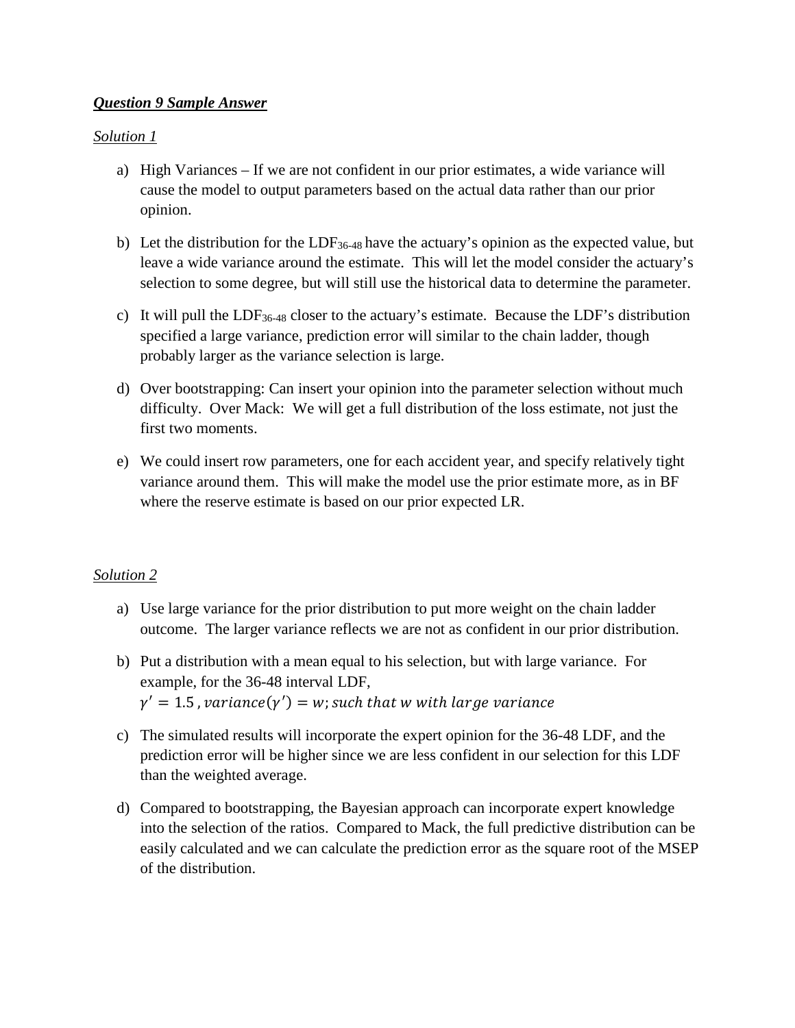***Question 9 Sample Answer***

*Solution 1*

a) High Variances – If we are not confident in our prior estimates, a wide variance will cause the model to output parameters based on the actual data rather than our prior opinion.

b) Let the distribution for the $LDF_{36\text{-}48}$ have the actuary's opinion as the expected value, but leave a wide variance around the estimate. This will let the model consider the actuary's selection to some degree, but will still use the historical data to determine the parameter.

c) It will pull the $LDF_{36\text{-}48}$ closer to the actuary's estimate. Because the LDF's distribution specified a large variance, prediction error will similar to the chain ladder, though probably larger as the variance selection is large.

d) Over bootstrapping: Can insert your opinion into the parameter selection without much difficulty. Over Mack: We will get a full distribution of the loss estimate, not just the first two moments.

e) We could insert row parameters, one for each accident year, and specify relatively tight variance around them. This will make the model use the prior estimate more, as in BF where the reserve estimate is based on our prior expected LR.

*Solution 2*

a) Use large variance for the prior distribution to put more weight on the chain ladder outcome. The larger variance reflects we are not as confident in our prior distribution.

b) Put a distribution with a mean equal to his selection, but with large variance. For example, for the 36-48 interval LDF,
$\gamma' = 1.5\,, variance(\gamma') = w; such\ that\ w\ with\ large\ variance$

c) The simulated results will incorporate the expert opinion for the 36-48 LDF, and the prediction error will be higher since we are less confident in our selection for this LDF than the weighted average.

d) Compared to bootstrapping, the Bayesian approach can incorporate expert knowledge into the selection of the ratios. Compared to Mack, the full predictive distribution can be easily calculated and we can calculate the prediction error as the square root of the MSEP of the distribution.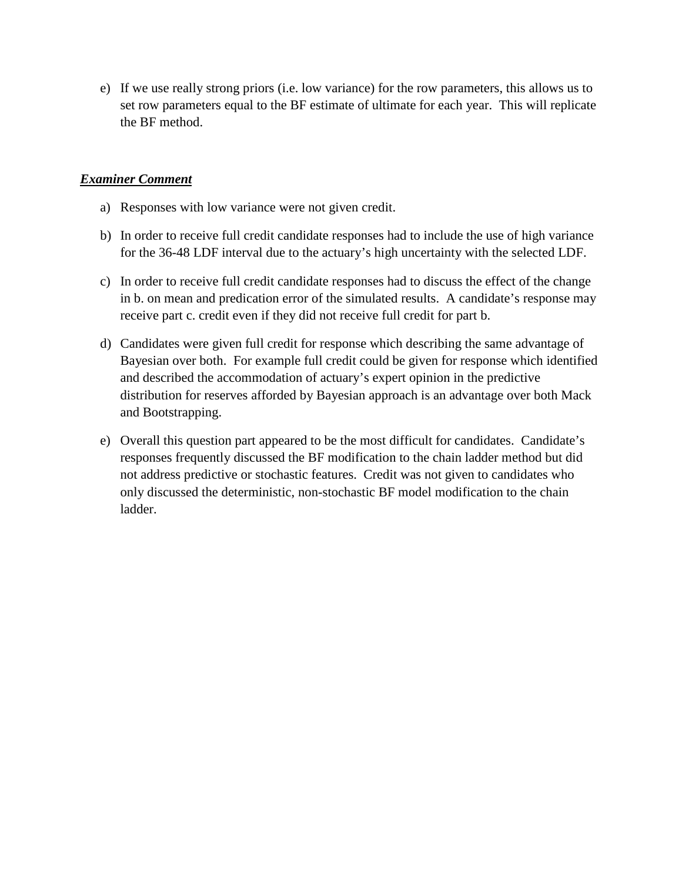e) If we use really strong priors (i.e. low variance) for the row parameters, this allows us to set row parameters equal to the BF estimate of ultimate for each year. This will replicate the BF method.

***Examiner Comment***

a) Responses with low variance were not given credit.

b) In order to receive full credit candidate responses had to include the use of high variance for the 36-48 LDF interval due to the actuary's high uncertainty with the selected LDF.

c) In order to receive full credit candidate responses had to discuss the effect of the change in b. on mean and predication error of the simulated results. A candidate's response may receive part c. credit even if they did not receive full credit for part b.

d) Candidates were given full credit for response which describing the same advantage of Bayesian over both. For example full credit could be given for response which identified and described the accommodation of actuary's expert opinion in the predictive distribution for reserves afforded by Bayesian approach is an advantage over both Mack and Bootstrapping.

e) Overall this question part appeared to be the most difficult for candidates. Candidate's responses frequently discussed the BF modification to the chain ladder method but did not address predictive or stochastic features. Credit was not given to candidates who only discussed the deterministic, non-stochastic BF model modification to the chain ladder.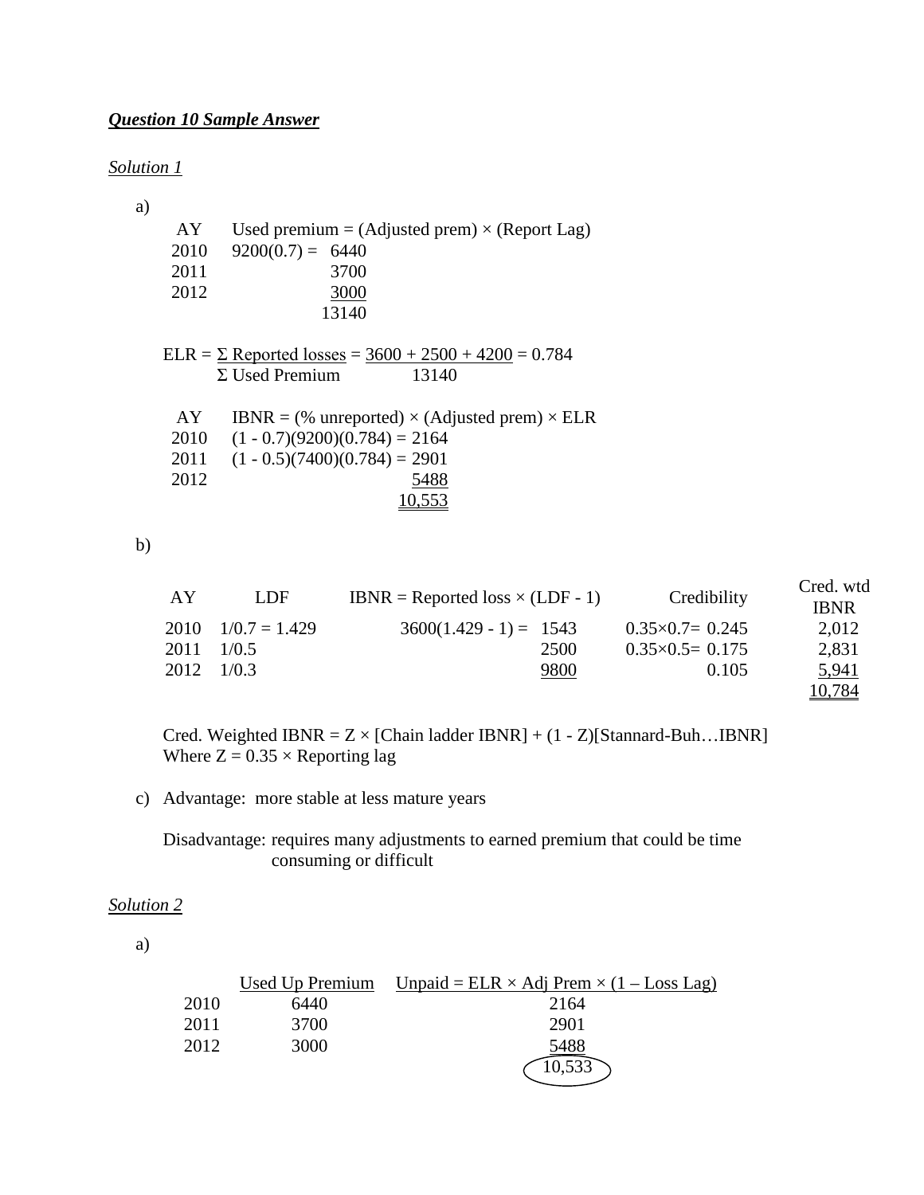***Question 10 Sample Answer***

*Solution 1*

a)

| AY | Used premium = (Adjusted prem) × (Report Lag) |
|---|---|
| 2010 | 9200(0.7) = 6440 |
| 2011 | 3700 |
| 2012 | 3000 |
| | 13140 |

$$ELR = \frac{\Sigma \text{ Reported losses}}{\Sigma \text{ Used Premium}} = \frac{3600 + 2500 + 4200}{13140} = 0.784$$

| AY | IBNR = (% unreported) × (Adjusted prem) × ELR |
|---|---|
| 2010 | (1 - 0.7)(9200)(0.784) = 2164 |
| 2011 | (1 - 0.5)(7400)(0.784) = 2901 |
| 2012 | 5488 |
| | 10,553 |

b)

| AY | LDF | IBNR = Reported loss × (LDF - 1) | Credibility | Cred. wtd IBNR |
|---|---|---|---|---|
| 2010 | 1/0.7 = 1.429 | 3600(1.429 - 1) = 1543 | 0.35×0.7= 0.245 | 2,012 |
| 2011 | 1/0.5 | 2500 | 0.35×0.5= 0.175 | 2,831 |
| 2012 | 1/0.3 | 9800 | 0.105 | 5,941 |
| | | | | 10,784 |

Cred. Weighted IBNR = Z × [Chain ladder IBNR] + (1 - Z)[Stannard-Buh…IBNR]
Where Z = 0.35 × Reporting lag

c) Advantage: more stable at less mature years

Disadvantage: requires many adjustments to earned premium that could be time consuming or difficult

*Solution 2*

a)

| | Used Up Premium | Unpaid = ELR × Adj Prem × (1 – Loss Lag) |
|---|---|---|
| 2010 | 6440 | 2164 |
| 2011 | 3700 | 2901 |
| 2012 | 3000 | 5488 |
| | | 10,533 |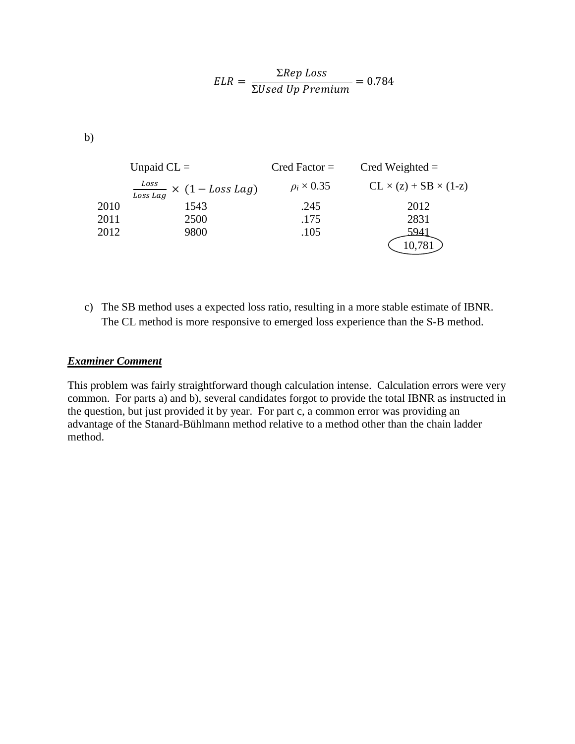$$ELR = \frac{\Sigma Rep\ Loss}{\Sigma Used\ Up\ Premium} = 0.784$$

b)

| | Unpaid CL = $\frac{Loss}{Loss\ Lag} \times (1 - Loss\ Lag)$ | Cred Factor = $\rho_i \times 0.35$ | Cred Weighted = CL × (z) + SB × (1-z) |
|---|---|---|---|
| 2010 | 1543 | .245 | 2012 |
| 2011 | 2500 | .175 | 2831 |
| 2012 | 9800 | .105 | 5941 |
| | | | 10,781 |

c) The SB method uses a expected loss ratio, resulting in a more stable estimate of IBNR. The CL method is more responsive to emerged loss experience than the S-B method.

***Examiner Comment***

This problem was fairly straightforward though calculation intense. Calculation errors were very common. For parts a) and b), several candidates forgot to provide the total IBNR as instructed in the question, but just provided it by year. For part c, a common error was providing an advantage of the Stanard-Bühlmann method relative to a method other than the chain ladder method.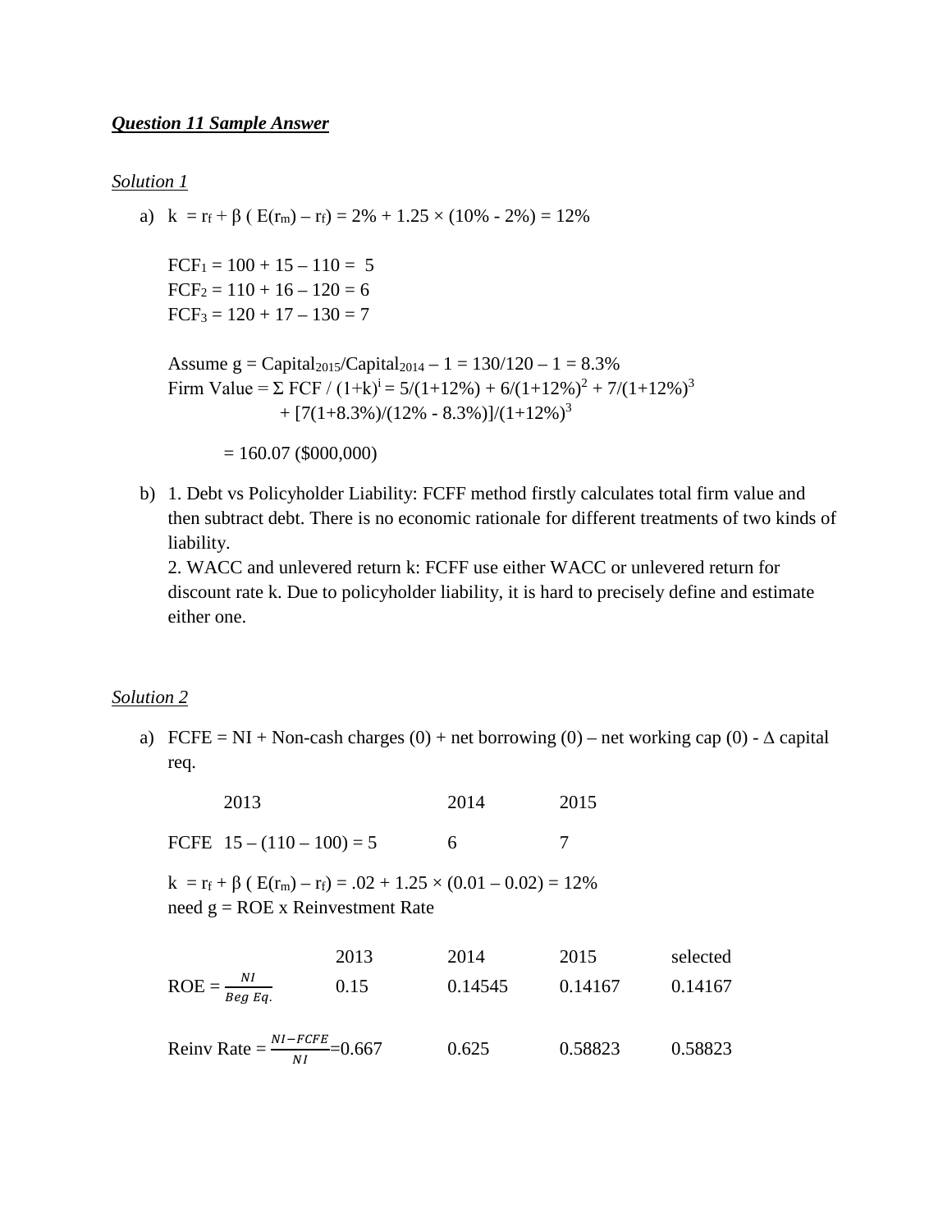***Question 11 Sample Answer***

*Solution 1*

a) $k = r_f + \beta ( E(r_m) – r_f) = 2\% + 1.25 \times (10\% - 2\%) = 12\%$

$FCF_1 = 100 + 15 – 110 = 5$
$FCF_2 = 110 + 16 – 120 = 6$
$FCF_3 = 120 + 17 – 130 = 7$

Assume $g = Capital_{2015}/Capital_{2014} – 1 = 130/120 – 1 = 8.3\%$
Firm Value $= \Sigma FCF / (1+k)^i = 5/(1+12\%) + 6/(1+12\%)^2 + 7/(1+12\%)^3 + [7(1+8.3\%)/(12\% - 8.3\%)]/(1+12\%)^3$

$= 160.07$ (\$000,000)

b) 1. Debt vs Policyholder Liability: FCFF method firstly calculates total firm value and then subtract debt. There is no economic rationale for different treatments of two kinds of liability.
2. WACC and unlevered return k: FCFF use either WACC or unlevered return for discount rate k. Due to policyholder liability, it is hard to precisely define and estimate either one.

*Solution 2*

a) FCFE = NI + Non-cash charges (0) + net borrowing (0) – net working cap (0) - $\Delta$ capital req.

| | 2013 | 2014 | 2015 |
|---|---|---|---|
| FCFE | 15 – (110 – 100) = 5 | 6 | 7 |

$k = r_f + \beta ( E(r_m) – r_f) = .02 + 1.25 \times (0.01 – 0.02) = 12\%$
need g = ROE x Reinvestment Rate

| | 2013 | 2014 | 2015 | selected |
|---|---|---|---|---|
| ROE $= \frac{NI}{Beg\ Eq.}$ | 0.15 | 0.14545 | 0.14167 | 0.14167 |
| Reinv Rate $= \frac{NI-FCFE}{NI}$ | =0.667 | 0.625 | 0.58823 | 0.58823 |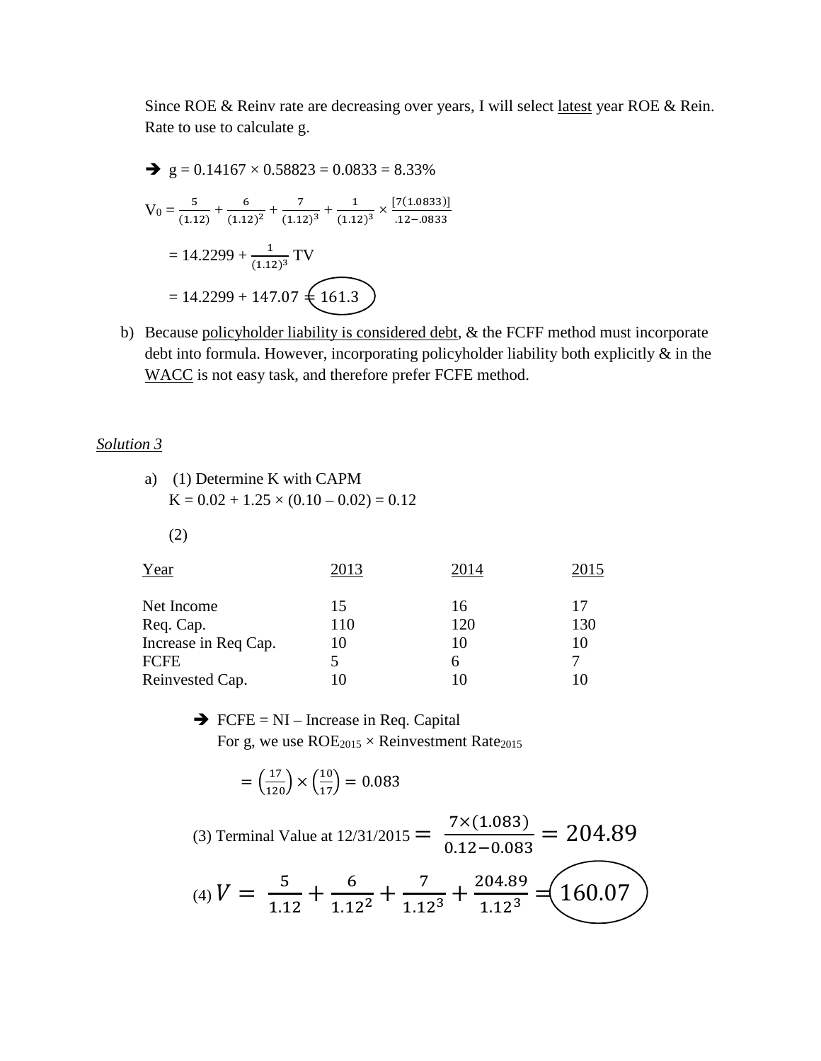Since ROE & Reinv rate are decreasing over years, I will select latest year ROE & Rein. Rate to use to calculate g.

➔ $g = 0.14167 \times 0.58823 = 0.0833 = 8.33\%$

$$V_0 = \frac{5}{(1.12)} + \frac{6}{(1.12)^2} + \frac{7}{(1.12)^3} + \frac{1}{(1.12)^3} \times \frac{[7(1.0833)]}{.12 - .0833}$$

$$= 14.2299 + \frac{1}{(1.12)^3} TV$$

$$= 14.2299 + 147.07 = 161.3$$

b) Because policyholder liability is considered debt, & the FCFF method must incorporate debt into formula. However, incorporating policyholder liability both explicitly & in the WACC is not easy task, and therefore prefer FCFE method.

*Solution 3*

a) (1) Determine K with CAPM
$K = 0.02 + 1.25 \times (0.10 - 0.02) = 0.12$

(2)

| Year | 2013 | 2014 | 2015 |
|---|---|---|---|
| Net Income | 15 | 16 | 17 |
| Req. Cap. | 110 | 120 | 130 |
| Increase in Req Cap. | 10 | 10 | 10 |
| FCFE | 5 | 6 | 7 |
| Reinvested Cap. | 10 | 10 | 10 |

➔ FCFE = NI – Increase in Req. Capital
For g, we use $ROE_{2015} \times \text{Reinvestment Rate}_{2015}$

$$= \left(\frac{17}{120}\right) \times \left(\frac{10}{17}\right) = 0.083$$

(3) Terminal Value at 12/31/2015 $= \frac{7 \times (1.083)}{0.12 - 0.083} = 204.89$

(4) $V = \frac{5}{1.12} + \frac{6}{1.12^2} + \frac{7}{1.12^3} + \frac{204.89}{1.12^3} = 160.07$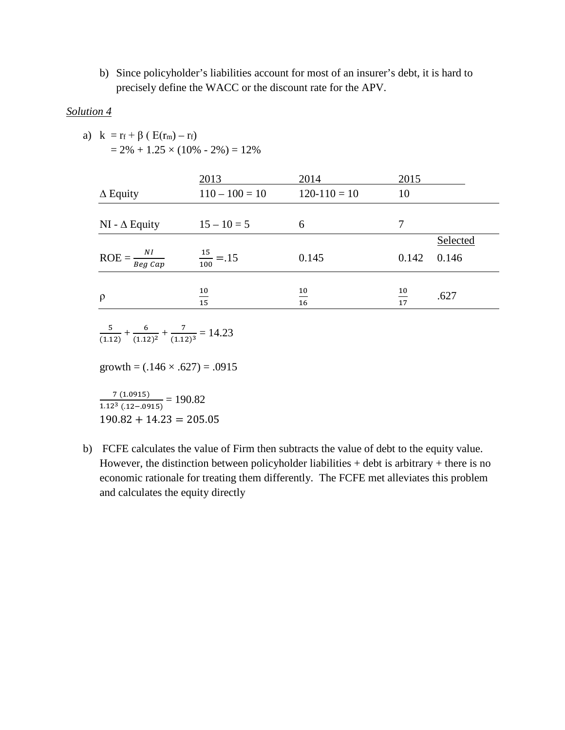b) Since policyholder's liabilities account for most of an insurer's debt, it is hard to precisely define the WACC or the discount rate for the APV.

*Solution 4*

a) $k = r_f + \beta\,(E(r_m) - r_f)$
$= 2\% + 1.25 \times (10\% - 2\%) = 12\%$

| | 2013 | 2014 | 2015 | |
|---|---|---|---|---|
| Δ Equity | 110 – 100 = 10 | 120-110 = 10 | 10 | |
| NI - Δ Equity | 15 – 10 = 5 | 6 | 7 | |
| | | | | Selected |
| ROE = $\frac{NI}{Beg\ Cap}$ | $\frac{15}{100} = .15$ | 0.145 | 0.142 | 0.146 |
| ρ | $\frac{10}{15}$ | $\frac{10}{16}$ | $\frac{10}{17}$ | .627 |

$\frac{5}{(1.12)} + \frac{6}{(1.12)^2} + \frac{7}{(1.12)^3} = 14.23$

growth = (.146 × .627) = .0915

$\frac{7\,(1.0915)}{1.12^3\,(.12-.0915)} = 190.82$

$190.82 + 14.23 = 205.05$

b) FCFE calculates the value of Firm then subtracts the value of debt to the equity value. However, the distinction between policyholder liabilities + debt is arbitrary + there is no economic rationale for treating them differently. The FCFE met alleviates this problem and calculates the equity directly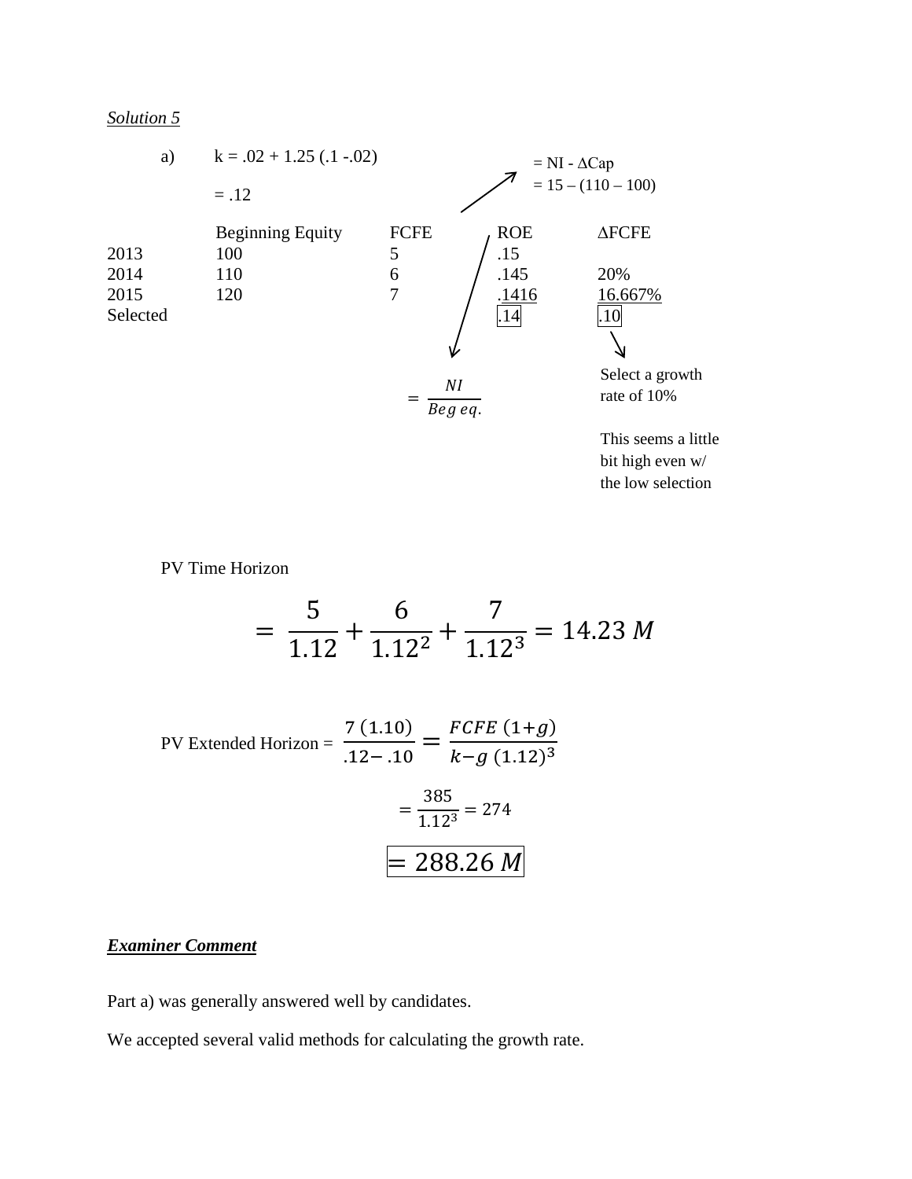*Solution 5*

a) $k = .02 + 1.25\,(.1 - .02)$

$= .12$

| | Beginning Equity | FCFE | ROE | ΔFCFE |
|---|---|---|---|---|
| 2013 | 100 | 5 | .15 | |
| 2014 | 110 | 6 | .145 | 20% |
| 2015 | 120 | 7 | .1416 | 16.667% |
| Selected | | | .14 | .10 |

FCFE $= NI - \Delta Cap$

$= 15 - (110 - 100)$

ROE $= \dfrac{NI}{Beg\ eq.}$

Select a growth rate of 10%

This seems a little bit high even w/ the low selection

PV Time Horizon

$$= \frac{5}{1.12} + \frac{6}{1.12^2} + \frac{7}{1.12^3} = 14.23\ M$$

PV Extended Horizon $= \dfrac{7\,(1.10)}{.12 - .10} = \dfrac{FCFE\,(1+g)}{k-g\ (1.12)^3}$

$$= \frac{385}{1.12^3} = 274$$

$$= 288.26\ M$$

***Examiner Comment***

Part a) was generally answered well by candidates.

We accepted several valid methods for calculating the growth rate.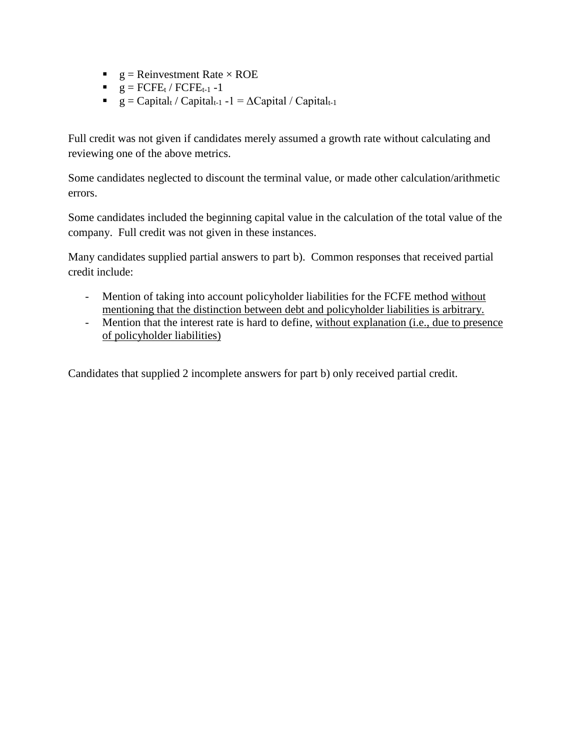- $g = \text{Reinvestment Rate} \times \text{ROE}$
- $g = FCFE_t / FCFE_{t-1} - 1$
- $g = Capital_t / Capital_{t-1} - 1 = \Delta Capital / Capital_{t-1}$

Full credit was not given if candidates merely assumed a growth rate without calculating and reviewing one of the above metrics.

Some candidates neglected to discount the terminal value, or made other calculation/arithmetic errors.

Some candidates included the beginning capital value in the calculation of the total value of the company. Full credit was not given in these instances.

Many candidates supplied partial answers to part b). Common responses that received partial credit include:

- Mention of taking into account policyholder liabilities for the FCFE method <u>without mentioning that the distinction between debt and policyholder liabilities is arbitrary.</u>
- Mention that the interest rate is hard to define, <u>without explanation (i.e., due to presence of policyholder liabilities)</u>

Candidates that supplied 2 incomplete answers for part b) only received partial credit.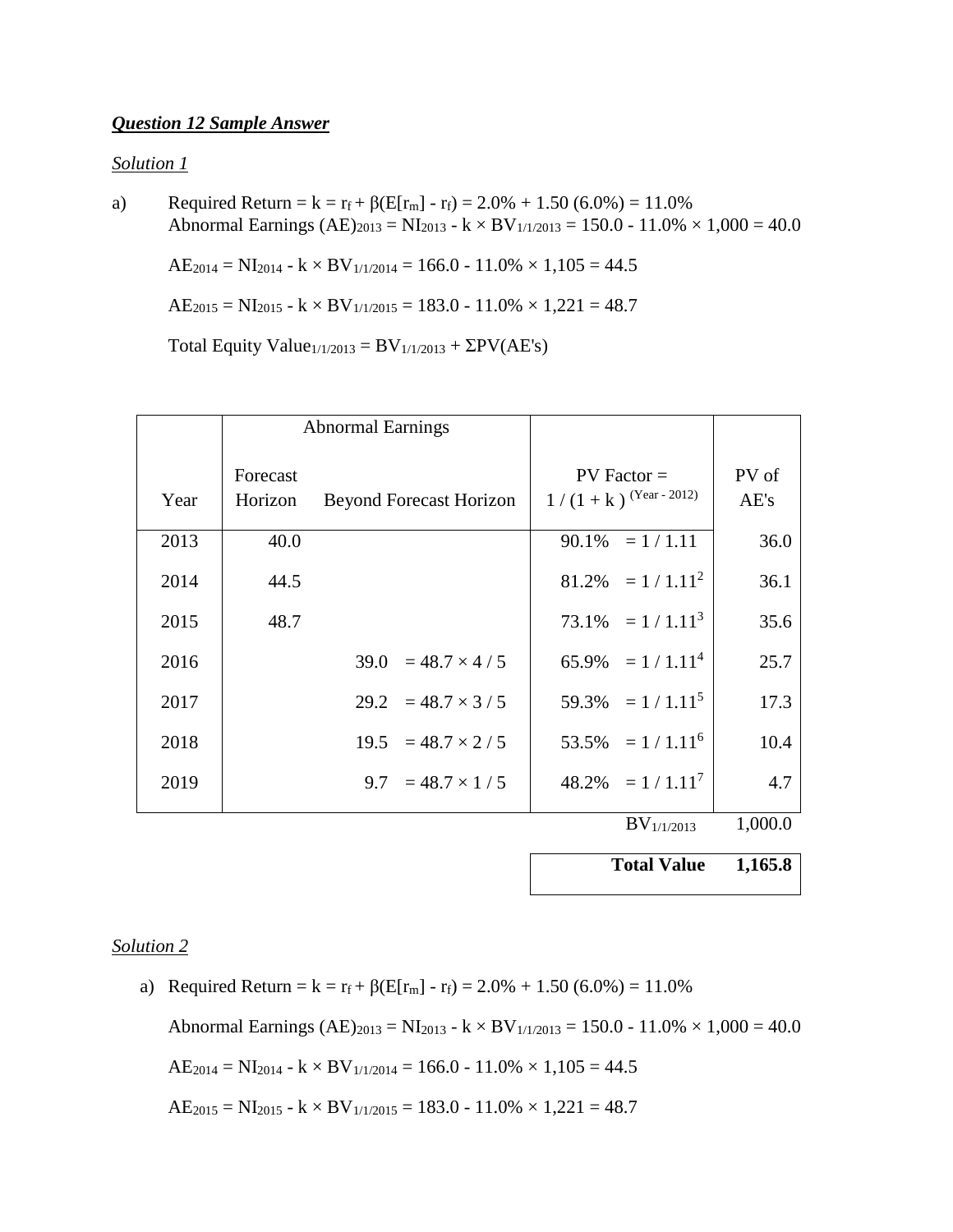***Question 12 Sample Answer***

*Solution 1*

a) Required Return = $k = r_f + \beta(E[r_m] - r_f) = 2.0\% + 1.50\ (6.0\%) = 11.0\%$
Abnormal Earnings $(AE)_{2013} = NI_{2013} - k \times BV_{1/1/2013} = 150.0 - 11.0\% \times 1{,}000 = 40.0$

$AE_{2014} = NI_{2014} - k \times BV_{1/1/2014} = 166.0 - 11.0\% \times 1{,}105 = 44.5$

$AE_{2015} = NI_{2015} - k \times BV_{1/1/2015} = 183.0 - 11.0\% \times 1{,}221 = 48.7$

Total Equity $\text{Value}_{1/1/2013} = BV_{1/1/2013} + \Sigma PV(AE's)$

| Year | Abnormal Earnings: Forecast Horizon | Abnormal Earnings: Beyond Forecast Horizon | PV Factor = $1 / (1 + k)^{(\text{Year} - 2012)}$ | PV of AE's |
|---|---|---|---|---|
| 2013 | 40.0 | | 90.1% $= 1 / 1.11$ | 36.0 |
| 2014 | 44.5 | | 81.2% $= 1 / 1.11^2$ | 36.1 |
| 2015 | 48.7 | | 73.1% $= 1 / 1.11^3$ | 35.6 |
| 2016 | | 39.0 $= 48.7 \times 4 / 5$ | 65.9% $= 1 / 1.11^4$ | 25.7 |
| 2017 | | 29.2 $= 48.7 \times 3 / 5$ | 59.3% $= 1 / 1.11^5$ | 17.3 |
| 2018 | | 19.5 $= 48.7 \times 2 / 5$ | 53.5% $= 1 / 1.11^6$ | 10.4 |
| 2019 | | 9.7 $= 48.7 \times 1 / 5$ | 48.2% $= 1 / 1.11^7$ | 4.7 |
| | | | $BV_{1/1/2013}$ | 1,000.0 |
| | | | **Total Value** | **1,165.8** |

*Solution 2*

a) Required Return = $k = r_f + \beta(E[r_m] - r_f) = 2.0\% + 1.50\ (6.0\%) = 11.0\%$

Abnormal Earnings $(AE)_{2013} = NI_{2013} - k \times BV_{1/1/2013} = 150.0 - 11.0\% \times 1{,}000 = 40.0$

$AE_{2014} = NI_{2014} - k \times BV_{1/1/2014} = 166.0 - 11.0\% \times 1{,}105 = 44.5$

$AE_{2015} = NI_{2015} - k \times BV_{1/1/2015} = 183.0 - 11.0\% \times 1{,}221 = 48.7$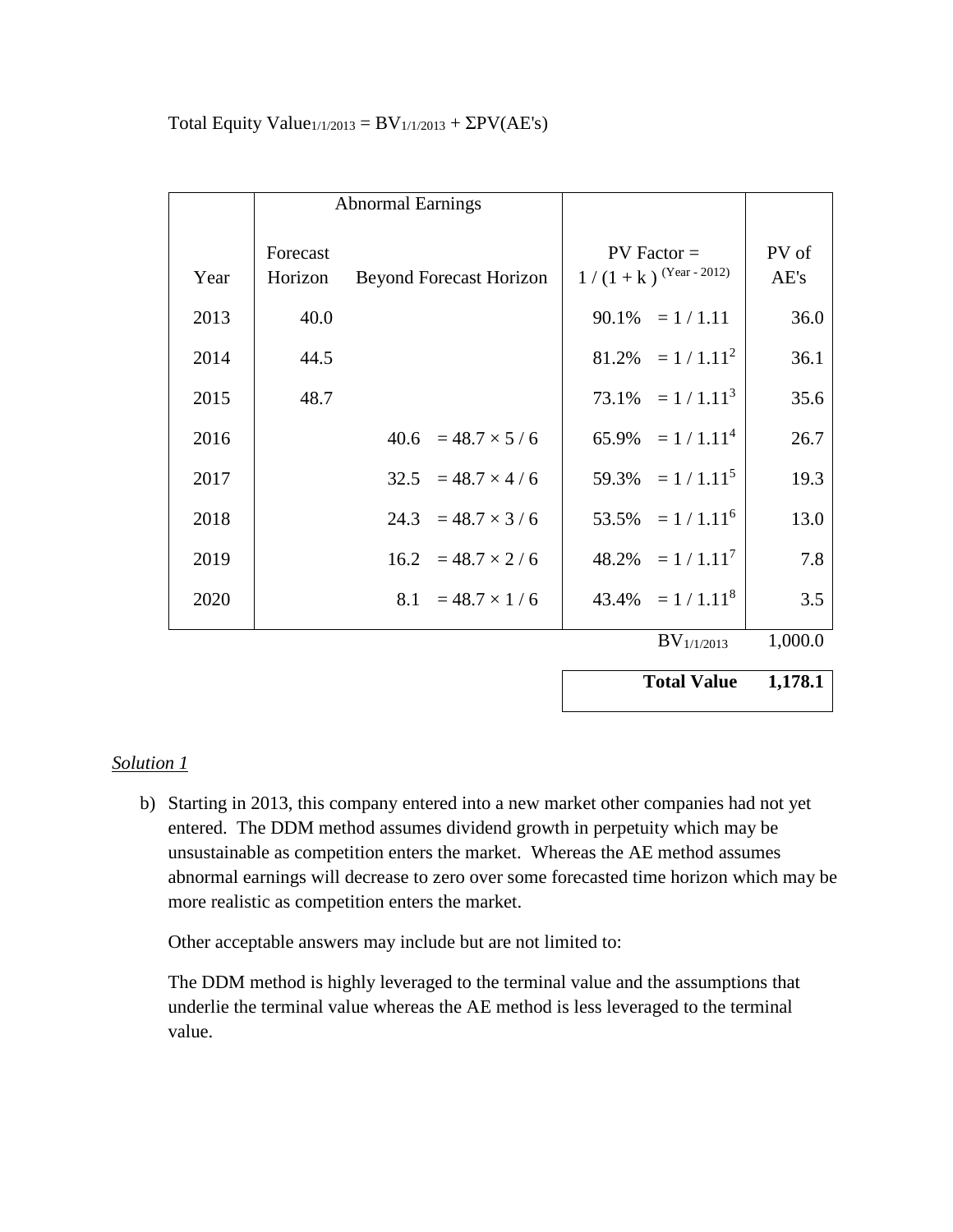Total Equity Value$_{1/1/2013}$ = BV$_{1/1/2013}$ + ΣPV(AE's)

| Year | Abnormal Earnings: Forecast Horizon | Abnormal Earnings: Beyond Forecast Horizon | | PV Factor = $1 / (1 + k)^{(Year - 2012)}$ | | PV of AE's |
|---|---|---|---|---|---|---|
| 2013 | 40.0 | | | 90.1% | $= 1 / 1.11$ | 36.0 |
| 2014 | 44.5 | | | 81.2% | $= 1 / 1.11^2$ | 36.1 |
| 2015 | 48.7 | | | 73.1% | $= 1 / 1.11^3$ | 35.6 |
| 2016 | | 40.6 | $= 48.7 \times 5 / 6$ | 65.9% | $= 1 / 1.11^4$ | 26.7 |
| 2017 | | 32.5 | $= 48.7 \times 4 / 6$ | 59.3% | $= 1 / 1.11^5$ | 19.3 |
| 2018 | | 24.3 | $= 48.7 \times 3 / 6$ | 53.5% | $= 1 / 1.11^6$ | 13.0 |
| 2019 | | 16.2 | $= 48.7 \times 2 / 6$ | 48.2% | $= 1 / 1.11^7$ | 7.8 |
| 2020 | | 8.1 | $= 48.7 \times 1 / 6$ | 43.4% | $= 1 / 1.11^8$ | 3.5 |
| | | | | | BV$_{1/1/2013}$ | 1,000.0 |
| | | | | | **Total Value** | **1,178.1** |

*Solution 1*

b) Starting in 2013, this company entered into a new market other companies had not yet entered. The DDM method assumes dividend growth in perpetuity which may be unsustainable as competition enters the market. Whereas the AE method assumes abnormal earnings will decrease to zero over some forecasted time horizon which may be more realistic as competition enters the market.

Other acceptable answers may include but are not limited to:

The DDM method is highly leveraged to the terminal value and the assumptions that underlie the terminal value whereas the AE method is less leveraged to the terminal value.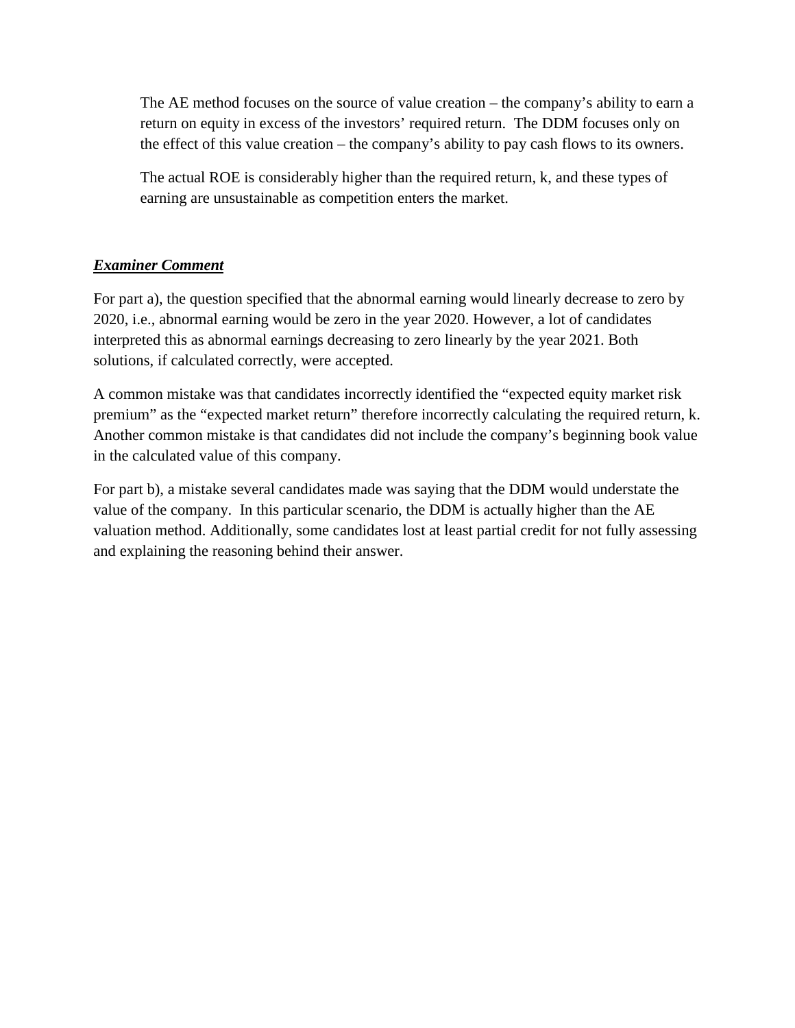The AE method focuses on the source of value creation – the company's ability to earn a return on equity in excess of the investors' required return. The DDM focuses only on the effect of this value creation – the company's ability to pay cash flows to its owners.

The actual ROE is considerably higher than the required return, k, and these types of earning are unsustainable as competition enters the market.

***Examiner Comment***

For part a), the question specified that the abnormal earning would linearly decrease to zero by 2020, i.e., abnormal earning would be zero in the year 2020. However, a lot of candidates interpreted this as abnormal earnings decreasing to zero linearly by the year 2021. Both solutions, if calculated correctly, were accepted.

A common mistake was that candidates incorrectly identified the "expected equity market risk premium" as the "expected market return" therefore incorrectly calculating the required return, k. Another common mistake is that candidates did not include the company's beginning book value in the calculated value of this company.

For part b), a mistake several candidates made was saying that the DDM would understate the value of the company. In this particular scenario, the DDM is actually higher than the AE valuation method. Additionally, some candidates lost at least partial credit for not fully assessing and explaining the reasoning behind their answer.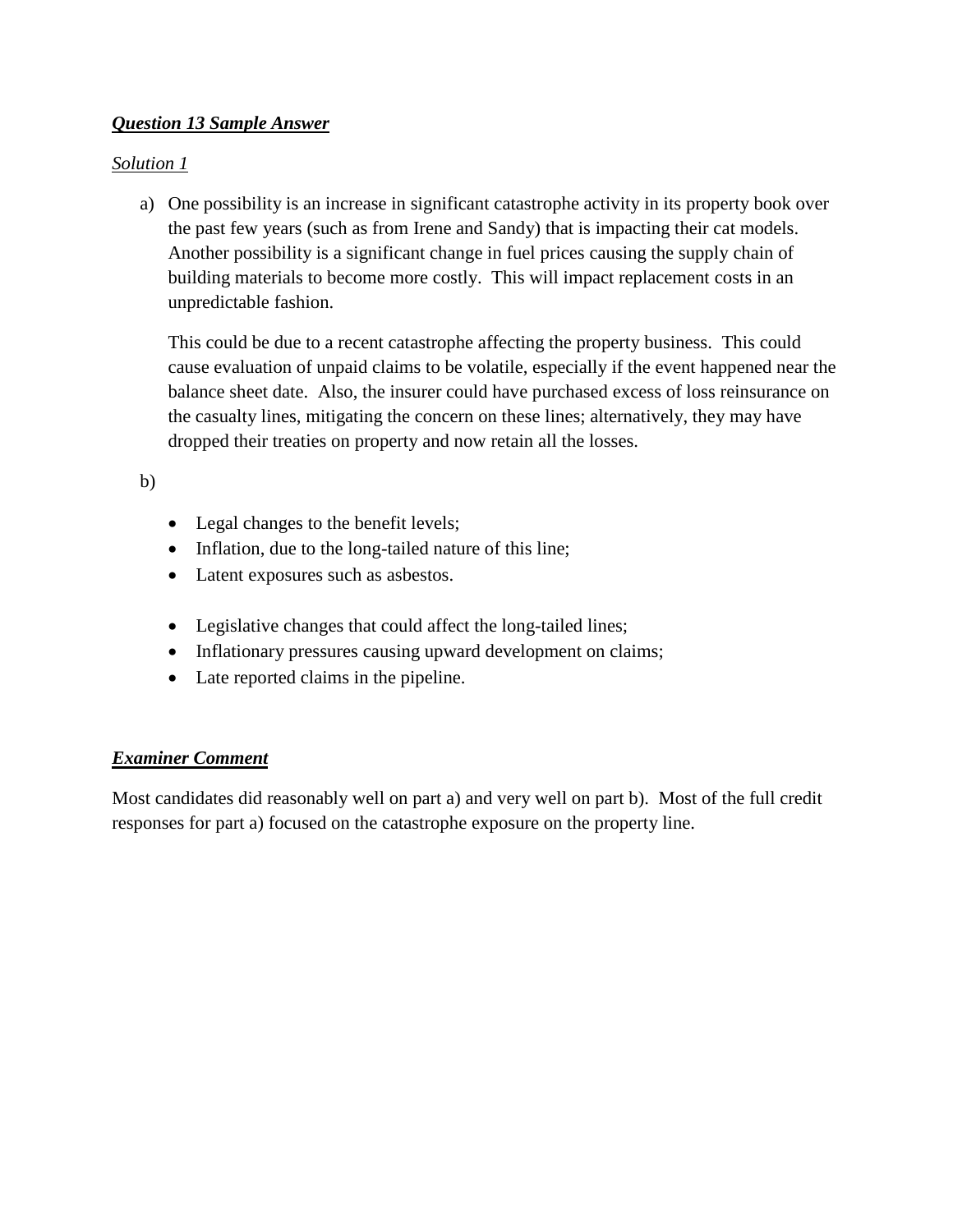***Question 13 Sample Answer***

*Solution 1*

a) One possibility is an increase in significant catastrophe activity in its property book over the past few years (such as from Irene and Sandy) that is impacting their cat models. Another possibility is a significant change in fuel prices causing the supply chain of building materials to become more costly. This will impact replacement costs in an unpredictable fashion.

   This could be due to a recent catastrophe affecting the property business. This could cause evaluation of unpaid claims to be volatile, especially if the event happened near the balance sheet date. Also, the insurer could have purchased excess of loss reinsurance on the casualty lines, mitigating the concern on these lines; alternatively, they may have dropped their treaties on property and now retain all the losses.

b)

- Legal changes to the benefit levels;
- Inflation, due to the long-tailed nature of this line;
- Latent exposures such as asbestos.

- Legislative changes that could affect the long-tailed lines;
- Inflationary pressures causing upward development on claims;
- Late reported claims in the pipeline.

***Examiner Comment***

Most candidates did reasonably well on part a) and very well on part b). Most of the full credit responses for part a) focused on the catastrophe exposure on the property line.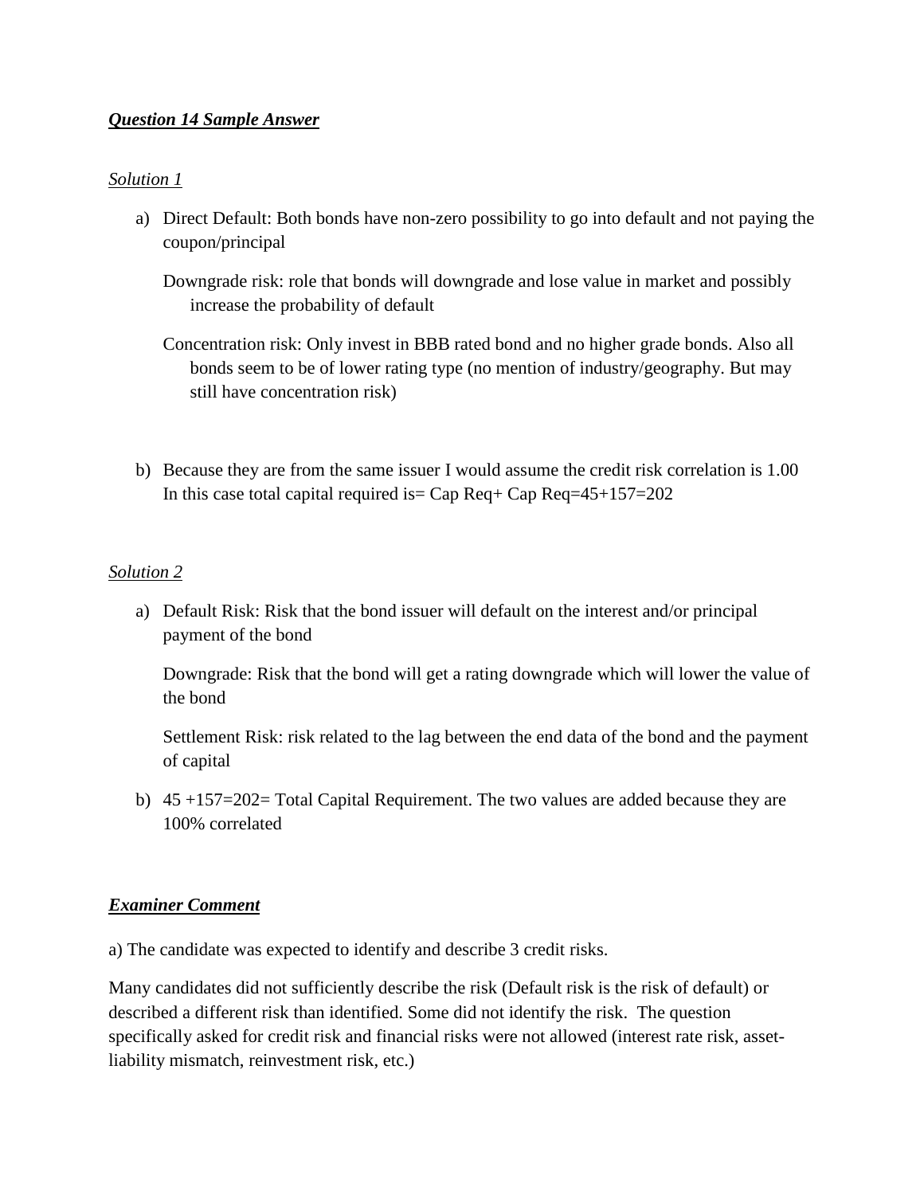***Question 14 Sample Answer***

*Solution 1*

a) Direct Default: Both bonds have non-zero possibility to go into default and not paying the coupon/principal

   Downgrade risk: role that bonds will downgrade and lose value in market and possibly increase the probability of default

   Concentration risk: Only invest in BBB rated bond and no higher grade bonds. Also all bonds seem to be of lower rating type (no mention of industry/geography. But may still have concentration risk)

b) Because they are from the same issuer I would assume the credit risk correlation is 1.00
   In this case total capital required is= Cap Req+ Cap Req=45+157=202

*Solution 2*

a) Default Risk: Risk that the bond issuer will default on the interest and/or principal payment of the bond

   Downgrade: Risk that the bond will get a rating downgrade which will lower the value of the bond

   Settlement Risk: risk related to the lag between the end data of the bond and the payment of capital

b) 45 +157=202= Total Capital Requirement. The two values are added because they are 100% correlated

***Examiner Comment***

a) The candidate was expected to identify and describe 3 credit risks.

Many candidates did not sufficiently describe the risk (Default risk is the risk of default) or described a different risk than identified. Some did not identify the risk. The question specifically asked for credit risk and financial risks were not allowed (interest rate risk, asset-liability mismatch, reinvestment risk, etc.)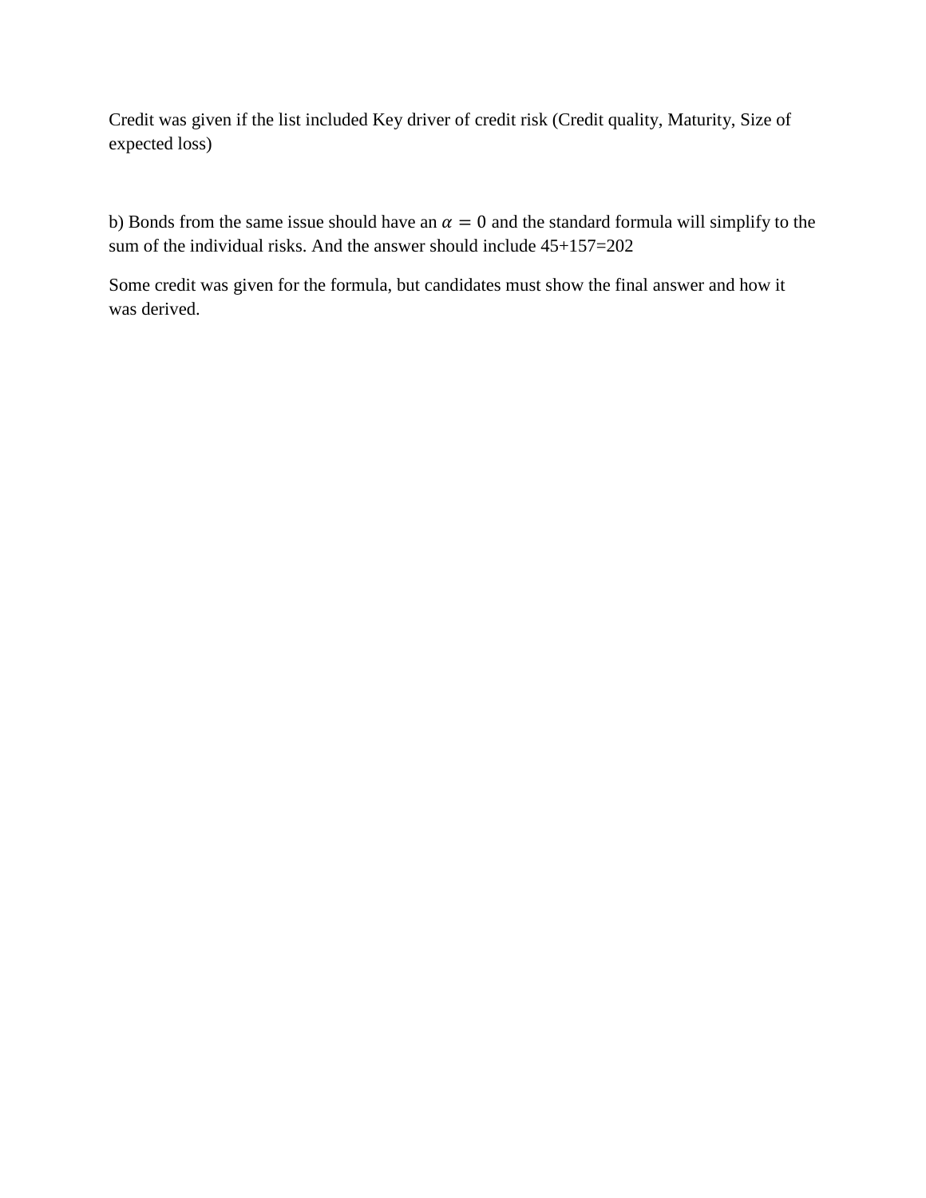Credit was given if the list included Key driver of credit risk (Credit quality, Maturity, Size of expected loss)

b) Bonds from the same issue should have an $\alpha = 0$ and the standard formula will simplify to the sum of the individual risks. And the answer should include 45+157=202

Some credit was given for the formula, but candidates must show the final answer and how it was derived.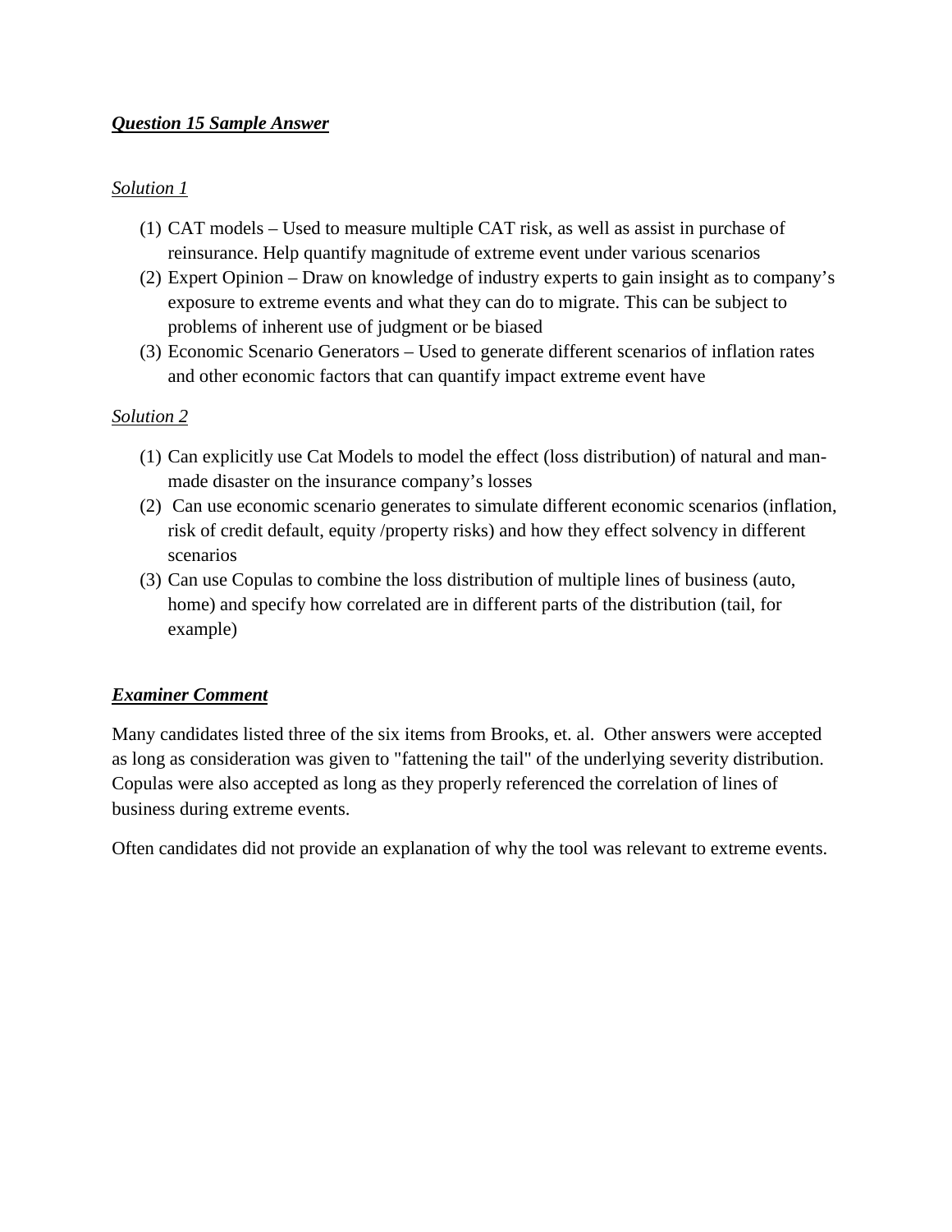***Question 15 Sample Answer***

*Solution 1*

(1) CAT models – Used to measure multiple CAT risk, as well as assist in purchase of reinsurance. Help quantify magnitude of extreme event under various scenarios
(2) Expert Opinion – Draw on knowledge of industry experts to gain insight as to company's exposure to extreme events and what they can do to migrate. This can be subject to problems of inherent use of judgment or be biased
(3) Economic Scenario Generators – Used to generate different scenarios of inflation rates and other economic factors that can quantify impact extreme event have

*Solution 2*

(1) Can explicitly use Cat Models to model the effect (loss distribution) of natural and man-made disaster on the insurance company's losses
(2) Can use economic scenario generates to simulate different economic scenarios (inflation, risk of credit default, equity /property risks) and how they effect solvency in different scenarios
(3) Can use Copulas to combine the loss distribution of multiple lines of business (auto, home) and specify how correlated are in different parts of the distribution (tail, for example)

***Examiner Comment***

Many candidates listed three of the six items from Brooks, et. al. Other answers were accepted as long as consideration was given to "fattening the tail" of the underlying severity distribution. Copulas were also accepted as long as they properly referenced the correlation of lines of business during extreme events.

Often candidates did not provide an explanation of why the tool was relevant to extreme events.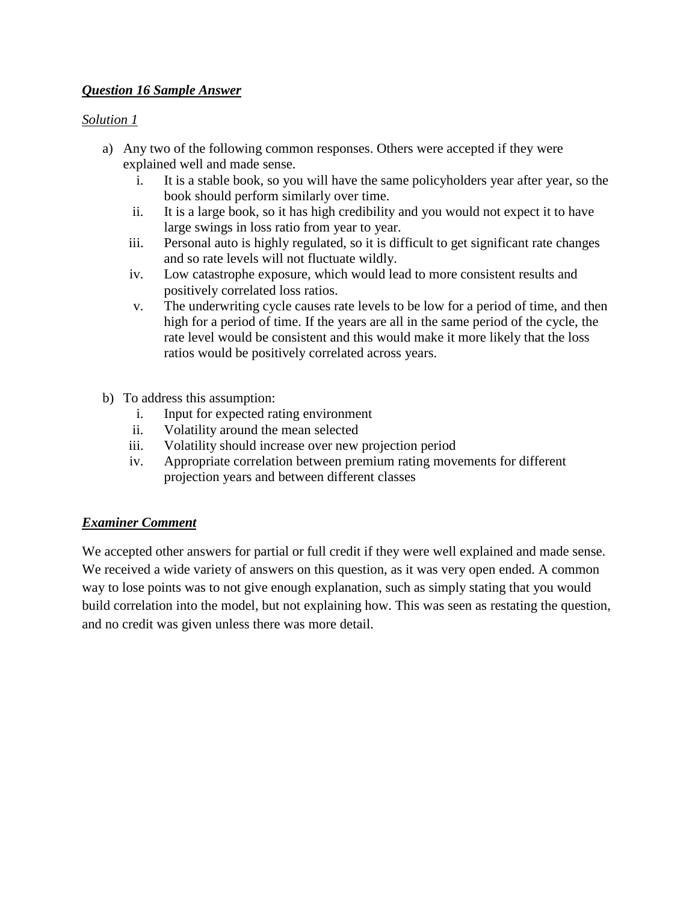***Question 16 Sample Answer***

*Solution 1*

a) Any two of the following common responses. Others were accepted if they were explained well and made sense.
   i. It is a stable book, so you will have the same policyholders year after year, so the book should perform similarly over time.
   ii. It is a large book, so it has high credibility and you would not expect it to have large swings in loss ratio from year to year.
   iii. Personal auto is highly regulated, so it is difficult to get significant rate changes and so rate levels will not fluctuate wildly.
   iv. Low catastrophe exposure, which would lead to more consistent results and positively correlated loss ratios.
   v. The underwriting cycle causes rate levels to be low for a period of time, and then high for a period of time. If the years are all in the same period of the cycle, the rate level would be consistent and this would make it more likely that the loss ratios would be positively correlated across years.

b) To address this assumption:
   i. Input for expected rating environment
   ii. Volatility around the mean selected
   iii. Volatility should increase over new projection period
   iv. Appropriate correlation between premium rating movements for different projection years and between different classes

***Examiner Comment***

We accepted other answers for partial or full credit if they were well explained and made sense. We received a wide variety of answers on this question, as it was very open ended. A common way to lose points was to not give enough explanation, such as simply stating that you would build correlation into the model, but not explaining how. This was seen as restating the question, and no credit was given unless there was more detail.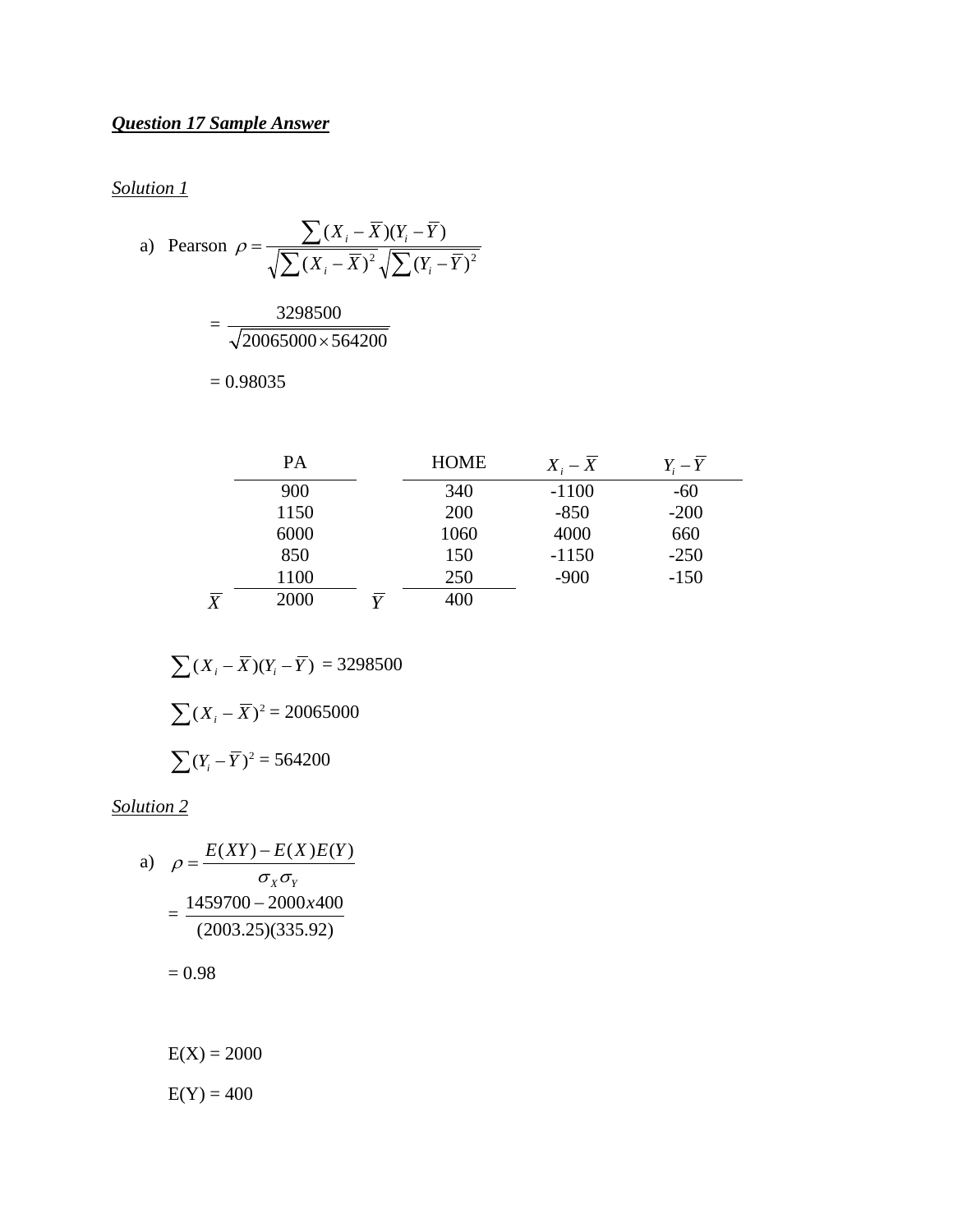***Question 17 Sample Answer***

*Solution 1*

a) Pearson $\rho = \dfrac{\sum (X_i - \overline{X})(Y_i - \overline{Y})}{\sqrt{\sum (X_i - \overline{X})^2}\sqrt{\sum (Y_i - \overline{Y})^2}}$

$$= \frac{3298500}{\sqrt{20065000 \times 564200}}$$

$= 0.98035$

| | PA | | HOME | $X_i - \overline{X}$ | $Y_i - \overline{Y}$ |
|---|---|---|---|---|---|
| | 900 | | 340 | -1100 | -60 |
| | 1150 | | 200 | -850 | -200 |
| | 6000 | | 1060 | 4000 | 660 |
| | 850 | | 150 | -1150 | -250 |
| | 1100 | | 250 | -900 | -150 |
| $\overline{X}$ | 2000 | $\overline{Y}$ | 400 | | |

$\sum (X_i - \overline{X})(Y_i - \overline{Y})$ = 3298500

$\sum (X_i - \overline{X})^2$ = 20065000

$\sum (Y_i - \overline{Y})^2$ = 564200

*Solution 2*

a) $\rho = \dfrac{E(XY) - E(X)E(Y)}{\sigma_X \sigma_Y}$

$$= \frac{1459700 - 2000x400}{(2003.25)(335.92)}$$

$= 0.98$

E(X) = 2000

E(Y) = 400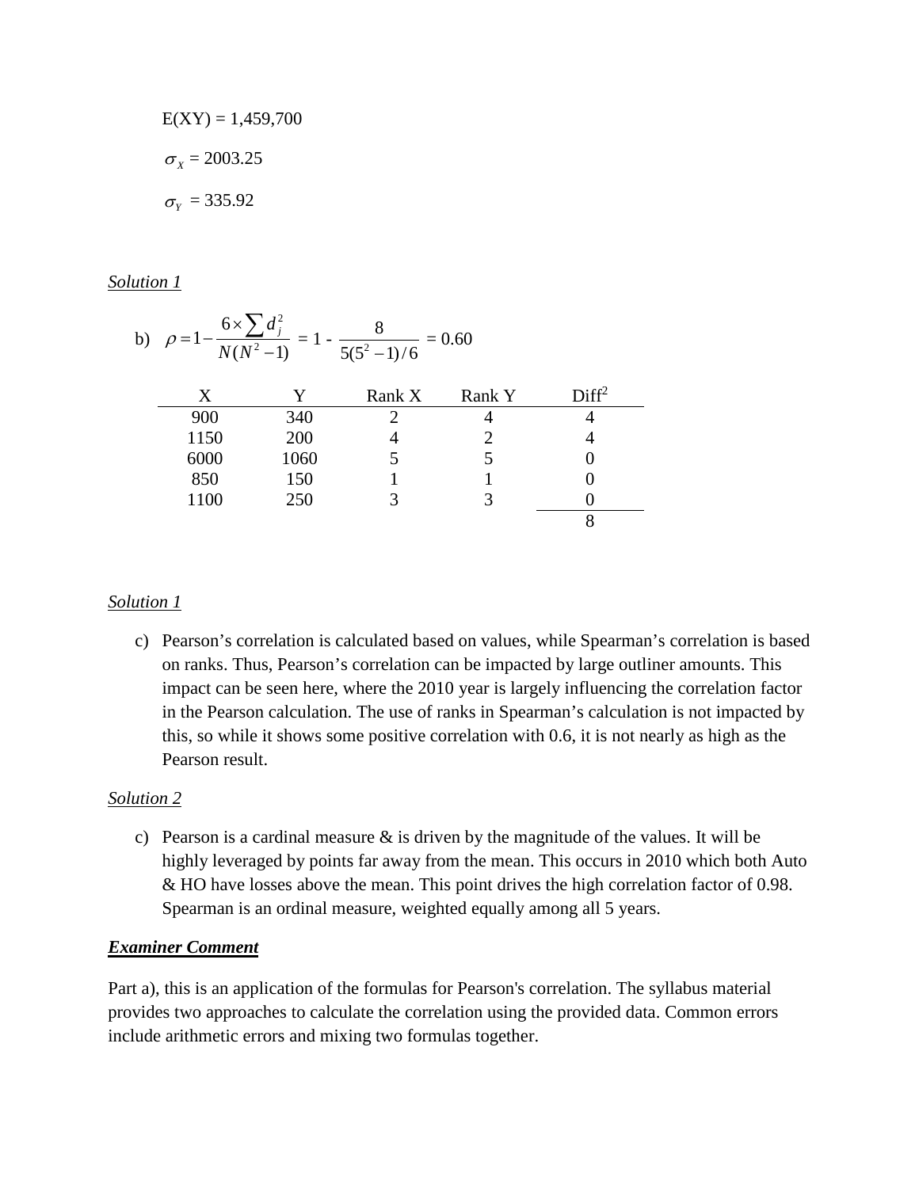$E(XY) = 1{,}459{,}700$

$\sigma_X = 2003.25$

$\sigma_Y = 335.92$

*Solution 1*

b) $\rho = 1 - \frac{6 \times \sum d_j^2}{N(N^2 - 1)} = 1 - \frac{8}{5(5^2 - 1)/6} = 0.60$

| X | Y | Rank X | Rank Y | Diff$^2$ |
|---|---|---|---|---|
| 900 | 340 | 2 | 4 | 4 |
| 1150 | 200 | 4 | 2 | 4 |
| 6000 | 1060 | 5 | 5 | 0 |
| 850 | 150 | 1 | 1 | 0 |
| 1100 | 250 | 3 | 3 | 0 |
| | | | | 8 |

*Solution 1*

c) Pearson's correlation is calculated based on values, while Spearman's correlation is based on ranks. Thus, Pearson's correlation can be impacted by large outliner amounts. This impact can be seen here, where the 2010 year is largely influencing the correlation factor in the Pearson calculation. The use of ranks in Spearman's calculation is not impacted by this, so while it shows some positive correlation with 0.6, it is not nearly as high as the Pearson result.

*Solution 2*

c) Pearson is a cardinal measure & is driven by the magnitude of the values. It will be highly leveraged by points far away from the mean. This occurs in 2010 which both Auto & HO have losses above the mean. This point drives the high correlation factor of 0.98. Spearman is an ordinal measure, weighted equally among all 5 years.

***Examiner Comment***

Part a), this is an application of the formulas for Pearson's correlation. The syllabus material provides two approaches to calculate the correlation using the provided data. Common errors include arithmetic errors and mixing two formulas together.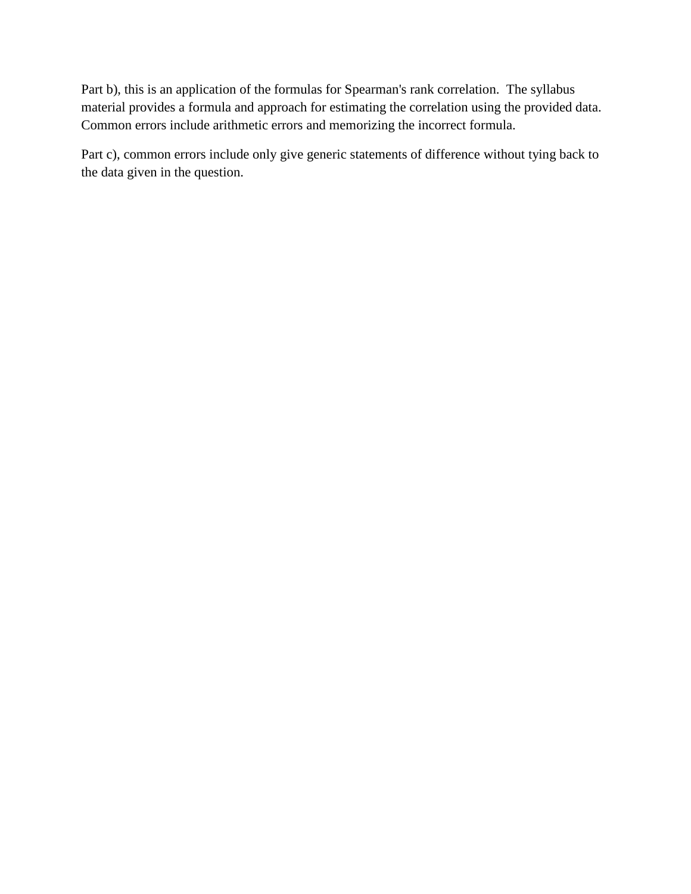Part b), this is an application of the formulas for Spearman's rank correlation. The syllabus material provides a formula and approach for estimating the correlation using the provided data. Common errors include arithmetic errors and memorizing the incorrect formula.

Part c), common errors include only give generic statements of difference without tying back to the data given in the question.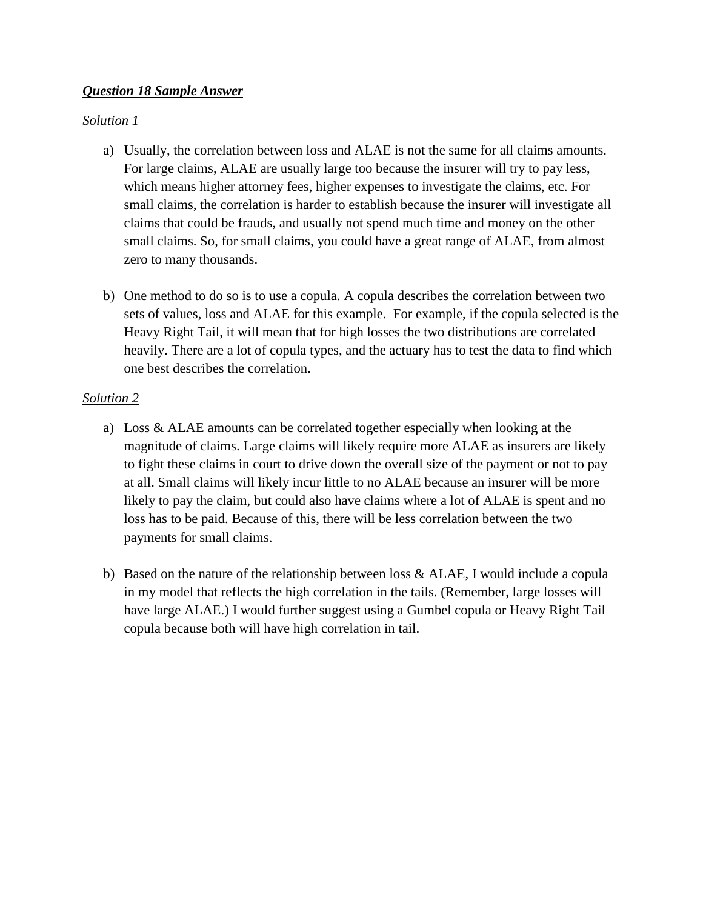***Question 18 Sample Answer***

*Solution 1*

a) Usually, the correlation between loss and ALAE is not the same for all claims amounts. For large claims, ALAE are usually large too because the insurer will try to pay less, which means higher attorney fees, higher expenses to investigate the claims, etc. For small claims, the correlation is harder to establish because the insurer will investigate all claims that could be frauds, and usually not spend much time and money on the other small claims. So, for small claims, you could have a great range of ALAE, from almost zero to many thousands.

b) One method to do so is to use a copula. A copula describes the correlation between two sets of values, loss and ALAE for this example. For example, if the copula selected is the Heavy Right Tail, it will mean that for high losses the two distributions are correlated heavily. There are a lot of copula types, and the actuary has to test the data to find which one best describes the correlation.

*Solution 2*

a) Loss & ALAE amounts can be correlated together especially when looking at the magnitude of claims. Large claims will likely require more ALAE as insurers are likely to fight these claims in court to drive down the overall size of the payment or not to pay at all. Small claims will likely incur little to no ALAE because an insurer will be more likely to pay the claim, but could also have claims where a lot of ALAE is spent and no loss has to be paid. Because of this, there will be less correlation between the two payments for small claims.

b) Based on the nature of the relationship between loss & ALAE, I would include a copula in my model that reflects the high correlation in the tails. (Remember, large losses will have large ALAE.) I would further suggest using a Gumbel copula or Heavy Right Tail copula because both will have high correlation in tail.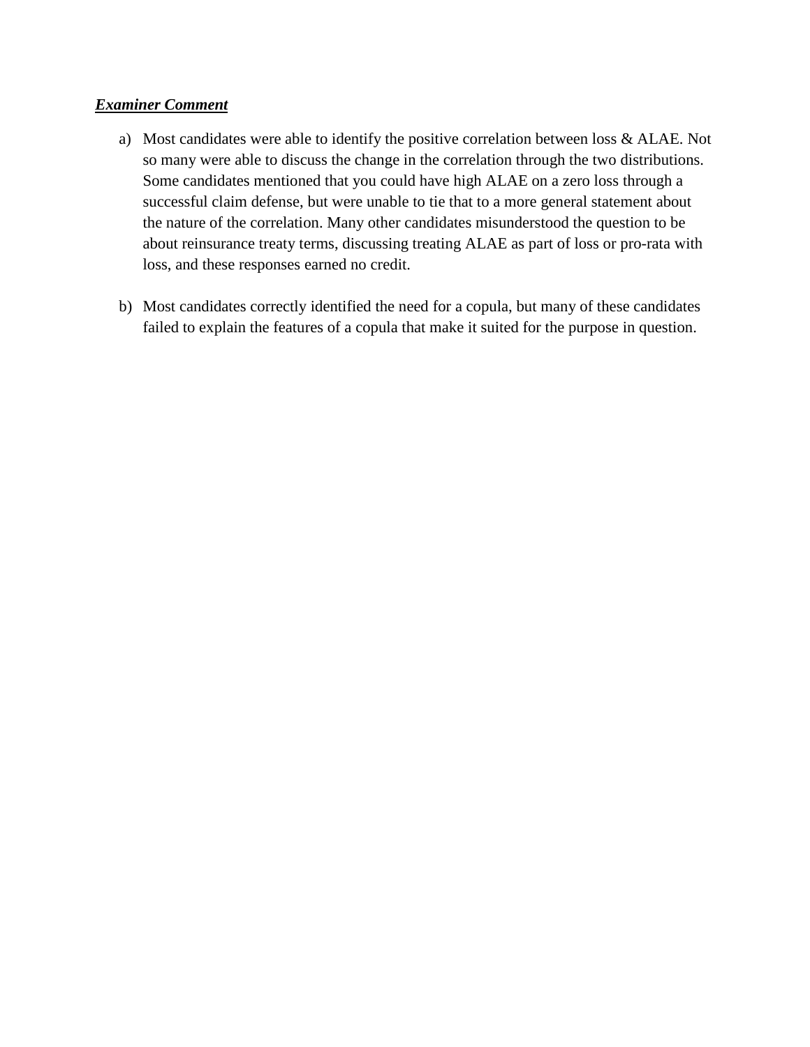***Examiner Comment***

a) Most candidates were able to identify the positive correlation between loss & ALAE. Not so many were able to discuss the change in the correlation through the two distributions. Some candidates mentioned that you could have high ALAE on a zero loss through a successful claim defense, but were unable to tie that to a more general statement about the nature of the correlation. Many other candidates misunderstood the question to be about reinsurance treaty terms, discussing treating ALAE as part of loss or pro-rata with loss, and these responses earned no credit.

b) Most candidates correctly identified the need for a copula, but many of these candidates failed to explain the features of a copula that make it suited for the purpose in question.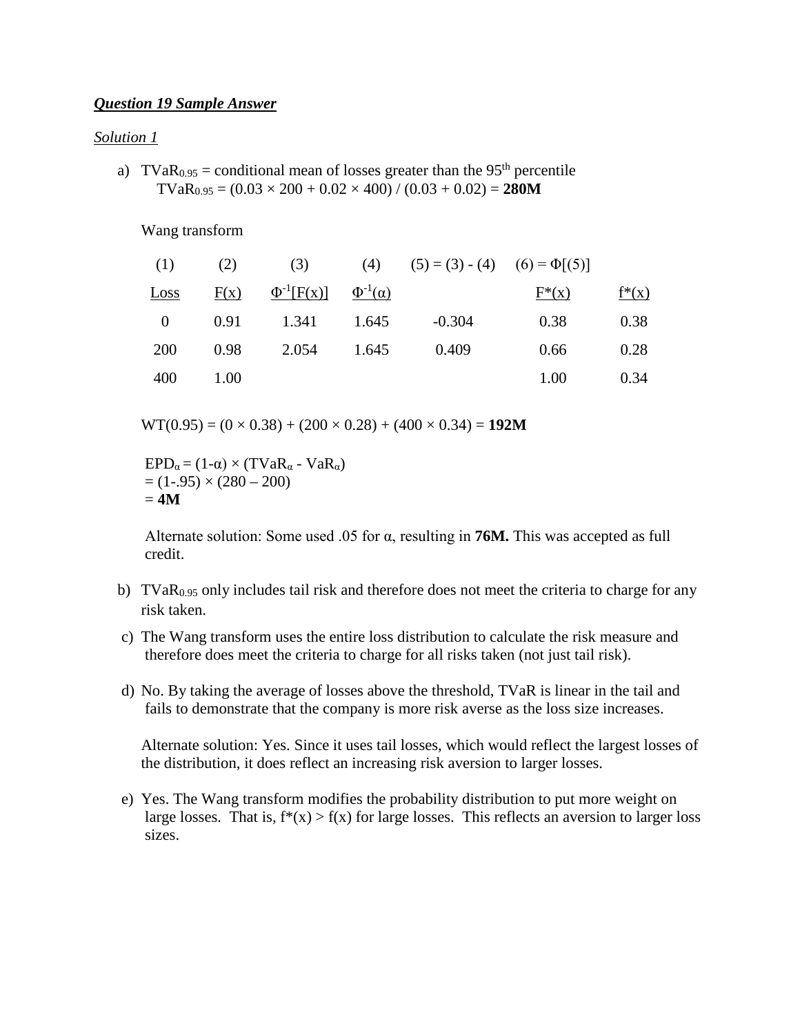***<u>Question 19 Sample Answer</u>***

*<u>Solution 1</u>*

a) $TVaR_{0.95}$ = conditional mean of losses greater than the 95th percentile
$TVaR_{0.95} = (0.03 \times 200 + 0.02 \times 400) / (0.03 + 0.02) =$ **280M**

Wang transform

| (1) | (2) | (3) | (4) | (5) = (3) - (4) | (6) = $\Phi$[(5)] | |
|---|---|---|---|---|---|---|
| Loss | F(x) | $\Phi^{-1}$[F(x)] | $\Phi^{-1}(\alpha)$ | | F*(x) | f*(x) |
| 0 | 0.91 | 1.341 | 1.645 | -0.304 | 0.38 | 0.38 |
| 200 | 0.98 | 2.054 | 1.645 | 0.409 | 0.66 | 0.28 |
| 400 | 1.00 | | | | 1.00 | 0.34 |

WT(0.95) = (0 × 0.38) + (200 × 0.28) + (400 × 0.34) = **192M**

$EPD_{\alpha} = (1-\alpha) \times (TVaR_{\alpha} - VaR_{\alpha})$
$= (1-.95) \times (280 – 200)$
= **4M**

Alternate solution: Some used .05 for $\alpha$, resulting in **76M.** This was accepted as full credit.

b) $TVaR_{0.95}$ only includes tail risk and therefore does not meet the criteria to charge for any risk taken.

c) The Wang transform uses the entire loss distribution to calculate the risk measure and therefore does meet the criteria to charge for all risks taken (not just tail risk).

d) No. By taking the average of losses above the threshold, TVaR is linear in the tail and fails to demonstrate that the company is more risk averse as the loss size increases.

Alternate solution: Yes. Since it uses tail losses, which would reflect the largest losses of the distribution, it does reflect an increasing risk aversion to larger losses.

e) Yes. The Wang transform modifies the probability distribution to put more weight on large losses. That is, f*(x) > f(x) for large losses. This reflects an aversion to larger loss sizes.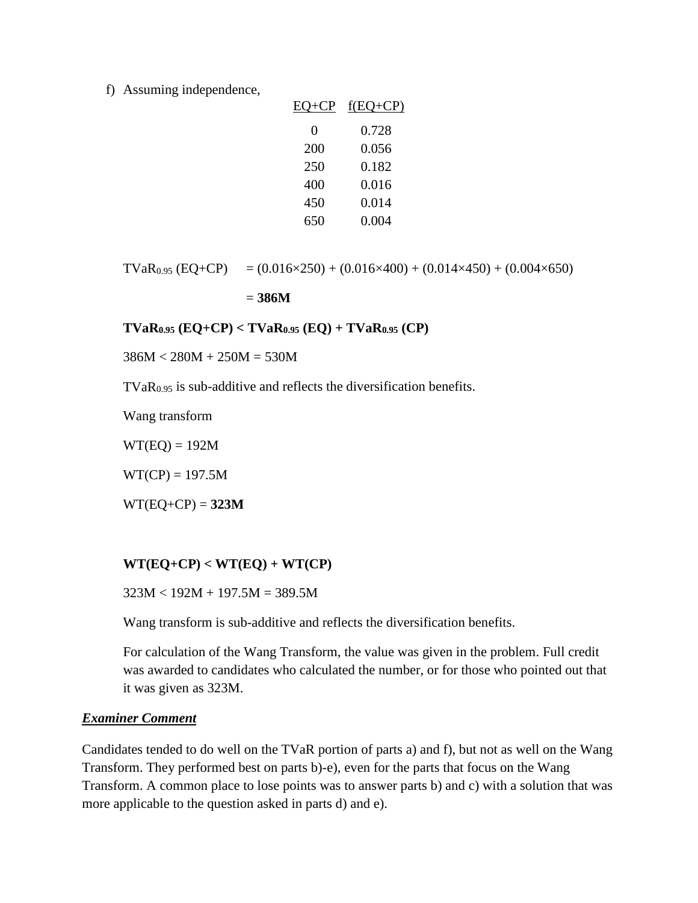f) Assuming independence,

| EQ+CP | f(EQ+CP) |
|---|---|
| 0 | 0.728 |
| 200 | 0.056 |
| 250 | 0.182 |
| 400 | 0.016 |
| 450 | 0.014 |
| 650 | 0.004 |

$TVaR_{0.95}$ (EQ+CP) $= (0.016\times250) + (0.016\times400) + (0.014\times450) + (0.004\times650)$

$=$ **386M**

**$TVaR_{0.95}$ (EQ+CP) < $TVaR_{0.95}$ (EQ) + $TVaR_{0.95}$ (CP)**

386M < 280M + 250M = 530M

$TVaR_{0.95}$ is sub-additive and reflects the diversification benefits.

Wang transform

WT(EQ) = 192M

WT(CP) = 197.5M

WT(EQ+CP) = **323M**

**WT(EQ+CP) < WT(EQ) + WT(CP)**

323M < 192M + 197.5M = 389.5M

Wang transform is sub-additive and reflects the diversification benefits.

For calculation of the Wang Transform, the value was given in the problem. Full credit was awarded to candidates who calculated the number, or for those who pointed out that it was given as 323M.

***Examiner Comment***

Candidates tended to do well on the TVaR portion of parts a) and f), but not as well on the Wang Transform. They performed best on parts b)-e), even for the parts that focus on the Wang Transform. A common place to lose points was to answer parts b) and c) with a solution that was more applicable to the question asked in parts d) and e).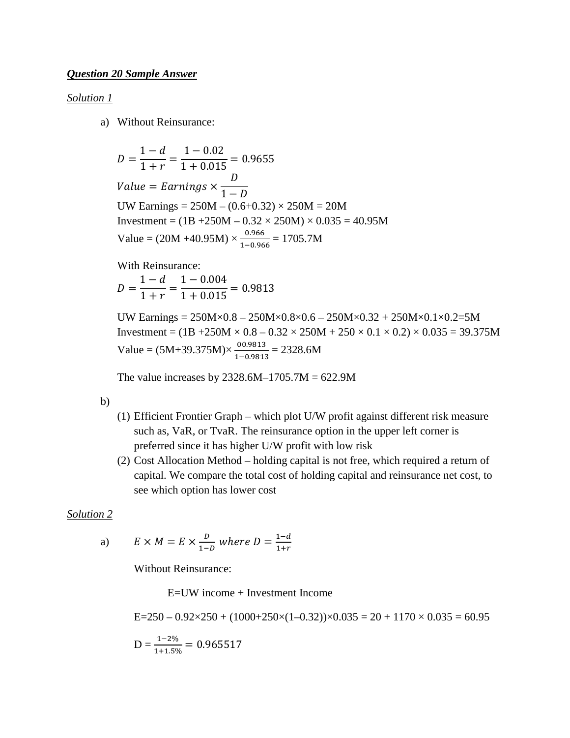***<u>Question 20 Sample Answer</u>***

*<u>Solution 1</u>*

a) Without Reinsurance:

$$D = \frac{1-d}{1+r} = \frac{1-0.02}{1+0.015} = 0.9655$$

$$Value = Earnings \times \frac{D}{1-D}$$

UW Earnings = 250M – (0.6+0.32) × 250M = 20M

Investment = (1B +250M – 0.32 × 250M) × 0.035 = 40.95M

Value = (20M +40.95M) × $\frac{0.966}{1-0.966}$ = 1705.7M

With Reinsurance:

$$D = \frac{1-d}{1+r} = \frac{1-0.004}{1+0.015} = 0.9813$$

UW Earnings = 250M×0.8 – 250M×0.8×0.6 – 250M×0.32 + 250M×0.1×0.2=5M

Investment = (1B +250M × 0.8 – 0.32 × 250M + 250 × 0.1 × 0.2) × 0.035 = 39.375M

Value = (5M+39.375M)× $\frac{00.9813}{1-0.9813}$ = 2328.6M

The value increases by 2328.6M–1705.7M = 622.9M

b)

(1) Efficient Frontier Graph – which plot U/W profit against different risk measure such as, VaR, or TvaR. The reinsurance option in the upper left corner is preferred since it has higher U/W profit with low risk

(2) Cost Allocation Method – holding capital is not free, which required a return of capital. We compare the total cost of holding capital and reinsurance net cost, to see which option has lower cost

*<u>Solution 2</u>*

a) $E \times M = E \times \frac{D}{1-D}$ $where\ D = \frac{1-d}{1+r}$

Without Reinsurance:

E=UW income + Investment Income

E=250 – 0.92×250 + (1000+250×(1–0.32))×0.035 = 20 + 1170 × 0.035 = 60.95

D = $\frac{1-2\%}{1+1.5\%} = 0.965517$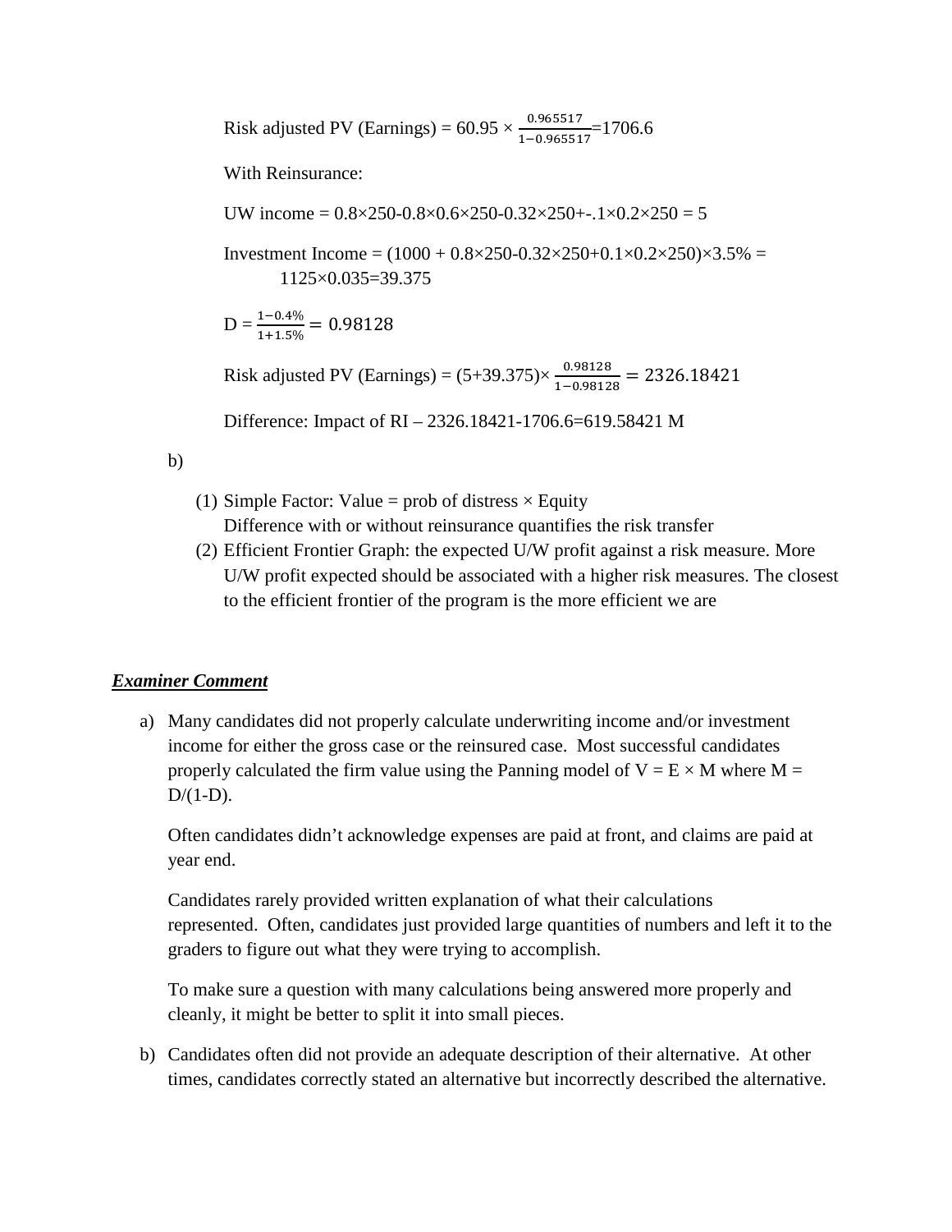Risk adjusted PV (Earnings) = $60.95 \times \frac{0.965517}{1-0.965517}$=1706.6

With Reinsurance:

UW income = 0.8×250-0.8×0.6×250-0.32×250+-.1×0.2×250 = 5

Investment Income = (1000 + 0.8×250-0.32×250+0.1×0.2×250)×3.5% = 1125×0.035=39.375

$D = \frac{1-0.4\%}{1+1.5\%} = 0.98128$

Risk adjusted PV (Earnings) = (5+39.375)× $\frac{0.98128}{1-0.98128} = 2326.18421$

Difference: Impact of RI – 2326.18421-1706.6=619.58421 M

b)

(1) Simple Factor: Value = prob of distress × Equity
Difference with or without reinsurance quantifies the risk transfer

(2) Efficient Frontier Graph: the expected U/W profit against a risk measure. More U/W profit expected should be associated with a higher risk measures. The closest to the efficient frontier of the program is the more efficient we are

***Examiner Comment***

a) Many candidates did not properly calculate underwriting income and/or investment income for either the gross case or the reinsured case. Most successful candidates properly calculated the firm value using the Panning model of V = E × M where M = D/(1-D).

Often candidates didn't acknowledge expenses are paid at front, and claims are paid at year end.

Candidates rarely provided written explanation of what their calculations represented. Often, candidates just provided large quantities of numbers and left it to the graders to figure out what they were trying to accomplish.

To make sure a question with many calculations being answered more properly and cleanly, it might be better to split it into small pieces.

b) Candidates often did not provide an adequate description of their alternative. At other times, candidates correctly stated an alternative but incorrectly described the alternative.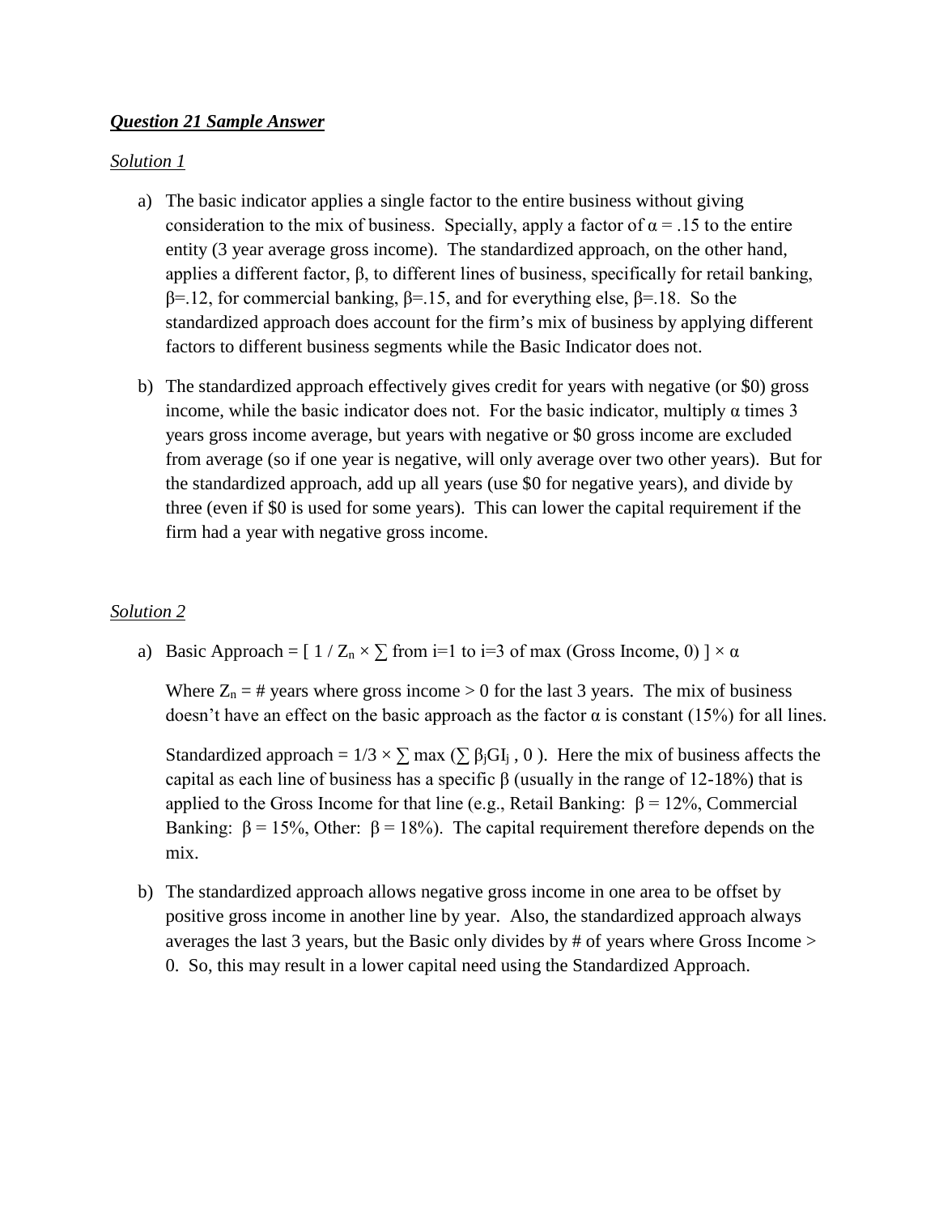***Question 21 Sample Answer***

*Solution 1*

a) The basic indicator applies a single factor to the entire business without giving consideration to the mix of business. Specially, apply a factor of $\alpha = .15$ to the entire entity (3 year average gross income). The standardized approach, on the other hand, applies a different factor, $\beta$, to different lines of business, specifically for retail banking, $\beta=.12$, for commercial banking, $\beta=.15$, and for everything else, $\beta=.18$. So the standardized approach does account for the firm's mix of business by applying different factors to different business segments while the Basic Indicator does not.

b) The standardized approach effectively gives credit for years with negative (or $0) gross income, while the basic indicator does not. For the basic indicator, multiply $\alpha$ times 3 years gross income average, but years with negative or $0 gross income are excluded from average (so if one year is negative, will only average over two other years). But for the standardized approach, add up all years (use $0 for negative years), and divide by three (even if $0 is used for some years). This can lower the capital requirement if the firm had a year with negative gross income.

*Solution 2*

a) Basic Approach = $[\ 1 / Z_n \times \sum$ from i=1 to i=3 of max (Gross Income, 0) $] \times \alpha$

   Where $Z_n$ = # years where gross income > 0 for the last 3 years. The mix of business doesn't have an effect on the basic approach as the factor $\alpha$ is constant (15%) for all lines.

   Standardized approach = $1/3 \times \sum \max(\sum \beta_j GI_j\ , 0\ )$. Here the mix of business affects the capital as each line of business has a specific $\beta$ (usually in the range of 12-18%) that is applied to the Gross Income for that line (e.g., Retail Banking: $\beta = 12\%$, Commercial Banking: $\beta = 15\%$, Other: $\beta = 18\%$). The capital requirement therefore depends on the mix.

b) The standardized approach allows negative gross income in one area to be offset by positive gross income in another line by year. Also, the standardized approach always averages the last 3 years, but the Basic only divides by # of years where Gross Income > 0. So, this may result in a lower capital need using the Standardized Approach.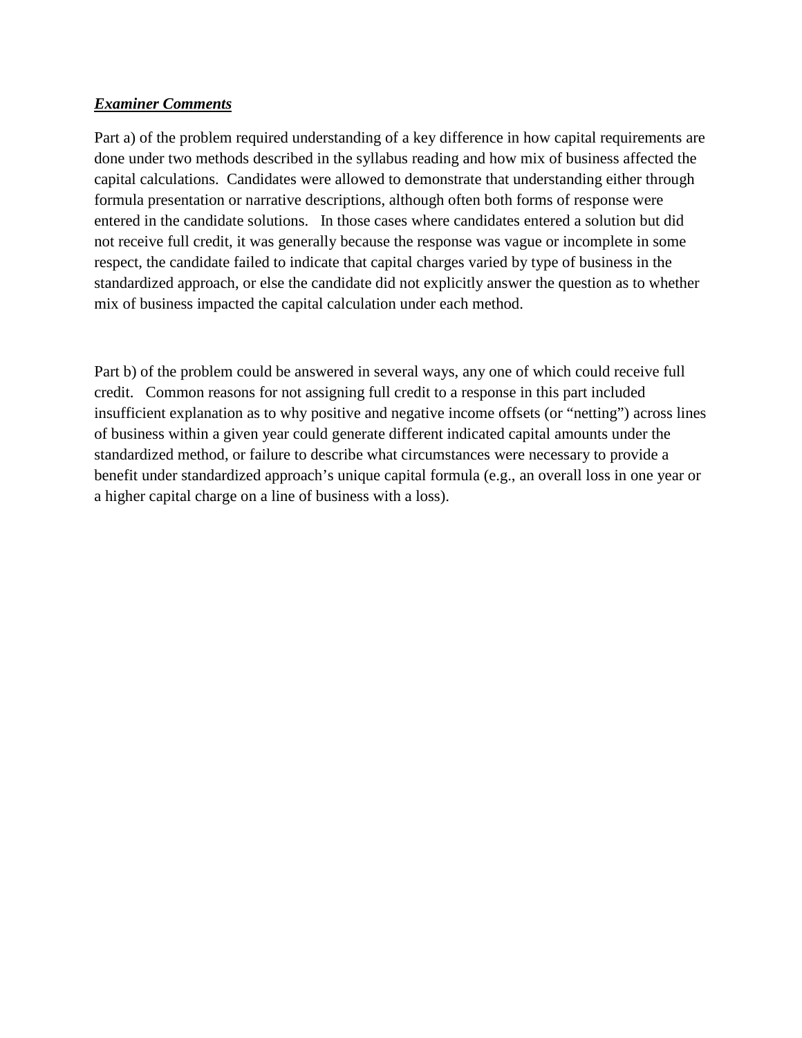***Examiner Comments***

Part a) of the problem required understanding of a key difference in how capital requirements are done under two methods described in the syllabus reading and how mix of business affected the capital calculations. Candidates were allowed to demonstrate that understanding either through formula presentation or narrative descriptions, although often both forms of response were entered in the candidate solutions. In those cases where candidates entered a solution but did not receive full credit, it was generally because the response was vague or incomplete in some respect, the candidate failed to indicate that capital charges varied by type of business in the standardized approach, or else the candidate did not explicitly answer the question as to whether mix of business impacted the capital calculation under each method.

Part b) of the problem could be answered in several ways, any one of which could receive full credit. Common reasons for not assigning full credit to a response in this part included insufficient explanation as to why positive and negative income offsets (or "netting") across lines of business within a given year could generate different indicated capital amounts under the standardized method, or failure to describe what circumstances were necessary to provide a benefit under standardized approach's unique capital formula (e.g., an overall loss in one year or a higher capital charge on a line of business with a loss).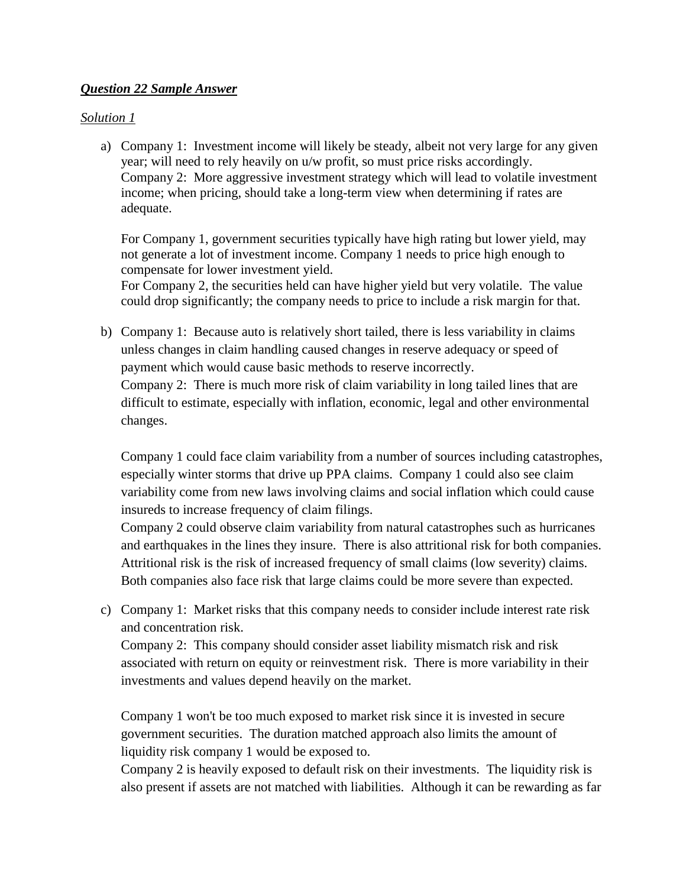***Question 22 Sample Answer***

*Solution 1*

a) Company 1: Investment income will likely be steady, albeit not very large for any given year; will need to rely heavily on u/w profit, so must price risks accordingly.
Company 2: More aggressive investment strategy which will lead to volatile investment income; when pricing, should take a long-term view when determining if rates are adequate.

   For Company 1, government securities typically have high rating but lower yield, may not generate a lot of investment income. Company 1 needs to price high enough to compensate for lower investment yield.
   For Company 2, the securities held can have higher yield but very volatile. The value could drop significantly; the company needs to price to include a risk margin for that.

b) Company 1: Because auto is relatively short tailed, there is less variability in claims unless changes in claim handling caused changes in reserve adequacy or speed of payment which would cause basic methods to reserve incorrectly.
Company 2: There is much more risk of claim variability in long tailed lines that are difficult to estimate, especially with inflation, economic, legal and other environmental changes.

   Company 1 could face claim variability from a number of sources including catastrophes, especially winter storms that drive up PPA claims. Company 1 could also see claim variability come from new laws involving claims and social inflation which could cause insureds to increase frequency of claim filings.
   Company 2 could observe claim variability from natural catastrophes such as hurricanes and earthquakes in the lines they insure. There is also attritional risk for both companies. Attritional risk is the risk of increased frequency of small claims (low severity) claims. Both companies also face risk that large claims could be more severe than expected.

c) Company 1: Market risks that this company needs to consider include interest rate risk and concentration risk.
Company 2: This company should consider asset liability mismatch risk and risk associated with return on equity or reinvestment risk. There is more variability in their investments and values depend heavily on the market.

   Company 1 won't be too much exposed to market risk since it is invested in secure government securities. The duration matched approach also limits the amount of liquidity risk company 1 would be exposed to.
   Company 2 is heavily exposed to default risk on their investments. The liquidity risk is also present if assets are not matched with liabilities. Although it can be rewarding as far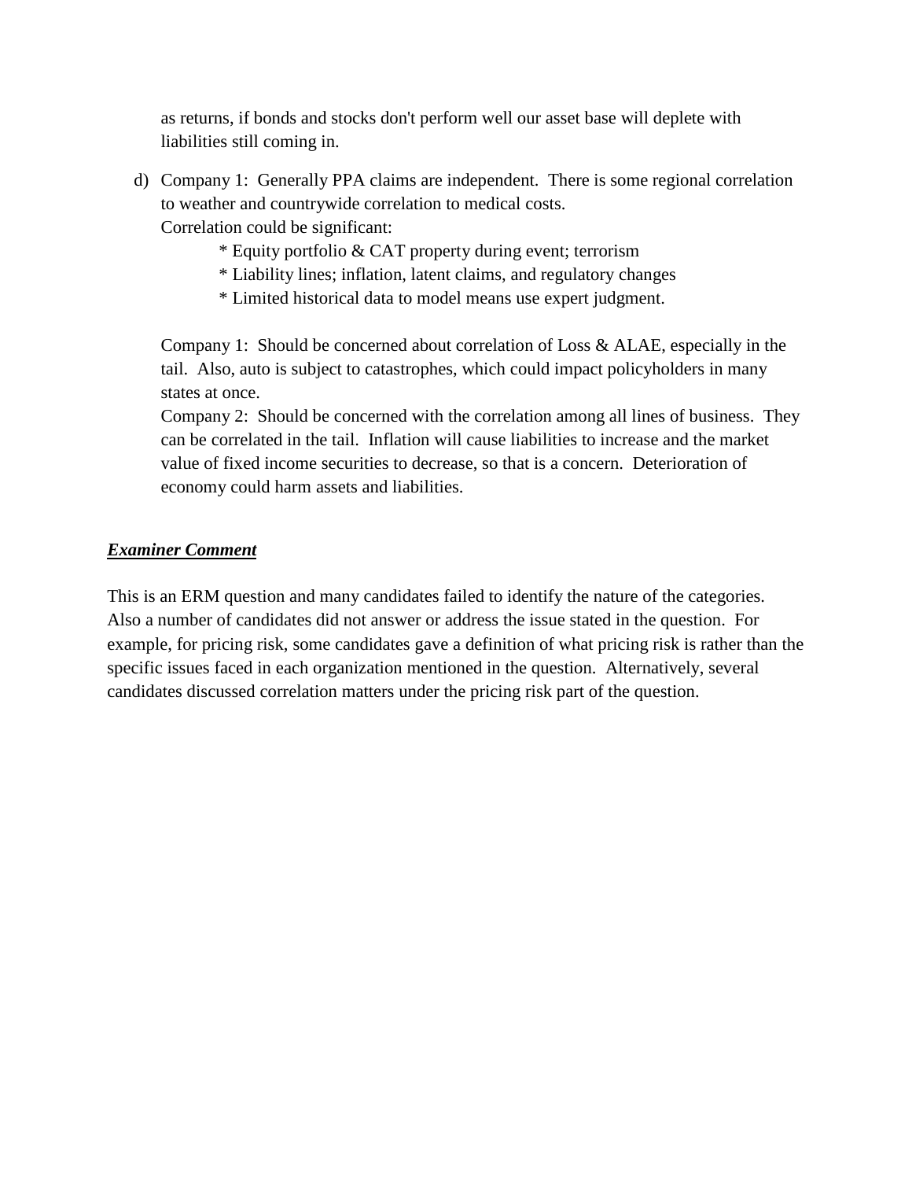as returns, if bonds and stocks don't perform well our asset base will deplete with liabilities still coming in.

d) Company 1: Generally PPA claims are independent. There is some regional correlation to weather and countrywide correlation to medical costs.
   Correlation could be significant:
   - * Equity portfolio & CAT property during event; terrorism
   - * Liability lines; inflation, latent claims, and regulatory changes
   - * Limited historical data to model means use expert judgment.

   Company 1: Should be concerned about correlation of Loss & ALAE, especially in the tail. Also, auto is subject to catastrophes, which could impact policyholders in many states at once.
   Company 2: Should be concerned with the correlation among all lines of business. They can be correlated in the tail. Inflation will cause liabilities to increase and the market value of fixed income securities to decrease, so that is a concern. Deterioration of economy could harm assets and liabilities.

***Examiner Comment***

This is an ERM question and many candidates failed to identify the nature of the categories. Also a number of candidates did not answer or address the issue stated in the question. For example, for pricing risk, some candidates gave a definition of what pricing risk is rather than the specific issues faced in each organization mentioned in the question. Alternatively, several candidates discussed correlation matters under the pricing risk part of the question.